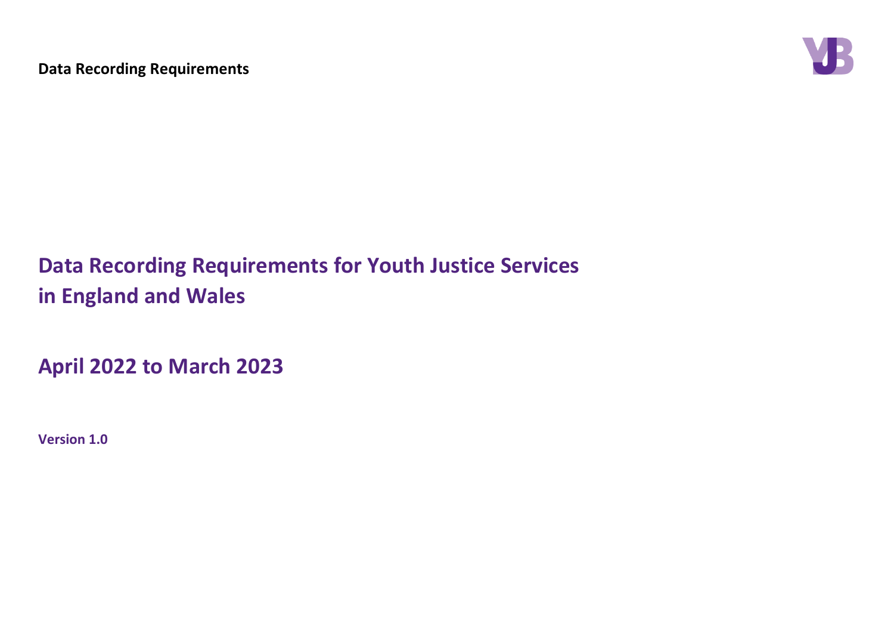# Data Recording Requirements for Youth Justice Services in England and Wales

## April 2022 to March 2023

**Version 1.0**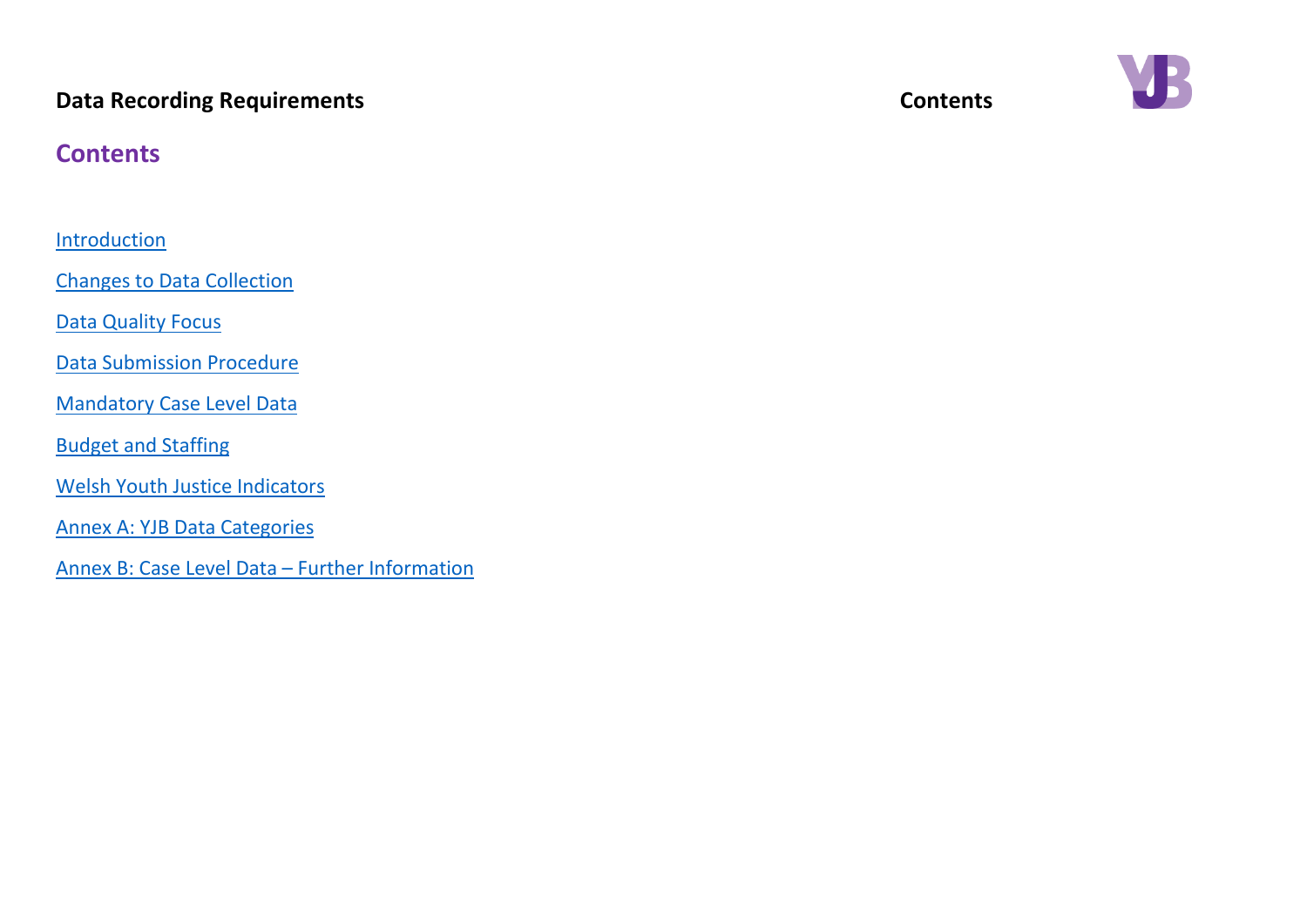# Contents

Introduction

Changes to Data Collection

Data Quality Focus

Data Submission Procedure

Mandatory Case Level Data

Budget and Staffing

Welsh Youth Justice Indicators

Annex A: YJB Data Categories

Annex B: Case Level Data – Further Information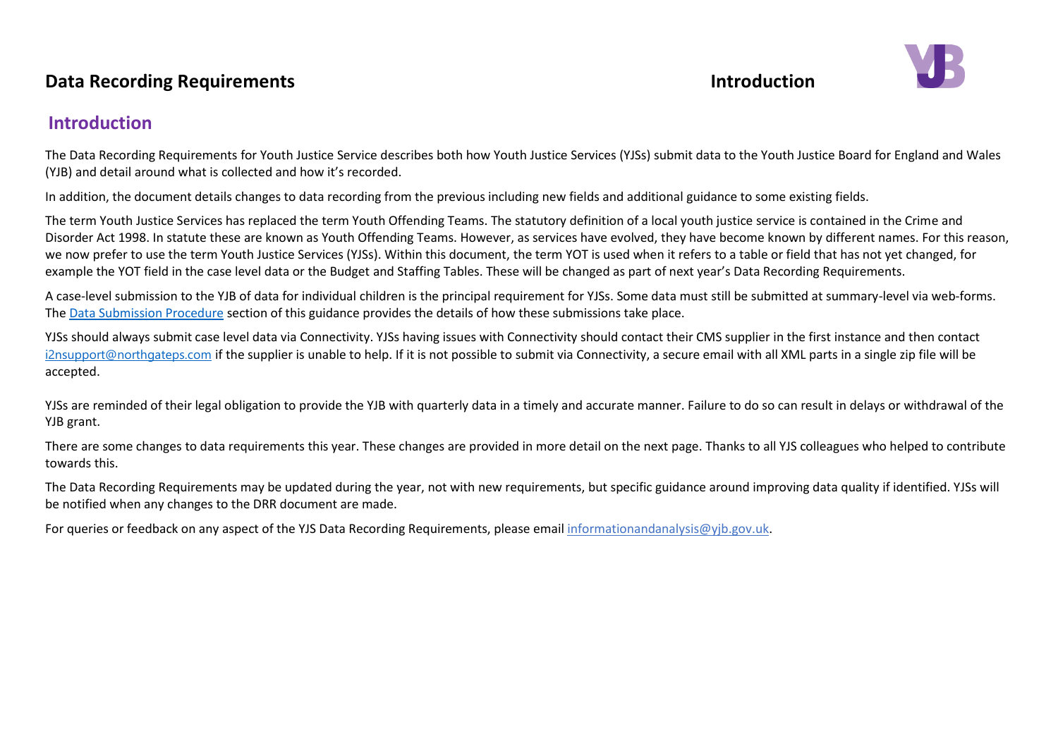## Introduction

The Data Recording Requirements for Youth Justice Service describes both how Youth Justice Services (YJSs) submit data to the Youth Justice Board for England and Wales (YJB) and detail around what is collected and how it's recorded.

In addition, the document details changes to data recording from the previous including new fields and additional guidance to some existing fields.

The term Youth Justice Services has replaced the term Youth Offending Teams. The statutory definition of a local youth justice service is contained in the Crime and Disorder Act 1998. In statute these are known as Youth Offending Teams. However, as services have evolved, they have become known by different names. For this reason, we now prefer to use the term Youth Justice Services (YJSs). Within this document, the term YOT is used when it refers to a table or field that has not yet changed, for example the YOT field in the case level data or the Budget and Staffing Tables. These will be changed as part of next year's Data Recording Requirements.

A case-level submission to the YJB of data for individual children is the principal requirement for YJSs. Some data must still be submitted at summary-level via web-forms. The Data Submission Procedure section of this guidance provides the details of how these submissions take place.

YJSs should always submit case level data via Connectivity. YJSs having issues with Connectivity should contact their CMS supplier in the first instance and then contact i2nsupport@northgateps.com if the supplier is unable to help. If it is not possible to submit via Connectivity, a secure email with all XML parts in a single zip file will be accepted.

YJSs are reminded of their legal obligation to provide the YJB with quarterly data in a timely and accurate manner. Failure to do so can result in delays or withdrawal of the YJB grant.

There are some changes to data requirements this year. These changes are provided in more detail on the next page. Thanks to all YJS colleagues who helped to contribute towards this.

The Data Recording Requirements may be updated during the year, not with new requirements, but specific guidance around improving data quality if identified. YJSs will be notified when any changes to the DRR document are made.

For queries or feedback on any aspect of the YJS Data Recording Requirements, please email informationandanalysis@yjb.gov.uk.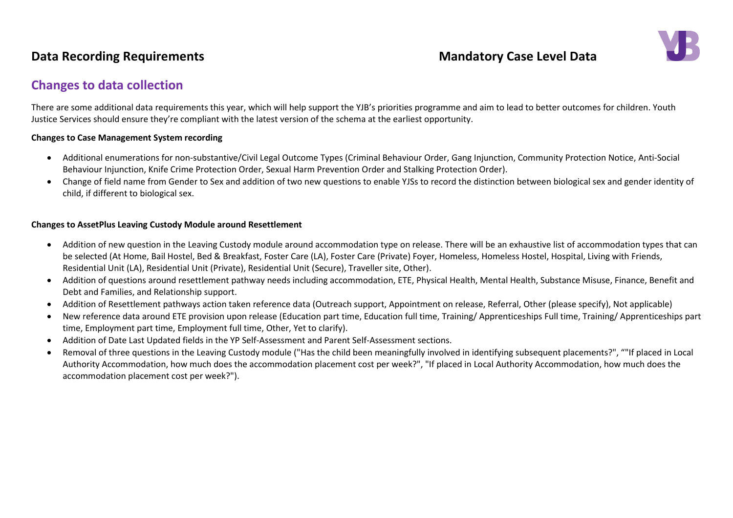## Changes to data collection

There are some additional data requirements this year, which will help support the YJB's priorities programme and aim to lead to better outcomes for children. Youth Justice Services should ensure they're compliant with the latest version of the schema at the earliest opportunity.

**Changes to Case Management System recording**

- Additional enumerations for non-substantive/Civil Legal Outcome Types (Criminal Behaviour Order, Gang Injunction, Community Protection Notice, Anti-Social Behaviour Injunction, Knife Crime Protection Order, Sexual Harm Prevention Order and Stalking Protection Order).
- Change of field name from Gender to Sex and addition of two new questions to enable YJSs to record the distinction between biological sex and gender identity of child, if different to biological sex.

**Changes to AssetPlus Leaving Custody Module around Resettlement**

- Addition of new question in the Leaving Custody module around accommodation type on release. There will be an exhaustive list of accommodation types that can be selected (At Home, Bail Hostel, Bed & Breakfast, Foster Care (LA), Foster Care (Private) Foyer, Homeless, Homeless Hostel, Hospital, Living with Friends, Residential Unit (LA), Residential Unit (Private), Residential Unit (Secure), Traveller site, Other).
- Addition of questions around resettlement pathway needs including accommodation, ETE, Physical Health, Mental Health, Substance Misuse, Finance, Benefit and Debt and Families, and Relationship support.
- Addition of Resettlement pathways action taken reference data (Outreach support, Appointment on release, Referral, Other (please specify), Not applicable)
- New reference data around ETE provision upon release (Education part time, Education full time, Training/ Apprenticeships Full time, Training/ Apprenticeships part time, Employment part time, Employment full time, Other, Yet to clarify).
- Addition of Date Last Updated fields in the YP Self-Assessment and Parent Self-Assessment sections.
- Removal of three questions in the Leaving Custody module ("Has the child been meaningfully involved in identifying subsequent placements?", ""If placed in Local Authority Accommodation, how much does the accommodation placement cost per week?", "If placed in Local Authority Accommodation, how much does the accommodation placement cost per week?").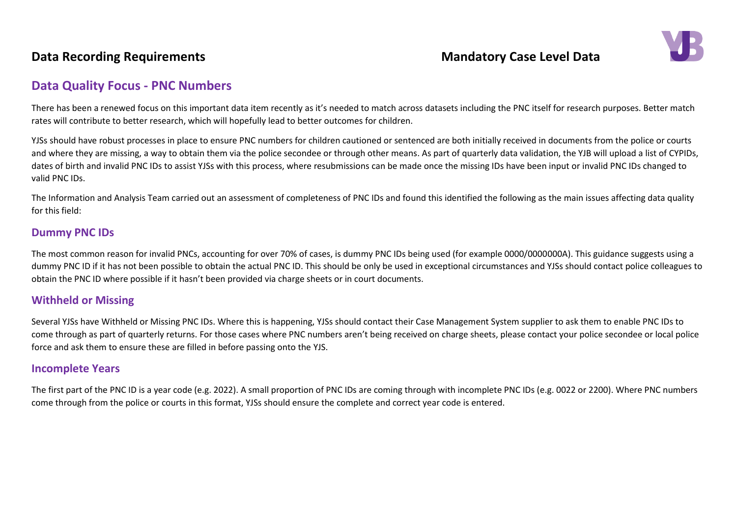## Data Quality Focus - PNC Numbers

There has been a renewed focus on this important data item recently as it's needed to match across datasets including the PNC itself for research purposes. Better match rates will contribute to better research, which will hopefully lead to better outcomes for children.

YJSs should have robust processes in place to ensure PNC numbers for children cautioned or sentenced are both initially received in documents from the police or courts and where they are missing, a way to obtain them via the police secondee or through other means. As part of quarterly data validation, the YJB will upload a list of CYPIDs, dates of birth and invalid PNC IDs to assist YJSs with this process, where resubmissions can be made once the missing IDs have been input or invalid PNC IDs changed to valid PNC IDs.

The Information and Analysis Team carried out an assessment of completeness of PNC IDs and found this identified the following as the main issues affecting data quality for this field:

### Dummy PNC IDs

The most common reason for invalid PNCs, accounting for over 70% of cases, is dummy PNC IDs being used (for example 0000/0000000A). This guidance suggests using a dummy PNC ID if it has not been possible to obtain the actual PNC ID. This should be only be used in exceptional circumstances and YJSs should contact police colleagues to obtain the PNC ID where possible if it hasn't been provided via charge sheets or in court documents.

### Withheld or Missing

Several YJSs have Withheld or Missing PNC IDs. Where this is happening, YJSs should contact their Case Management System supplier to ask them to enable PNC IDs to come through as part of quarterly returns. For those cases where PNC numbers aren't being received on charge sheets, please contact your police secondee or local police force and ask them to ensure these are filled in before passing onto the YJS.

### Incomplete Years

The first part of the PNC ID is a year code (e.g. 2022). A small proportion of PNC IDs are coming through with incomplete PNC IDs (e.g. 0022 or 2200). Where PNC numbers come through from the police or courts in this format, YJSs should ensure the complete and correct year code is entered.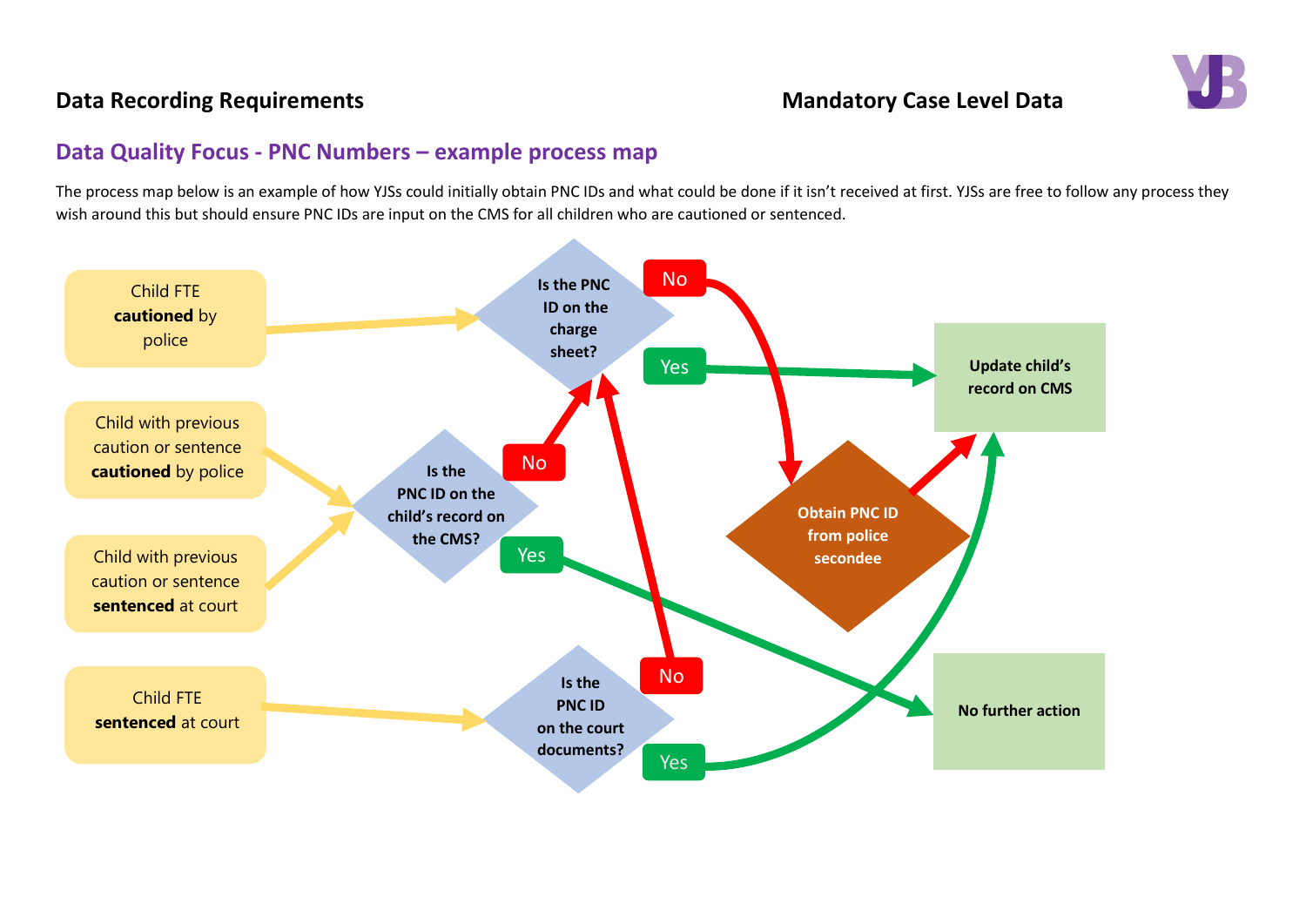## Data Quality Focus - PNC Numbers – example process map

The process map below is an example of how YJSs could initially obtain PNC IDs and what could be done if it isn't received at first. YJSs are free to follow any process they wish around this but should ensure PNC IDs are input on the CMS for all children who are cautioned or sentenced.

Child FTE **cautioned** by police

Child with previous caution or sentence **cautioned** by police

Child with previous caution or sentence **sentenced** at court

Child FTE **sentenced** at court

**Is the PNC ID on the charge sheet?**

No

Yes

**Is the PNC ID on the child's record on the CMS?**

No

Yes

**Is the PNC ID on the court documents?**

No

Yes

**Obtain PNC ID from police secondee**

**Update child's record on CMS**

**No further action**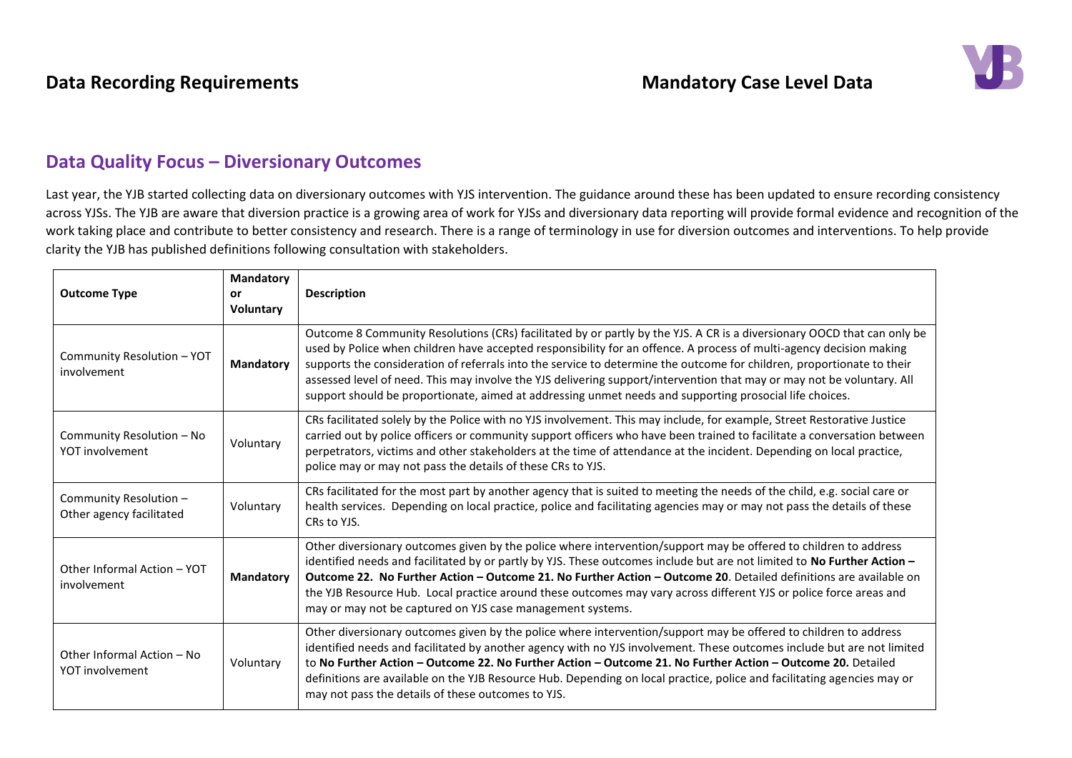## Data Quality Focus – Diversionary Outcomes

Last year, the YJB started collecting data on diversionary outcomes with YJS intervention. The guidance around these has been updated to ensure recording consistency across YJSs. The YJB are aware that diversion practice is a growing area of work for YJSs and diversionary data reporting will provide formal evidence and recognition of the work taking place and contribute to better consistency and research. There is a range of terminology in use for diversion outcomes and interventions. To help provide clarity the YJB has published definitions following consultation with stakeholders.

| Outcome Type | Mandatory or Voluntary | Description |
|---|---|---|
| Community Resolution – YOT involvement | **Mandatory** | Outcome 8 Community Resolutions (CRs) facilitated by or partly by the YJS. A CR is a diversionary OOCD that can only be used by Police when children have accepted responsibility for an offence. A process of multi-agency decision making supports the consideration of referrals into the service to determine the outcome for children, proportionate to their assessed level of need. This may involve the YJS delivering support/intervention that may or may not be voluntary. All support should be proportionate, aimed at addressing unmet needs and supporting prosocial life choices. |
| Community Resolution – No YOT involvement | Voluntary | CRs facilitated solely by the Police with no YJS involvement. This may include, for example, Street Restorative Justice carried out by police officers or community support officers who have been trained to facilitate a conversation between perpetrators, victims and other stakeholders at the time of attendance at the incident. Depending on local practice, police may or may not pass the details of these CRs to YJS. |
| Community Resolution – Other agency facilitated | Voluntary | CRs facilitated for the most part by another agency that is suited to meeting the needs of the child, e.g. social care or health services. Depending on local practice, police and facilitating agencies may or may not pass the details of these CRs to YJS. |
| Other Informal Action – YOT involvement | **Mandatory** | Other diversionary outcomes given by the police where intervention/support may be offered to children to address identified needs and facilitated by or partly by YJS. These outcomes include but are not limited to **No Further Action – Outcome 22. No Further Action – Outcome 21. No Further Action – Outcome 20**. Detailed definitions are available on the YJB Resource Hub. Local practice around these outcomes may vary across different YJS or police force areas and may or may not be captured on YJS case management systems. |
| Other Informal Action – No YOT involvement | Voluntary | Other diversionary outcomes given by the police where intervention/support may be offered to children to address identified needs and facilitated by another agency with no YJS involvement. These outcomes include but are not limited to **No Further Action – Outcome 22. No Further Action – Outcome 21. No Further Action – Outcome 20.** Detailed definitions are available on the YJB Resource Hub. Depending on local practice, police and facilitating agencies may or may not pass the details of these outcomes to YJS. |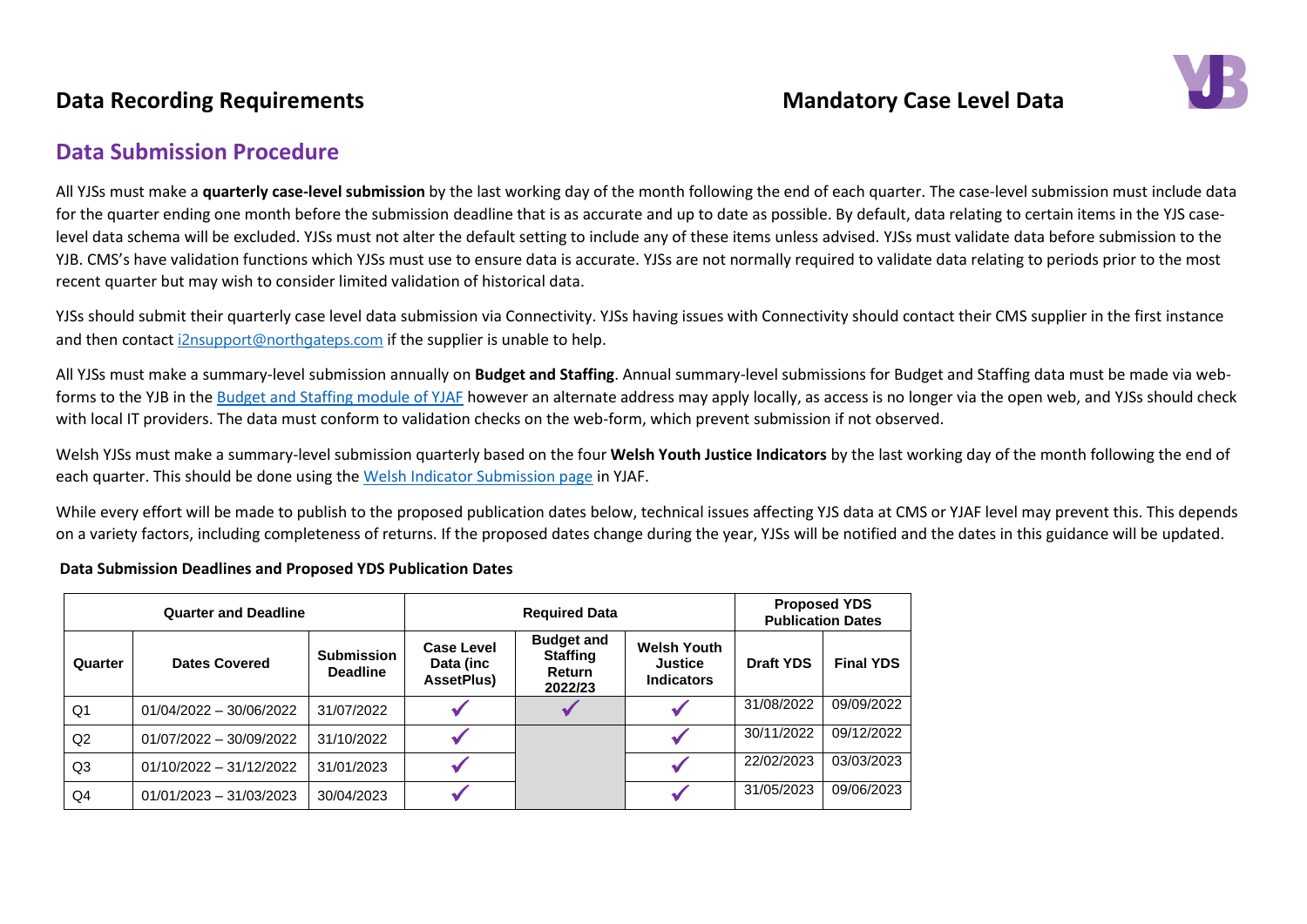## Data Recording Requirements — Mandatory Case Level Data

## Data Submission Procedure

All YJSs must make a **quarterly case-level submission** by the last working day of the month following the end of each quarter. The case-level submission must include data for the quarter ending one month before the submission deadline that is as accurate and up to date as possible. By default, data relating to certain items in the YJS case-level data schema will be excluded. YJSs must not alter the default setting to include any of these items unless advised. YJSs must validate data before submission to the YJB. CMS's have validation functions which YJSs must use to ensure data is accurate. YJSs are not normally required to validate data relating to periods prior to the most recent quarter but may wish to consider limited validation of historical data.

YJSs should submit their quarterly case level data submission via Connectivity. YJSs having issues with Connectivity should contact their CMS supplier in the first instance and then contact i2nsupport@northgateps.com if the supplier is unable to help.

All YJSs must make a summary-level submission annually on **Budget and Staffing**. Annual summary-level submissions for Budget and Staffing data must be made via web-forms to the YJB in the Budget and Staffing module of YJAF however an alternate address may apply locally, as access is no longer via the open web, and YJSs should check with local IT providers. The data must conform to validation checks on the web-form, which prevent submission if not observed.

Welsh YJSs must make a summary-level submission quarterly based on the four **Welsh Youth Justice Indicators** by the last working day of the month following the end of each quarter. This should be done using the Welsh Indicator Submission page in YJAF.

While every effort will be made to publish to the proposed publication dates below, technical issues affecting YJS data at CMS or YJAF level may prevent this. This depends on a variety factors, including completeness of returns. If the proposed dates change during the year, YJSs will be notified and the dates in this guidance will be updated.

**Data Submission Deadlines and Proposed YDS Publication Dates**

| Quarter and Deadline | | | Required Data | | | Proposed YDS Publication Dates | |
|---|---|---|---|---|---|---|---|
| Quarter | Dates Covered | Submission Deadline | Case Level Data (inc AssetPlus) | Budget and Staffing Return 2022/23 | Welsh Youth Justice Indicators | Draft YDS | Final YDS |
| Q1 | 01/04/2022 – 30/06/2022 | 31/07/2022 | ✓ | ✓ | ✓ | 31/08/2022 | 09/09/2022 |
| Q2 | 01/07/2022 – 30/09/2022 | 31/10/2022 | ✓ | | ✓ | 30/11/2022 | 09/12/2022 |
| Q3 | 01/10/2022 – 31/12/2022 | 31/01/2023 | ✓ | | ✓ | 22/02/2023 | 03/03/2023 |
| Q4 | 01/01/2023 – 31/03/2023 | 30/04/2023 | ✓ | | ✓ | 31/05/2023 | 09/06/2023 |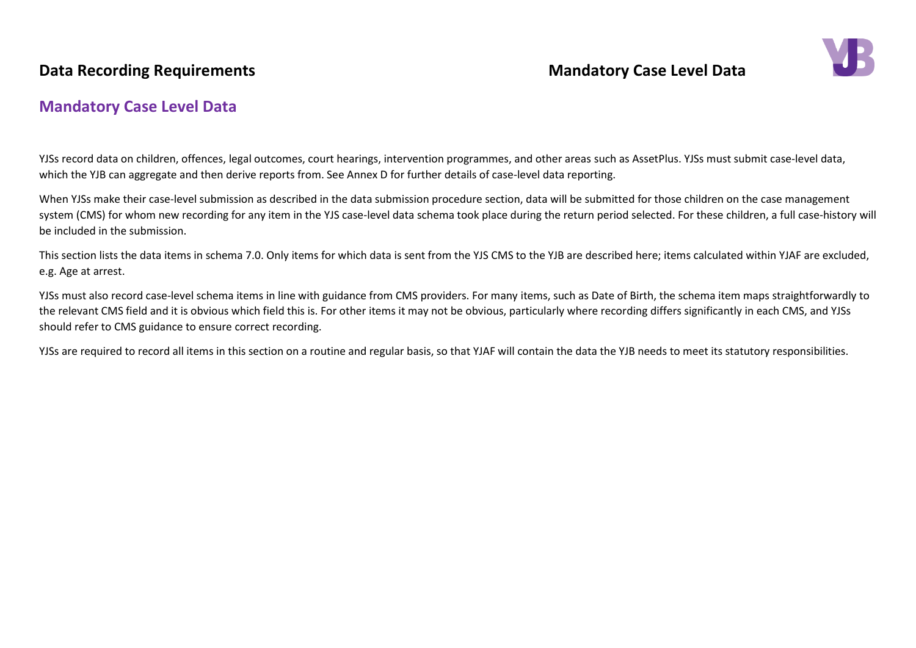## Mandatory Case Level Data

YJSs record data on children, offences, legal outcomes, court hearings, intervention programmes, and other areas such as AssetPlus. YJSs must submit case-level data, which the YJB can aggregate and then derive reports from. See Annex D for further details of case-level data reporting.

When YJSs make their case-level submission as described in the data submission procedure section, data will be submitted for those children on the case management system (CMS) for whom new recording for any item in the YJS case-level data schema took place during the return period selected. For these children, a full case-history will be included in the submission.

This section lists the data items in schema 7.0. Only items for which data is sent from the YJS CMS to the YJB are described here; items calculated within YJAF are excluded, e.g. Age at arrest.

YJSs must also record case-level schema items in line with guidance from CMS providers. For many items, such as Date of Birth, the schema item maps straightforwardly to the relevant CMS field and it is obvious which field this is. For other items it may not be obvious, particularly where recording differs significantly in each CMS, and YJSs should refer to CMS guidance to ensure correct recording.

YJSs are required to record all items in this section on a routine and regular basis, so that YJAF will contain the data the YJB needs to meet its statutory responsibilities.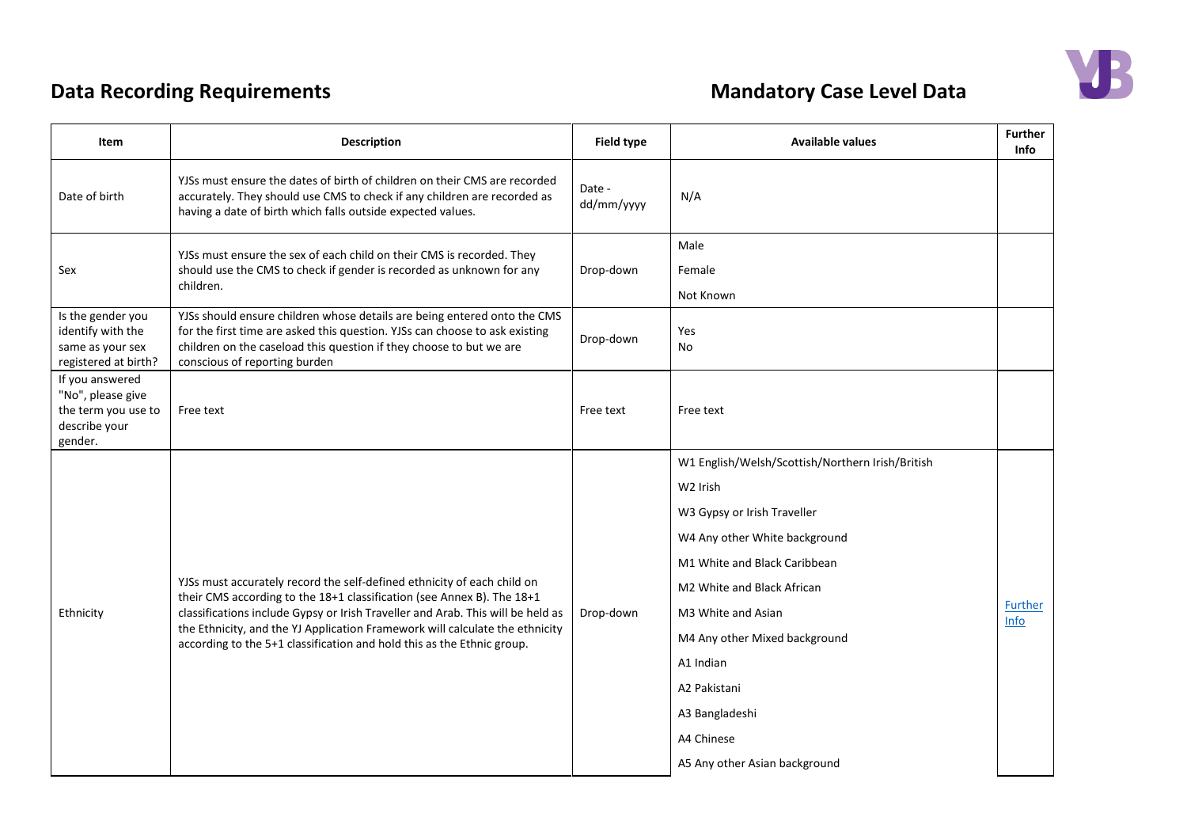# Data Recording Requirements

## Mandatory Case Level Data

| Item | Description | Field type | Available values | Further Info |
|---|---|---|---|---|
| Date of birth | YJSs must ensure the dates of birth of children on their CMS are recorded accurately. They should use CMS to check if any children are recorded as having a date of birth which falls outside expected values. | Date - dd/mm/yyyy | N/A | |
| Sex | YJSs must ensure the sex of each child on their CMS is recorded. They should use the CMS to check if gender is recorded as unknown for any children. | Drop-down | Male<br>Female<br>Not Known | |
| Is the gender you identify with the same as your sex registered at birth? | YJSs should ensure children whose details are being entered onto the CMS for the first time are asked this question. YJSs can choose to ask existing children on the caseload this question if they choose to but we are conscious of reporting burden | Drop-down | Yes<br>No | |
| If you answered "No", please give the term you use to describe your gender. | Free text | Free text | Free text | |
| Ethnicity | YJSs must accurately record the self-defined ethnicity of each child on their CMS according to the 18+1 classification (see Annex B). The 18+1 classifications include Gypsy or Irish Traveller and Arab. This will be held as the Ethnicity, and the YJ Application Framework will calculate the ethnicity according to the 5+1 classification and hold this as the Ethnic group. | Drop-down | W1 English/Welsh/Scottish/Northern Irish/British<br>W2 Irish<br>W3 Gypsy or Irish Traveller<br>W4 Any other White background<br>M1 White and Black Caribbean<br>M2 White and Black African<br>M3 White and Asian<br>M4 Any other Mixed background<br>A1 Indian<br>A2 Pakistani<br>A3 Bangladeshi<br>A4 Chinese<br>A5 Any other Asian background | Further Info |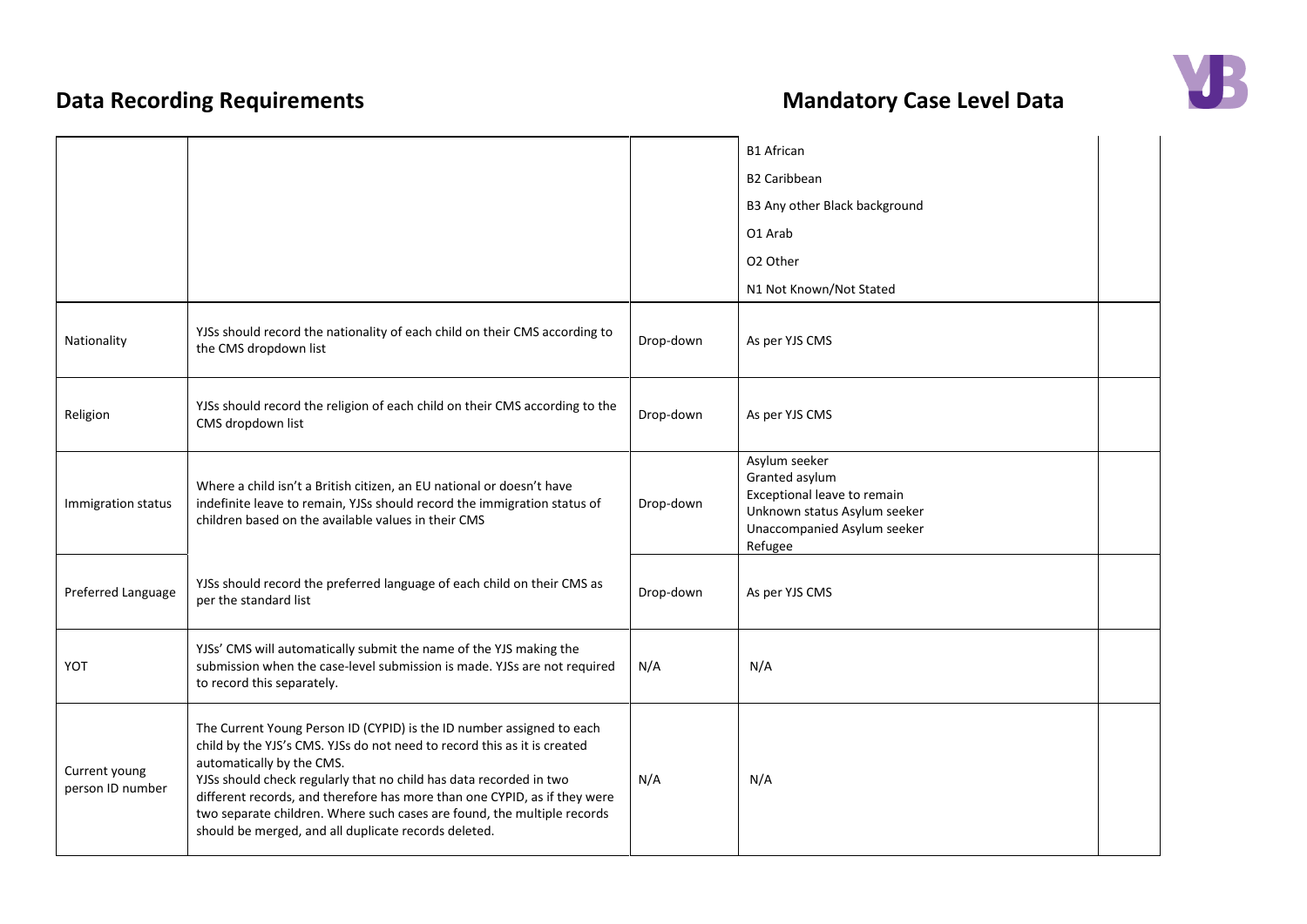## Data Recording Requirements

## Mandatory Case Level Data

| | | | | |
|---|---|---|---|---|
| | | | B1 African<br>B2 Caribbean<br>B3 Any other Black background<br>O1 Arab<br>O2 Other<br>N1 Not Known/Not Stated | |
| Nationality | YJSs should record the nationality of each child on their CMS according to the CMS dropdown list | Drop-down | As per YJS CMS | |
| Religion | YJSs should record the religion of each child on their CMS according to the CMS dropdown list | Drop-down | As per YJS CMS | |
| Immigration status | Where a child isn't a British citizen, an EU national or doesn't have indefinite leave to remain, YJSs should record the immigration status of children based on the available values in their CMS | Drop-down | Asylum seeker<br>Granted asylum<br>Exceptional leave to remain<br>Unknown status Asylum seeker<br>Unaccompanied Asylum seeker<br>Refugee | |
| Preferred Language | YJSs should record the preferred language of each child on their CMS as per the standard list | Drop-down | As per YJS CMS | |
| YOT | YJSs' CMS will automatically submit the name of the YJS making the submission when the case-level submission is made. YJSs are not required to record this separately. | N/A | N/A | |
| Current young person ID number | The Current Young Person ID (CYPID) is the ID number assigned to each child by the YJS's CMS. YJSs do not need to record this as it is created automatically by the CMS.<br>YJSs should check regularly that no child has data recorded in two different records, and therefore has more than one CYPID, as if they were two separate children. Where such cases are found, the multiple records should be merged, and all duplicate records deleted. | N/A | N/A | |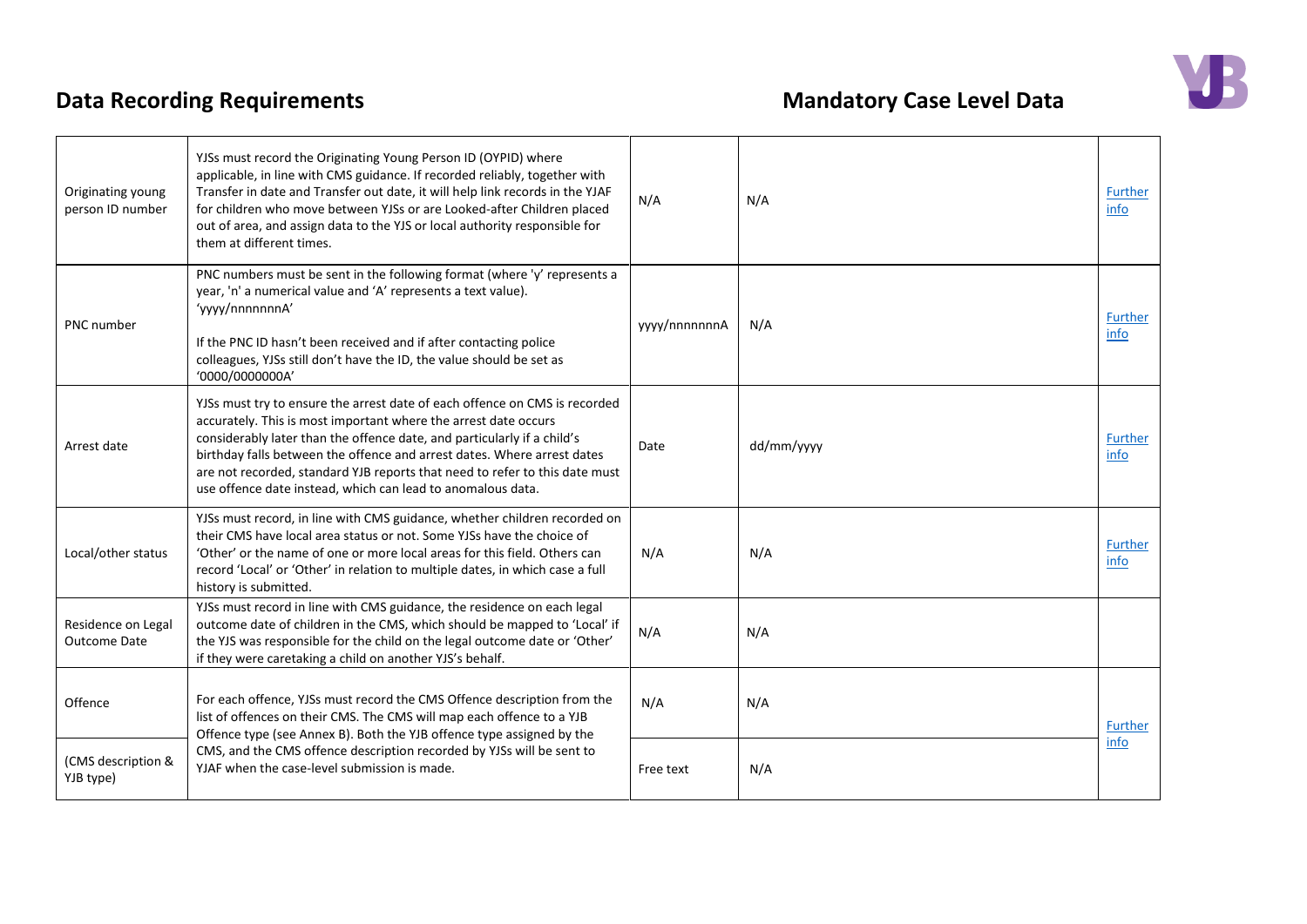## Data Recording Requirements

## Mandatory Case Level Data

| | | | | |
|---|---|---|---|---|
| Originating young person ID number | YJSs must record the Originating Young Person ID (OYPID) where applicable, in line with CMS guidance. If recorded reliably, together with Transfer in date and Transfer out date, it will help link records in the YJAF for children who move between YJSs or are Looked-after Children placed out of area, and assign data to the YJS or local authority responsible for them at different times. | N/A | N/A | Further info |
| PNC number | PNC numbers must be sent in the following format (where 'y' represents a year, 'n' a numerical value and 'A' represents a text value). 'yyyy/nnnnnnnA'<br><br>If the PNC ID hasn't been received and if after contacting police colleagues, YJSs still don't have the ID, the value should be set as '0000/0000000A' | yyyy/nnnnnnnA | N/A | Further info |
| Arrest date | YJSs must try to ensure the arrest date of each offence on CMS is recorded accurately. This is most important where the arrest date occurs considerably later than the offence date, and particularly if a child's birthday falls between the offence and arrest dates. Where arrest dates are not recorded, standard YJB reports that need to refer to this date must use offence date instead, which can lead to anomalous data. | Date | dd/mm/yyyy | Further info |
| Local/other status | YJSs must record, in line with CMS guidance, whether children recorded on their CMS have local area status or not. Some YJSs have the choice of 'Other' or the name of one or more local areas for this field. Others can record 'Local' or 'Other' in relation to multiple dates, in which case a full history is submitted. | N/A | N/A | Further info |
| Residence on Legal Outcome Date | YJSs must record in line with CMS guidance, the residence on each legal outcome date of children in the CMS, which should be mapped to 'Local' if the YJS was responsible for the child on the legal outcome date or 'Other' if they were caretaking a child on another YJS's behalf. | N/A | N/A | |
| Offence | For each offence, YJSs must record the CMS Offence description from the list of offences on their CMS. The CMS will map each offence to a YJB Offence type (see Annex B). Both the YJB offence type assigned by the CMS, and the CMS offence description recorded by YJSs will be sent to YJAF when the case-level submission is made. | N/A | N/A | Further info |
| (CMS description & YJB type) | | Free text | N/A | |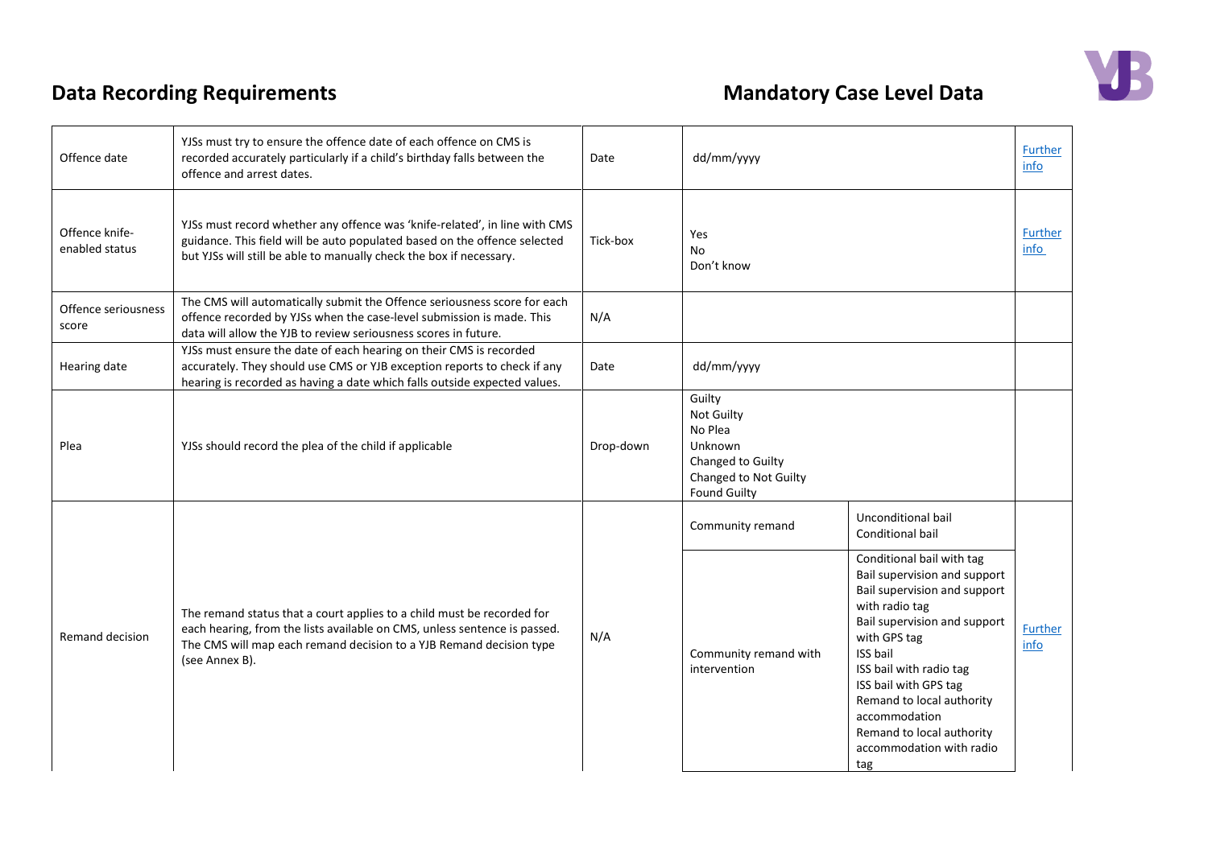## Data Recording Requirements

## Mandatory Case Level Data

| | | | | | |
|---|---|---|---|---|---|
| Offence date | YJSs must try to ensure the offence date of each offence on CMS is recorded accurately particularly if a child's birthday falls between the offence and arrest dates. | Date | dd/mm/yyyy | | Further info |
| Offence knife-enabled status | YJSs must record whether any offence was 'knife-related', in line with CMS guidance. This field will be auto populated based on the offence selected but YJSs will still be able to manually check the box if necessary. | Tick-box | Yes<br>No<br>Don't know | | Further info |
| Offence seriousness score | The CMS will automatically submit the Offence seriousness score for each offence recorded by YJSs when the case-level submission is made. This data will allow the YJB to review seriousness scores in future. | N/A | | | |
| Hearing date | YJSs must ensure the date of each hearing on their CMS is recorded accurately. They should use CMS or YJB exception reports to check if any hearing is recorded as having a date which falls outside expected values. | Date | dd/mm/yyyy | | |
| Plea | YJSs should record the plea of the child if applicable | Drop-down | Guilty<br>Not Guilty<br>No Plea<br>Unknown<br>Changed to Guilty<br>Changed to Not Guilty<br>Found Guilty | | |
| Remand decision | The remand status that a court applies to a child must be recorded for each hearing, from the lists available on CMS, unless sentence is passed. The CMS will map each remand decision to a YJB Remand decision type (see Annex B). | N/A | Community remand | Unconditional bail<br>Conditional bail | Further info |
| | | | Community remand with intervention | Conditional bail with tag<br>Bail supervision and support<br>Bail supervision and support with radio tag<br>Bail supervision and support with GPS tag<br>ISS bail<br>ISS bail with radio tag<br>ISS bail with GPS tag<br>Remand to local authority accommodation<br>Remand to local authority accommodation with radio tag | |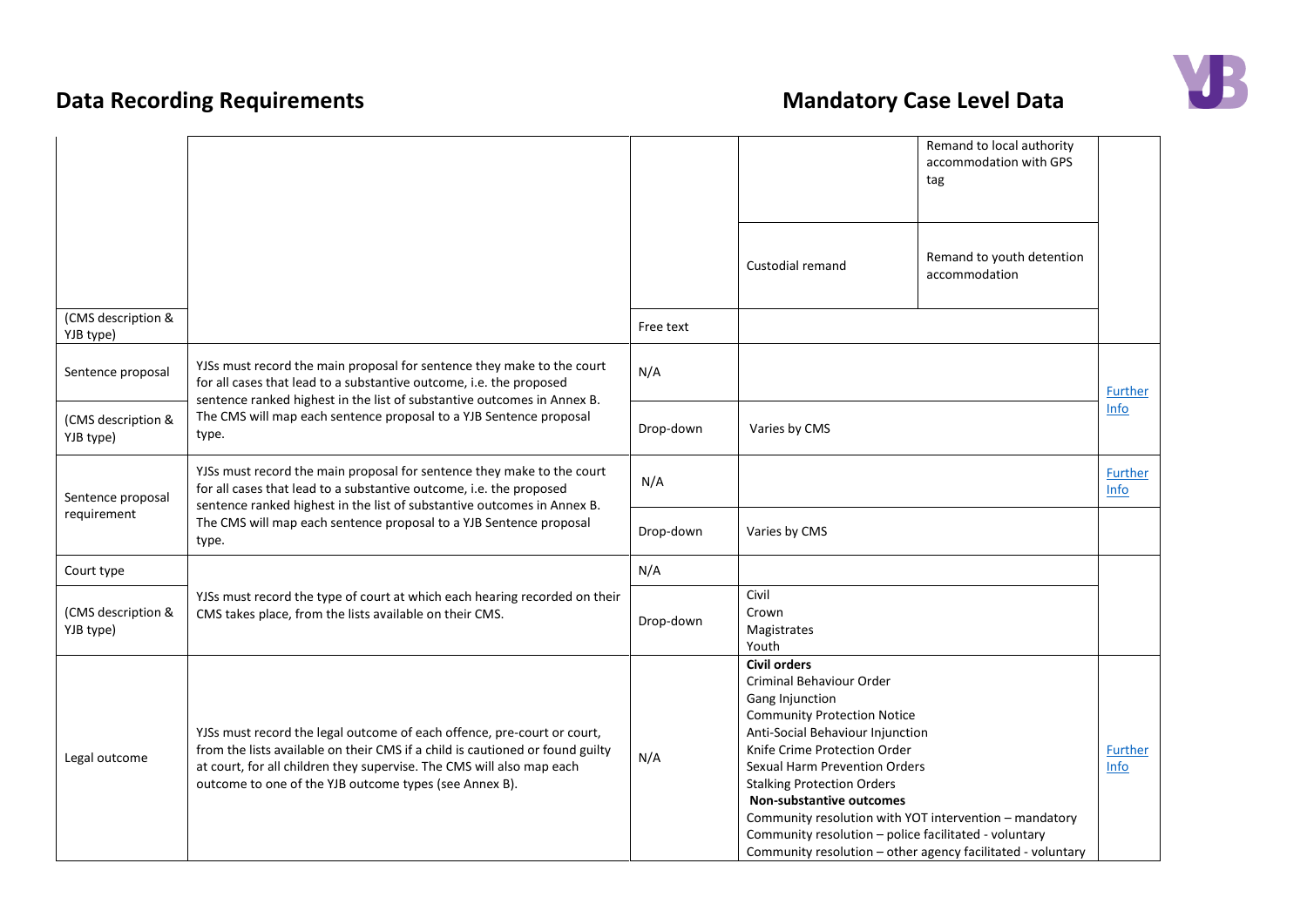## Data Recording Requirements

## Mandatory Case Level Data

| | | | | | |
|---|---|---|---|---|---|
| | | | | Remand to local authority accommodation with GPS tag | |
| | | | Custodial remand | Remand to youth detention accommodation | |
| (CMS description & YJB type) | | Free text | | | |
| Sentence proposal | YJSs must record the main proposal for sentence they make to the court for all cases that lead to a substantive outcome, i.e. the proposed sentence ranked highest in the list of substantive outcomes in Annex B. The CMS will map each sentence proposal to a YJB Sentence proposal type. | N/A | | | Further Info |
| (CMS description & YJB type) | | Drop-down | Varies by CMS | | |
| Sentence proposal requirement | YJSs must record the main proposal for sentence they make to the court for all cases that lead to a substantive outcome, i.e. the proposed sentence ranked highest in the list of substantive outcomes in Annex B. The CMS will map each sentence proposal to a YJB Sentence proposal type. | N/A | | | Further Info |
| | | Drop-down | Varies by CMS | | |
| Court type | YJSs must record the type of court at which each hearing recorded on their CMS takes place, from the lists available on their CMS. | N/A | | | |
| (CMS description & YJB type) | | Drop-down | Civil<br>Crown<br>Magistrates<br>Youth | | |
| Legal outcome | YJSs must record the legal outcome of each offence, pre-court or court, from the lists available on their CMS if a child is cautioned or found guilty at court, for all children they supervise. The CMS will also map each outcome to one of the YJB outcome types (see Annex B). | N/A | **Civil orders**<br>Criminal Behaviour Order<br>Gang Injunction<br>Community Protection Notice<br>Anti-Social Behaviour Injunction<br>Knife Crime Protection Order<br>Sexual Harm Prevention Orders<br>Stalking Protection Orders<br>**Non-substantive outcomes**<br>Community resolution with YOT intervention – mandatory<br>Community resolution – police facilitated - voluntary<br>Community resolution – other agency facilitated - voluntary | | Further Info |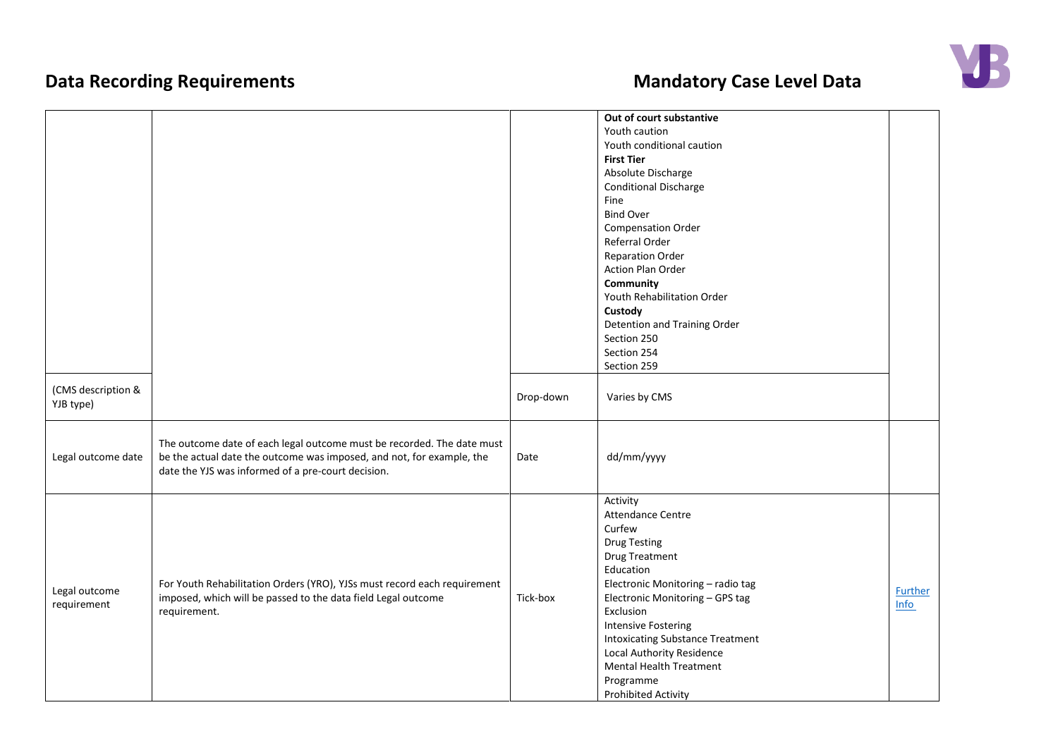## Data Recording Requirements

## Mandatory Case Level Data

| | | | | |
|---|---|---|---|---|
| | | | **Out of court substantive**<br>Youth caution<br>Youth conditional caution<br>**First Tier**<br>Absolute Discharge<br>Conditional Discharge<br>Fine<br>Bind Over<br>Compensation Order<br>Referral Order<br>Reparation Order<br>Action Plan Order<br>**Community**<br>Youth Rehabilitation Order<br>**Custody**<br>Detention and Training Order<br>Section 250<br>Section 254<br>Section 259 | |
| (CMS description & YJB type) | | Drop-down | Varies by CMS | |
| Legal outcome date | The outcome date of each legal outcome must be recorded. The date must be the actual date the outcome was imposed, and not, for example, the date the YJS was informed of a pre-court decision. | Date | dd/mm/yyyy | |
| Legal outcome requirement | For Youth Rehabilitation Orders (YRO), YJSs must record each requirement imposed, which will be passed to the data field Legal outcome requirement. | Tick-box | Activity<br>Attendance Centre<br>Curfew<br>Drug Testing<br>Drug Treatment<br>Education<br>Electronic Monitoring – radio tag<br>Electronic Monitoring – GPS tag<br>Exclusion<br>Intensive Fostering<br>Intoxicating Substance Treatment<br>Local Authority Residence<br>Mental Health Treatment<br>Programme<br>Prohibited Activity | Further Info |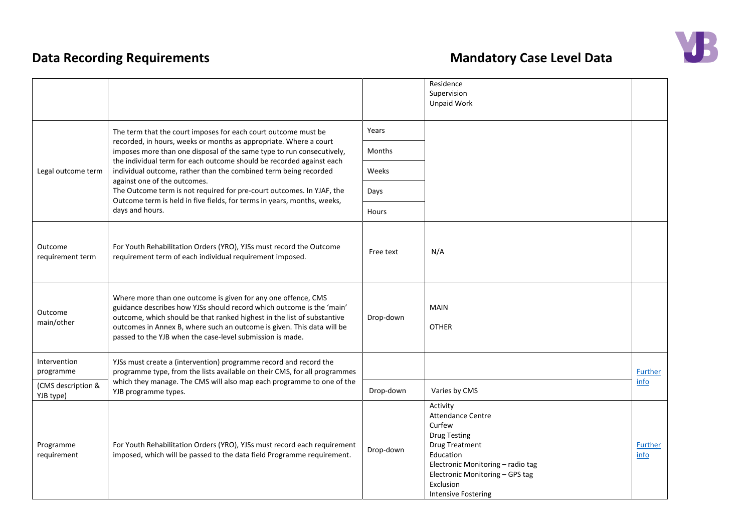## Data Recording Requirements

## Mandatory Case Level Data

| | | | | |
|---|---|---|---|---|
| | | | Residence<br>Supervision<br>Unpaid Work | |
| Legal outcome term | The term that the court imposes for each court outcome must be recorded, in hours, weeks or months as appropriate. Where a court imposes more than one disposal of the same type to run consecutively, the individual term for each outcome should be recorded against each individual outcome, rather than the combined term being recorded against one of the outcomes.<br>The Outcome term is not required for pre-court outcomes. In YJAF, the Outcome term is held in five fields, for terms in years, months, weeks, days and hours. | Years<br>Months<br>Weeks<br>Days<br>Hours | | |
| Outcome requirement term | For Youth Rehabilitation Orders (YRO), YJSs must record the Outcome requirement term of each individual requirement imposed. | Free text | N/A | |
| Outcome main/other | Where more than one outcome is given for any one offence, CMS guidance describes how YJSs should record which outcome is the 'main' outcome, which should be that ranked highest in the list of substantive outcomes in Annex B, where such an outcome is given. This data will be passed to the YJB when the case-level submission is made. | Drop-down | MAIN<br>OTHER | |
| Intervention programme<br>(CMS description & YJB type) | YJSs must create a (intervention) programme record and record the programme type, from the lists available on their CMS, for all programmes which they manage. The CMS will also map each programme to one of the YJB programme types. | Drop-down | Varies by CMS | Further info |
| Programme requirement | For Youth Rehabilitation Orders (YRO), YJSs must record each requirement imposed, which will be passed to the data field Programme requirement. | Drop-down | Activity<br>Attendance Centre<br>Curfew<br>Drug Testing<br>Drug Treatment<br>Education<br>Electronic Monitoring – radio tag<br>Electronic Monitoring – GPS tag<br>Exclusion<br>Intensive Fostering | Further info |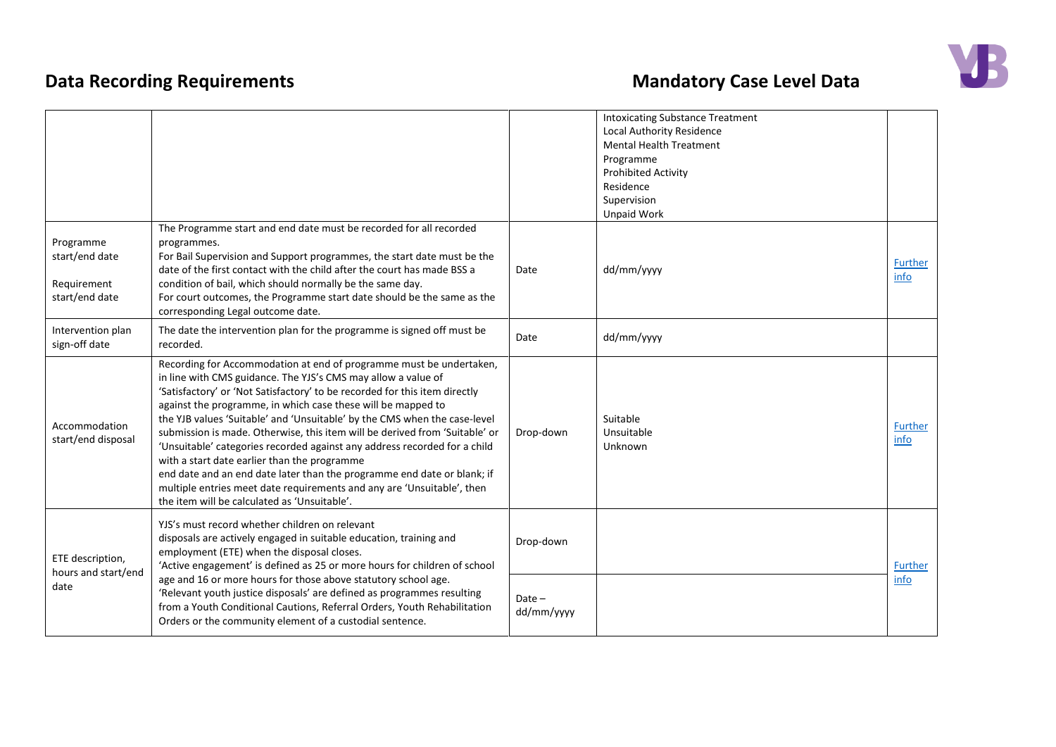## Data Recording Requirements

## Mandatory Case Level Data

| | | | | |
|---|---|---|---|---|
| | | | Intoxicating Substance Treatment<br>Local Authority Residence<br>Mental Health Treatment<br>Programme<br>Prohibited Activity<br>Residence<br>Supervision<br>Unpaid Work | |
| Programme start/end date<br><br>Requirement start/end date | The Programme start and end date must be recorded for all recorded programmes.<br>For Bail Supervision and Support programmes, the start date must be the date of the first contact with the child after the court has made BSS a condition of bail, which should normally be the same day.<br>For court outcomes, the Programme start date should be the same as the corresponding Legal outcome date. | Date | dd/mm/yyyy | Further info |
| Intervention plan sign-off date | The date the intervention plan for the programme is signed off must be recorded. | Date | dd/mm/yyyy | |
| Accommodation start/end disposal | Recording for Accommodation at end of programme must be undertaken, in line with CMS guidance. The YJS's CMS may allow a value of 'Satisfactory' or 'Not Satisfactory' to be recorded for this item directly against the programme, in which case these will be mapped to the YJB values 'Suitable' and 'Unsuitable' by the CMS when the case-level submission is made. Otherwise, this item will be derived from 'Suitable' or 'Unsuitable' categories recorded against any address recorded for a child with a start date earlier than the programme end date and an end date later than the programme end date or blank; if multiple entries meet date requirements and any are 'Unsuitable', then the item will be calculated as 'Unsuitable'. | Drop-down | Suitable<br>Unsuitable<br>Unknown | Further info |
| ETE description, hours and start/end date | YJS's must record whether children on relevant disposals are actively engaged in suitable education, training and employment (ETE) when the disposal closes.<br>'Active engagement' is defined as 25 or more hours for children of school age and 16 or more hours for those above statutory school age.<br>'Relevant youth justice disposals' are defined as programmes resulting from a Youth Conditional Cautions, Referral Orders, Youth Rehabilitation Orders or the community element of a custodial sentence. | Drop-down | | Further info |
| | | Date – dd/mm/yyyy | | |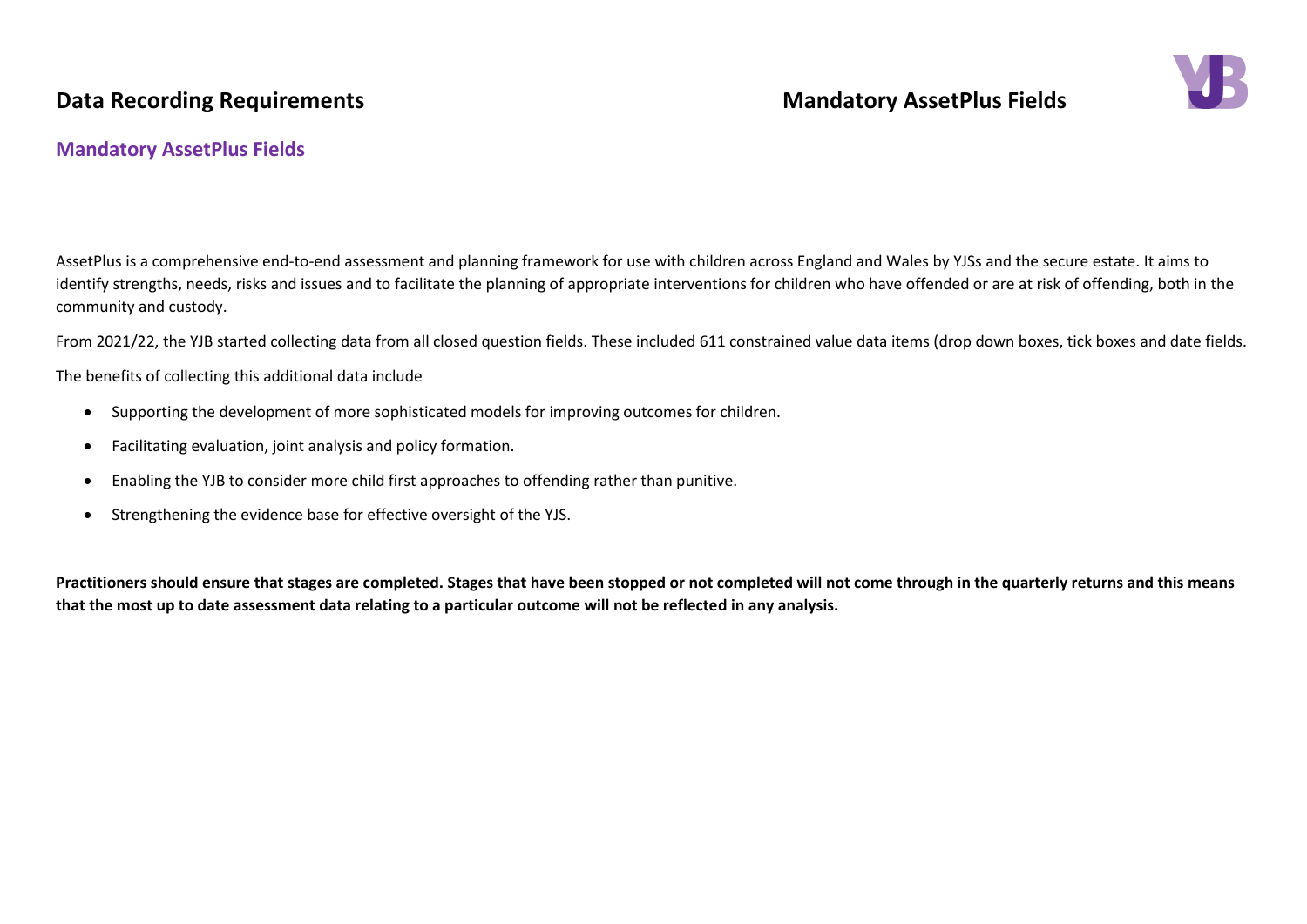## Mandatory AssetPlus Fields

AssetPlus is a comprehensive end-to-end assessment and planning framework for use with children across England and Wales by YJSs and the secure estate. It aims to identify strengths, needs, risks and issues and to facilitate the planning of appropriate interventions for children who have offended or are at risk of offending, both in the community and custody.

From 2021/22, the YJB started collecting data from all closed question fields. These included 611 constrained value data items (drop down boxes, tick boxes and date fields.

The benefits of collecting this additional data include

- Supporting the development of more sophisticated models for improving outcomes for children.
- Facilitating evaluation, joint analysis and policy formation.
- Enabling the YJB to consider more child first approaches to offending rather than punitive.
- Strengthening the evidence base for effective oversight of the YJS.

**Practitioners should ensure that stages are completed. Stages that have been stopped or not completed will not come through in the quarterly returns and this means that the most up to date assessment data relating to a particular outcome will not be reflected in any analysis.**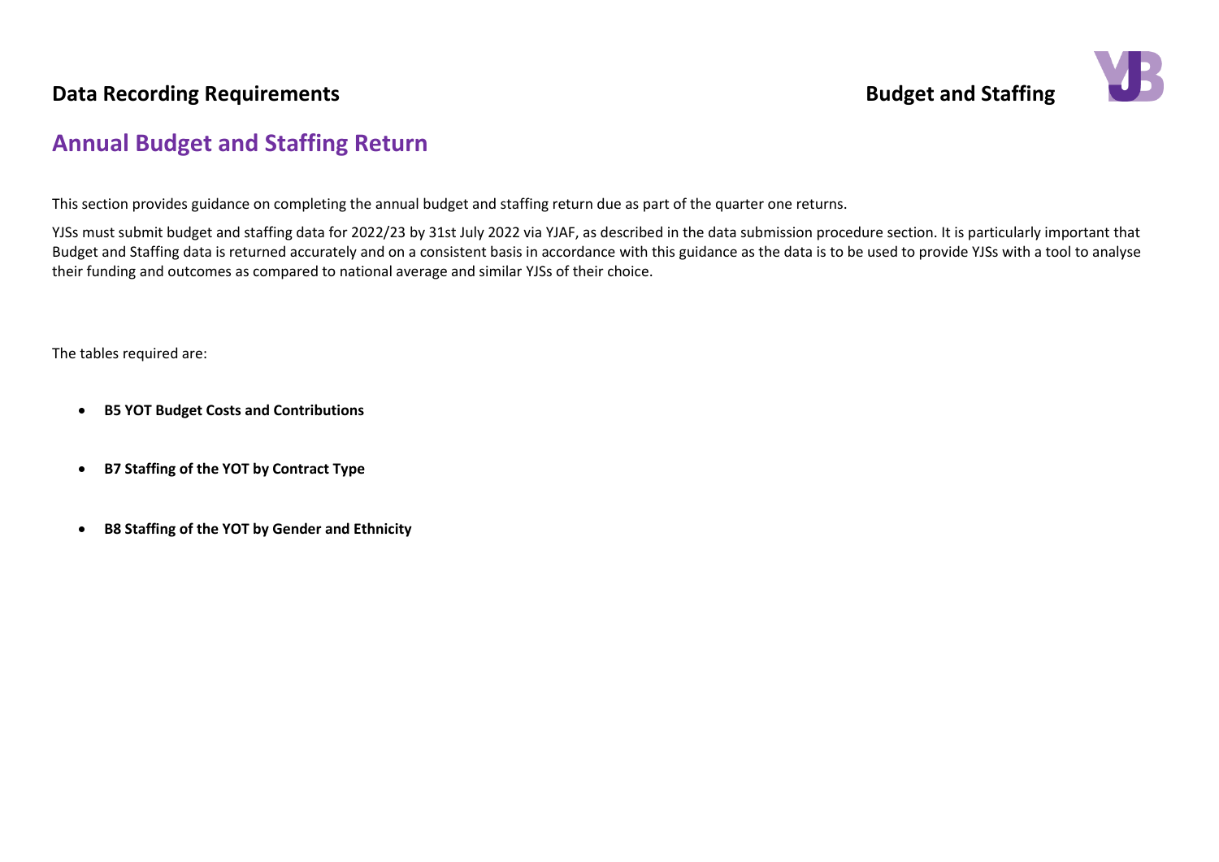# Annual Budget and Staffing Return

This section provides guidance on completing the annual budget and staffing return due as part of the quarter one returns.

YJSs must submit budget and staffing data for 2022/23 by 31st July 2022 via YJAF, as described in the data submission procedure section. It is particularly important that Budget and Staffing data is returned accurately and on a consistent basis in accordance with this guidance as the data is to be used to provide YJSs with a tool to analyse their funding and outcomes as compared to national average and similar YJSs of their choice.

The tables required are:

- **B5 YOT Budget Costs and Contributions**
- **B7 Staffing of the YOT by Contract Type**
- **B8 Staffing of the YOT by Gender and Ethnicity**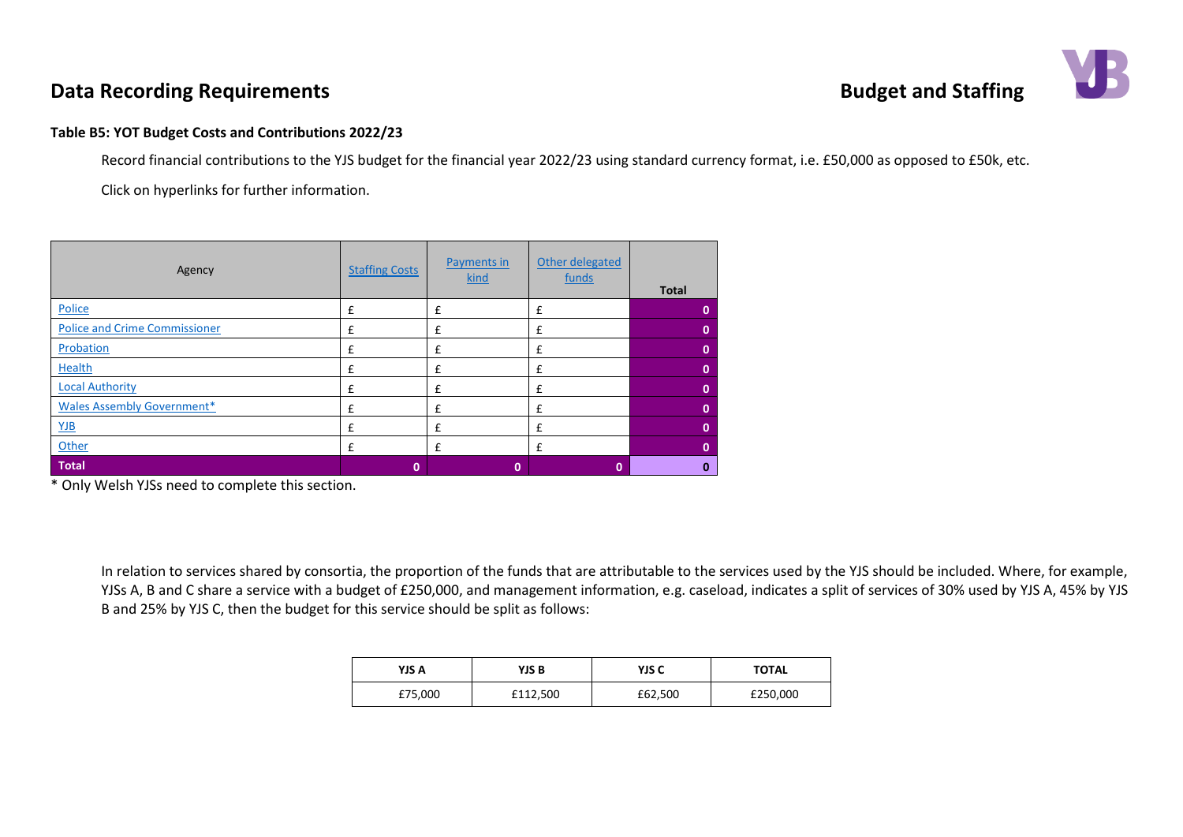## Data Recording Requirements

## Budget and Staffing

**Table B5: YOT Budget Costs and Contributions 2022/23**

Record financial contributions to the YJS budget for the financial year 2022/23 using standard currency format, i.e. £50,000 as opposed to £50k, etc.

Click on hyperlinks for further information.

| Agency | Staffing Costs | Payments in kind | Other delegated funds | Total |
|---|---|---|---|---|
| Police | £ | £ | £ | 0 |
| Police and Crime Commissioner | £ | £ | £ | 0 |
| Probation | £ | £ | £ | 0 |
| Health | £ | £ | £ | 0 |
| Local Authority | £ | £ | £ | 0 |
| Wales Assembly Government* | £ | £ | £ | 0 |
| YJB | £ | £ | £ | 0 |
| Other | £ | £ | £ | 0 |
| **Total** | 0 | 0 | 0 | 0 |

* Only Welsh YJSs need to complete this section.

In relation to services shared by consortia, the proportion of the funds that are attributable to the services used by the YJS should be included. Where, for example, YJSs A, B and C share a service with a budget of £250,000, and management information, e.g. caseload, indicates a split of services of 30% used by YJS A, 45% by YJS B and 25% by YJS C, then the budget for this service should be split as follows:

| YJS A | YJS B | YJS C | TOTAL |
|---|---|---|---|
| £75,000 | £112,500 | £62,500 | £250,000 |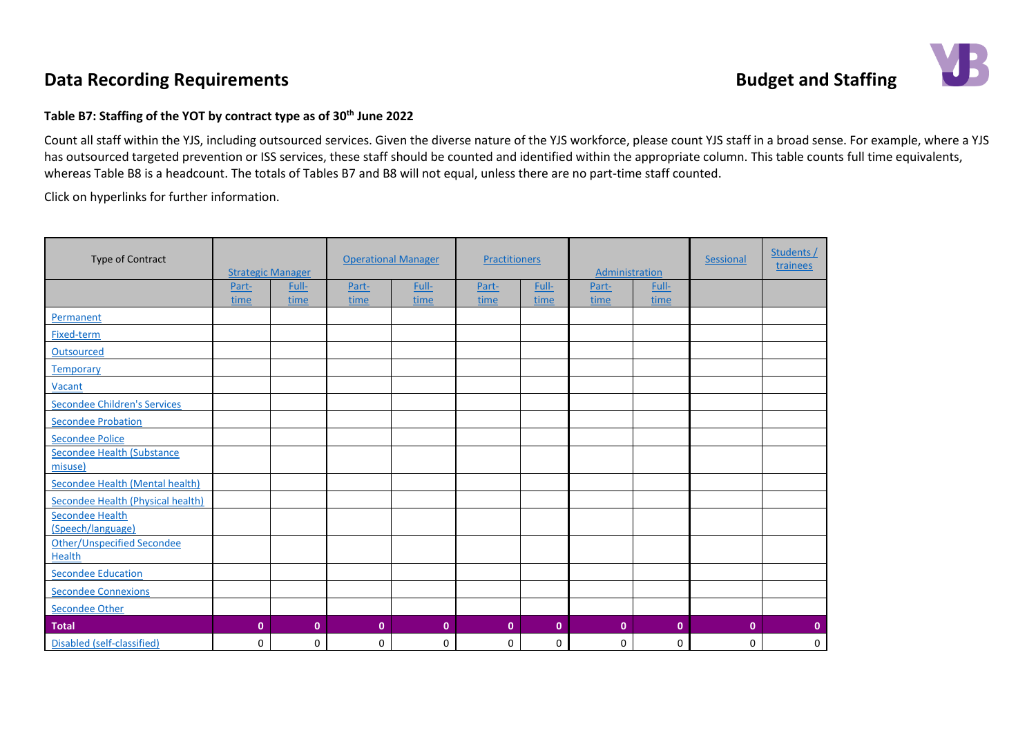# Data Recording Requirements

## Budget and Staffing

### Table B7: Staffing of the YOT by contract type as of 30th June 2022

Count all staff within the YJS, including outsourced services. Given the diverse nature of the YJS workforce, please count YJS staff in a broad sense. For example, where a YJS has outsourced targeted prevention or ISS services, these staff should be counted and identified within the appropriate column. This table counts full time equivalents, whereas Table B8 is a headcount. The totals of Tables B7 and B8 will not equal, unless there are no part-time staff counted.

Click on hyperlinks for further information.

| Type of Contract | Strategic Manager | | Operational Manager | | Practitioners | | Administration | | Sessional | Students / trainees |
|---|---|---|---|---|---|---|---|---|---|---|
| | Part-time | Full-time | Part-time | Full-time | Part-time | Full-time | Part-time | Full-time | | |
| Permanent | | | | | | | | | | |
| Fixed-term | | | | | | | | | | |
| Outsourced | | | | | | | | | | |
| Temporary | | | | | | | | | | |
| Vacant | | | | | | | | | | |
| Secondee Children's Services | | | | | | | | | | |
| Secondee Probation | | | | | | | | | | |
| Secondee Police | | | | | | | | | | |
| Secondee Health (Substance misuse) | | | | | | | | | | |
| Secondee Health (Mental health) | | | | | | | | | | |
| Secondee Health (Physical health) | | | | | | | | | | |
| Secondee Health (Speech/language) | | | | | | | | | | |
| Other/Unspecified Secondee Health | | | | | | | | | | |
| Secondee Education | | | | | | | | | | |
| Secondee Connexions | | | | | | | | | | |
| Secondee Other | | | | | | | | | | |
| **Total** | **0** | **0** | **0** | **0** | **0** | **0** | **0** | **0** | **0** | **0** |
| Disabled (self-classified) | 0 | 0 | 0 | 0 | 0 | 0 | 0 | 0 | 0 | 0 |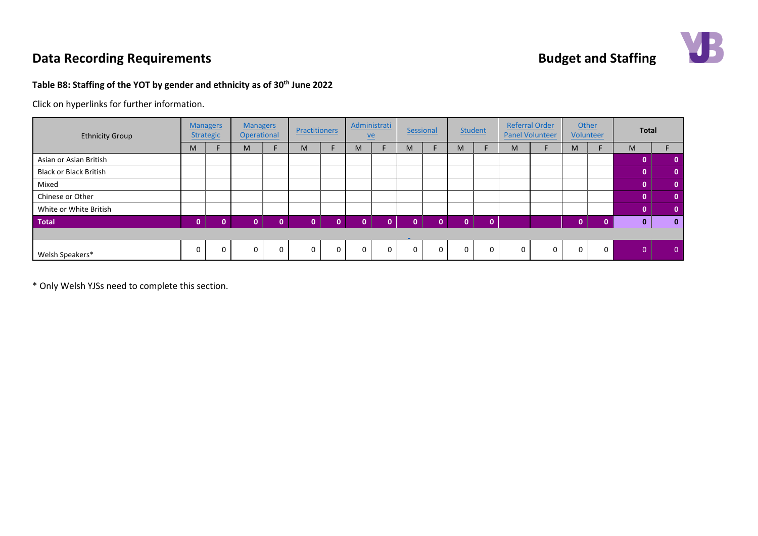# Data Recording Requirements

## Budget and Staffing

### Table B8: Staffing of the YOT by gender and ethnicity as of 30th June 2022

Click on hyperlinks for further information.

| Ethnicity Group | Managers Strategic | | Managers Operational | | Practitioners | | Administrative | | Sessional | | Student | | Referral Order Panel Volunteer | | Other Volunteer | | Total | |
|---|---|---|---|---|---|---|---|---|---|---|---|---|---|---|---|---|---|---|
| | M | F | M | F | M | F | M | F | M | F | M | F | M | F | M | F | M | F |
| Asian or Asian British | | | | | | | | | | | | | | | | | 0 | 0 |
| Black or Black British | | | | | | | | | | | | | | | | | 0 | 0 |
| Mixed | | | | | | | | | | | | | | | | | 0 | 0 |
| Chinese or Other | | | | | | | | | | | | | | | | | 0 | 0 |
| White or White British | | | | | | | | | | | | | | | | | 0 | 0 |
| **Total** | 0 | 0 | 0 | 0 | 0 | 0 | 0 | 0 | 0 | 0 | 0 | 0 | | | 0 | 0 | 0 | 0 |
| | | | | | | | | | | | | | | | | | | |
| Welsh Speakers* | 0 | 0 | 0 | 0 | 0 | 0 | 0 | 0 | 0 | 0 | 0 | 0 | 0 | 0 | 0 | 0 | 0 | 0 |

* Only Welsh YJSs need to complete this section.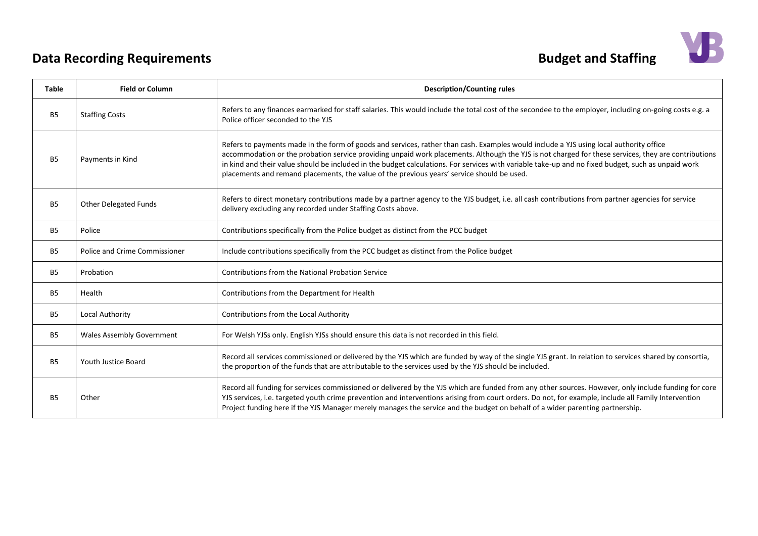## Data Recording Requirements

## Budget and Staffing

| Table | Field or Column | Description/Counting rules |
|---|---|---|
| B5 | Staffing Costs | Refers to any finances earmarked for staff salaries. This would include the total cost of the secondee to the employer, including on-going costs e.g. a Police officer seconded to the YJS |
| B5 | Payments in Kind | Refers to payments made in the form of goods and services, rather than cash. Examples would include a YJS using local authority office accommodation or the probation service providing unpaid work placements. Although the YJS is not charged for these services, they are contributions in kind and their value should be included in the budget calculations. For services with variable take-up and no fixed budget, such as unpaid work placements and remand placements, the value of the previous years' service should be used. |
| B5 | Other Delegated Funds | Refers to direct monetary contributions made by a partner agency to the YJS budget, i.e. all cash contributions from partner agencies for service delivery excluding any recorded under Staffing Costs above. |
| B5 | Police | Contributions specifically from the Police budget as distinct from the PCC budget |
| B5 | Police and Crime Commissioner | Include contributions specifically from the PCC budget as distinct from the Police budget |
| B5 | Probation | Contributions from the National Probation Service |
| B5 | Health | Contributions from the Department for Health |
| B5 | Local Authority | Contributions from the Local Authority |
| B5 | Wales Assembly Government | For Welsh YJSs only. English YJSs should ensure this data is not recorded in this field. |
| B5 | Youth Justice Board | Record all services commissioned or delivered by the YJS which are funded by way of the single YJS grant. In relation to services shared by consortia, the proportion of the funds that are attributable to the services used by the YJS should be included. |
| B5 | Other | Record all funding for services commissioned or delivered by the YJS which are funded from any other sources. However, only include funding for core YJS services, i.e. targeted youth crime prevention and interventions arising from court orders. Do not, for example, include all Family Intervention Project funding here if the YJS Manager merely manages the service and the budget on behalf of a wider parenting partnership. |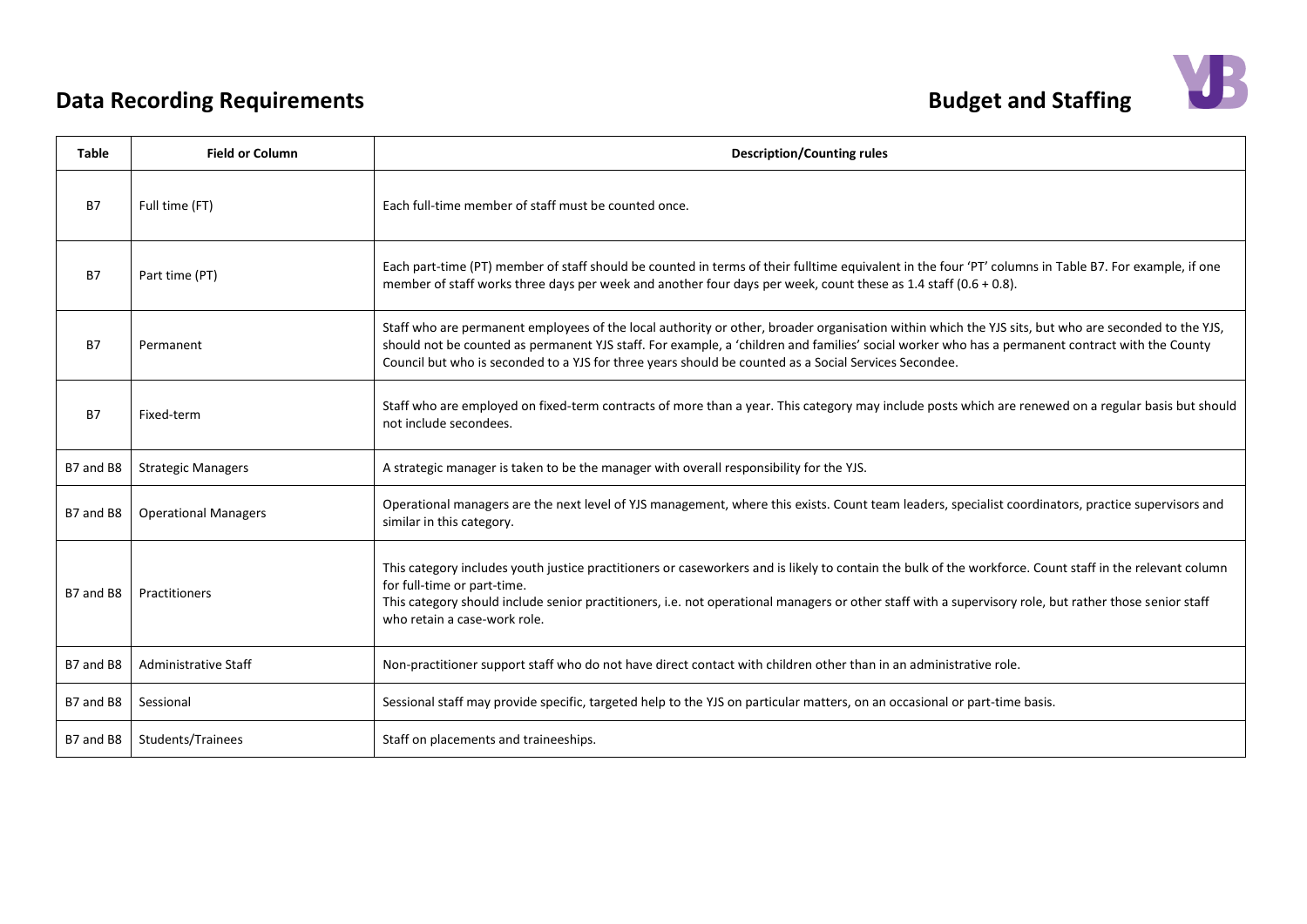## Data Recording Requirements

## Budget and Staffing

| Table | Field or Column | Description/Counting rules |
|---|---|---|
| B7 | Full time (FT) | Each full-time member of staff must be counted once. |
| B7 | Part time (PT) | Each part-time (PT) member of staff should be counted in terms of their fulltime equivalent in the four 'PT' columns in Table B7. For example, if one member of staff works three days per week and another four days per week, count these as 1.4 staff (0.6 + 0.8). |
| B7 | Permanent | Staff who are permanent employees of the local authority or other, broader organisation within which the YJS sits, but who are seconded to the YJS, should not be counted as permanent YJS staff. For example, a 'children and families' social worker who has a permanent contract with the County Council but who is seconded to a YJS for three years should be counted as a Social Services Secondee. |
| B7 | Fixed-term | Staff who are employed on fixed-term contracts of more than a year. This category may include posts which are renewed on a regular basis but should not include secondees. |
| B7 and B8 | Strategic Managers | A strategic manager is taken to be the manager with overall responsibility for the YJS. |
| B7 and B8 | Operational Managers | Operational managers are the next level of YJS management, where this exists. Count team leaders, specialist coordinators, practice supervisors and similar in this category. |
| B7 and B8 | Practitioners | This category includes youth justice practitioners or caseworkers and is likely to contain the bulk of the workforce. Count staff in the relevant column for full-time or part-time.<br>This category should include senior practitioners, i.e. not operational managers or other staff with a supervisory role, but rather those senior staff who retain a case-work role. |
| B7 and B8 | Administrative Staff | Non-practitioner support staff who do not have direct contact with children other than in an administrative role. |
| B7 and B8 | Sessional | Sessional staff may provide specific, targeted help to the YJS on particular matters, on an occasional or part-time basis. |
| B7 and B8 | Students/Trainees | Staff on placements and traineeships. |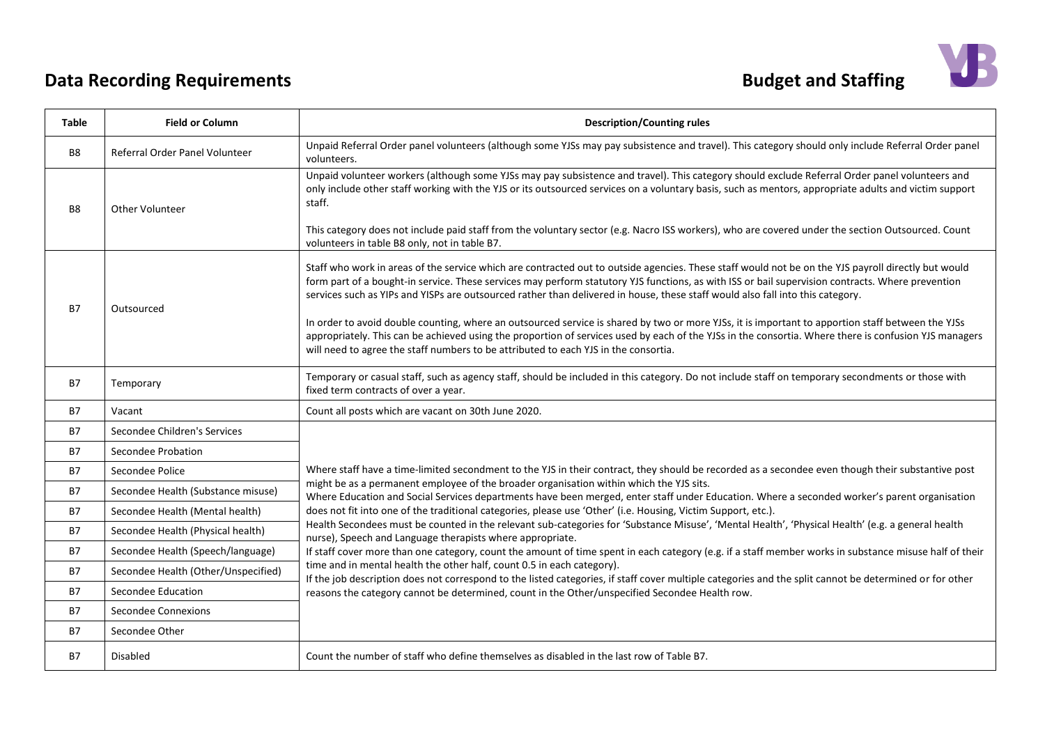# Data Recording Requirements

# Budget and Staffing

| Table | Field or Column | Description/Counting rules |
|---|---|---|
| B8 | Referral Order Panel Volunteer | Unpaid Referral Order panel volunteers (although some YJSs may pay subsistence and travel). This category should only include Referral Order panel volunteers. |
| B8 | Other Volunteer | Unpaid volunteer workers (although some YJSs may pay subsistence and travel). This category should exclude Referral Order panel volunteers and only include other staff working with the YJS or its outsourced services on a voluntary basis, such as mentors, appropriate adults and victim support staff.<br><br>This category does not include paid staff from the voluntary sector (e.g. Nacro ISS workers), who are covered under the section Outsourced. Count volunteers in table B8 only, not in table B7. |
| B7 | Outsourced | Staff who work in areas of the service which are contracted out to outside agencies. These staff would not be on the YJS payroll directly but would form part of a bought-in service. These services may perform statutory YJS functions, as with ISS or bail supervision contracts. Where prevention services such as YIPs and YISPs are outsourced rather than delivered in house, these staff would also fall into this category.<br><br>In order to avoid double counting, where an outsourced service is shared by two or more YJSs, it is important to apportion staff between the YJSs appropriately. This can be achieved using the proportion of services used by each of the YJSs in the consortia. Where there is confusion YJS managers will need to agree the staff numbers to be attributed to each YJS in the consortia. |
| B7 | Temporary | Temporary or casual staff, such as agency staff, should be included in this category. Do not include staff on temporary secondments or those with fixed term contracts of over a year. |
| B7 | Vacant | Count all posts which are vacant on 30th June 2020. |
| B7 | Secondee Children's Services | Where staff have a time-limited secondment to the YJS in their contract, they should be recorded as a secondee even though their substantive post might be as a permanent employee of the broader organisation within which the YJS sits.<br>Where Education and Social Services departments have been merged, enter staff under Education. Where a seconded worker's parent organisation does not fit into one of the traditional categories, please use 'Other' (i.e. Housing, Victim Support, etc.).<br>Health Secondees must be counted in the relevant sub-categories for 'Substance Misuse', 'Mental Health', 'Physical Health' (e.g. a general health nurse), Speech and Language therapists where appropriate.<br>If staff cover more than one category, count the amount of time spent in each category (e.g. if a staff member works in substance misuse half of their time and in mental health the other half, count 0.5 in each category).<br>If the job description does not correspond to the listed categories, if staff cover multiple categories and the split cannot be determined or for other reasons the category cannot be determined, count in the Other/unspecified Secondee Health row. |
| B7 | Secondee Probation | |
| B7 | Secondee Police | |
| B7 | Secondee Health (Substance misuse) | |
| B7 | Secondee Health (Mental health) | |
| B7 | Secondee Health (Physical health) | |
| B7 | Secondee Health (Speech/language) | |
| B7 | Secondee Health (Other/Unspecified) | |
| B7 | Secondee Education | |
| B7 | Secondee Connexions | |
| B7 | Secondee Other | |
| B7 | Disabled | Count the number of staff who define themselves as disabled in the last row of Table B7. |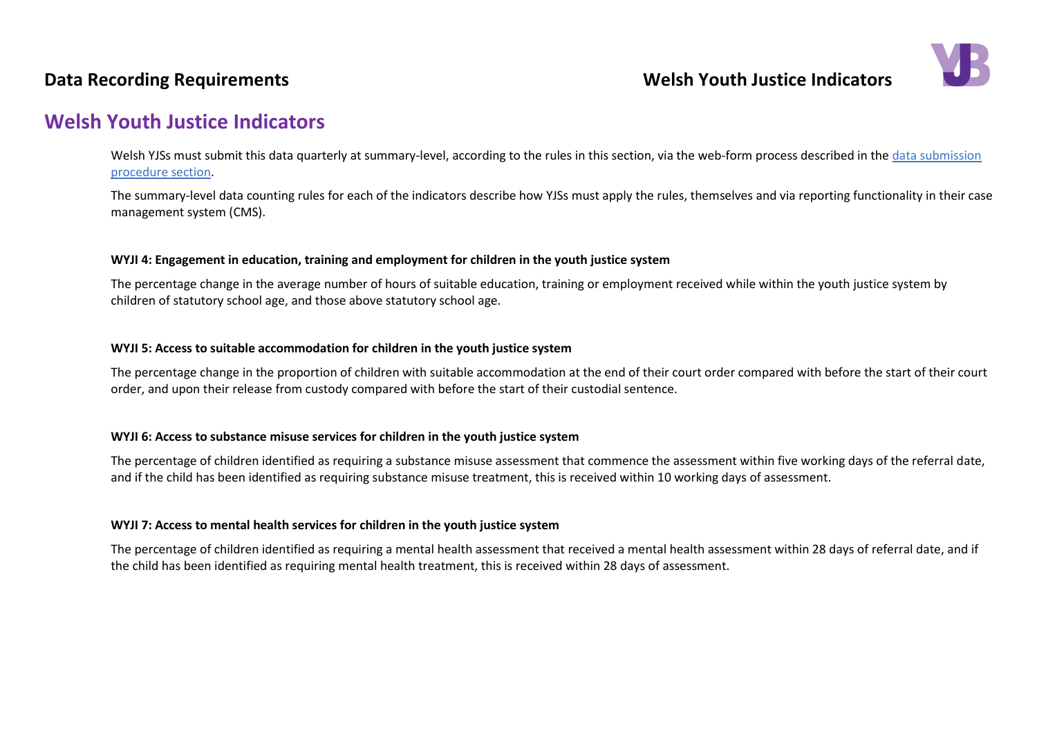# Welsh Youth Justice Indicators

Welsh YJSs must submit this data quarterly at summary-level, according to the rules in this section, via the web-form process described in the [data submission procedure section](#).

The summary-level data counting rules for each of the indicators describe how YJSs must apply the rules, themselves and via reporting functionality in their case management system (CMS).

**WYJI 4: Engagement in education, training and employment for children in the youth justice system**

The percentage change in the average number of hours of suitable education, training or employment received while within the youth justice system by children of statutory school age, and those above statutory school age.

**WYJI 5: Access to suitable accommodation for children in the youth justice system**

The percentage change in the proportion of children with suitable accommodation at the end of their court order compared with before the start of their court order, and upon their release from custody compared with before the start of their custodial sentence.

**WYJI 6: Access to substance misuse services for children in the youth justice system**

The percentage of children identified as requiring a substance misuse assessment that commence the assessment within five working days of the referral date, and if the child has been identified as requiring substance misuse treatment, this is received within 10 working days of assessment.

**WYJI 7: Access to mental health services for children in the youth justice system**

The percentage of children identified as requiring a mental health assessment that received a mental health assessment within 28 days of referral date, and if the child has been identified as requiring mental health treatment, this is received within 28 days of assessment.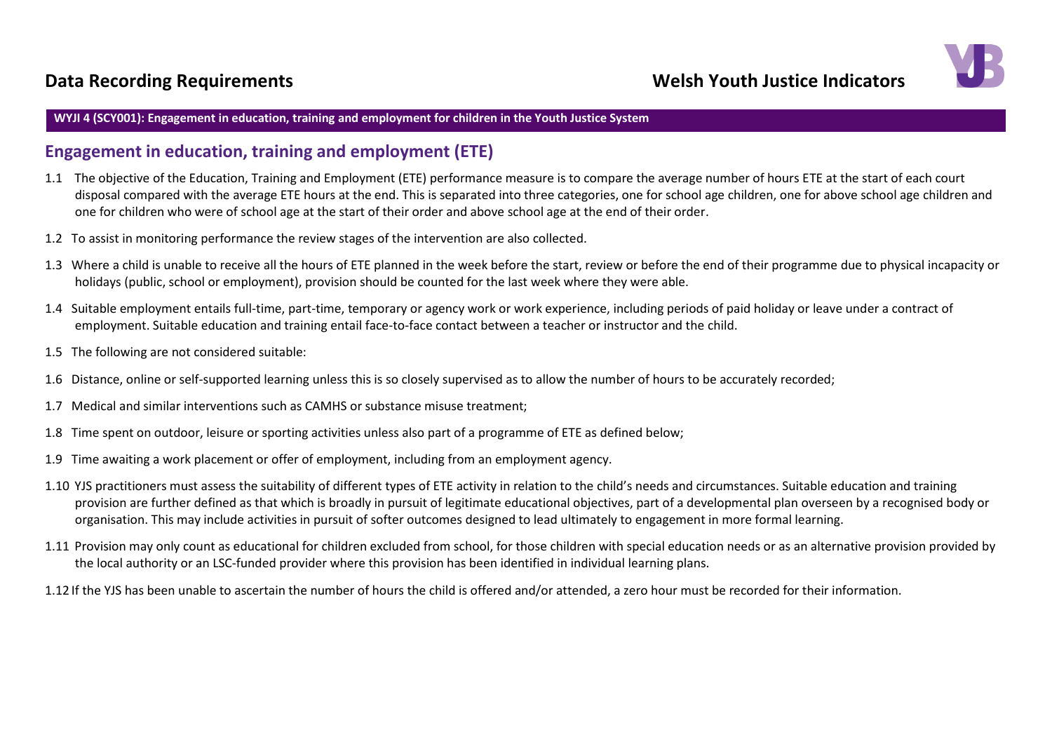**WYJI 4 (SCY001): Engagement in education, training and employment for children in the Youth Justice System**

## Engagement in education, training and employment (ETE)

1.1 The objective of the Education, Training and Employment (ETE) performance measure is to compare the average number of hours ETE at the start of each court disposal compared with the average ETE hours at the end. This is separated into three categories, one for school age children, one for above school age children and one for children who were of school age at the start of their order and above school age at the end of their order.

1.2 To assist in monitoring performance the review stages of the intervention are also collected.

1.3 Where a child is unable to receive all the hours of ETE planned in the week before the start, review or before the end of their programme due to physical incapacity or holidays (public, school or employment), provision should be counted for the last week where they were able.

1.4 Suitable employment entails full-time, part-time, temporary or agency work or work experience, including periods of paid holiday or leave under a contract of employment. Suitable education and training entail face-to-face contact between a teacher or instructor and the child.

1.5 The following are not considered suitable:

1.6 Distance, online or self-supported learning unless this is so closely supervised as to allow the number of hours to be accurately recorded;

1.7 Medical and similar interventions such as CAMHS or substance misuse treatment;

1.8 Time spent on outdoor, leisure or sporting activities unless also part of a programme of ETE as defined below;

1.9 Time awaiting a work placement or offer of employment, including from an employment agency.

1.10 YJS practitioners must assess the suitability of different types of ETE activity in relation to the child's needs and circumstances. Suitable education and training provision are further defined as that which is broadly in pursuit of legitimate educational objectives, part of a developmental plan overseen by a recognised body or organisation. This may include activities in pursuit of softer outcomes designed to lead ultimately to engagement in more formal learning.

1.11 Provision may only count as educational for children excluded from school, for those children with special education needs or as an alternative provision provided by the local authority or an LSC-funded provider where this provision has been identified in individual learning plans.

1.12 If the YJS has been unable to ascertain the number of hours the child is offered and/or attended, a zero hour must be recorded for their information.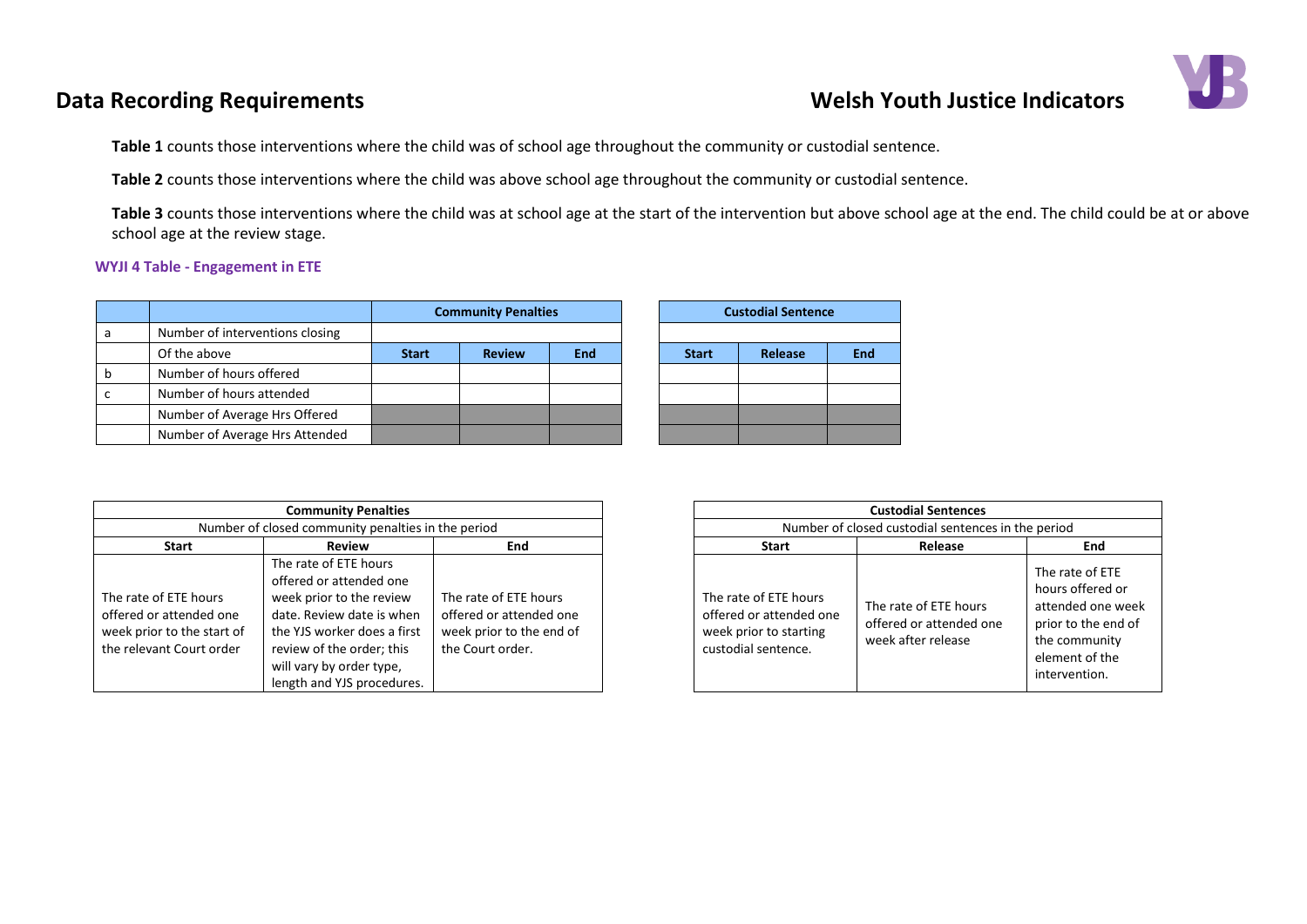## Data Recording Requirements

## Welsh Youth Justice Indicators

**Table 1** counts those interventions where the child was of school age throughout the community or custodial sentence.

**Table 2** counts those interventions where the child was above school age throughout the community or custodial sentence.

**Table 3** counts those interventions where the child was at school age at the start of the intervention but above school age at the end. The child could be at or above school age at the review stage.

**WYJI 4 Table - Engagement in ETE**

| | | Community Penalties | | | Custodial Sentence | | |
|---|---|---|---|---|---|---|---|
| a | Number of interventions closing | | | | | | |
| | Of the above | **Start** | **Review** | **End** | **Start** | **Release** | **End** |
| b | Number of hours offered | | | | | | |
| c | Number of hours attended | | | | | | |
| | Number of Average Hrs Offered | | | | | | |
| | Number of Average Hrs Attended | | | | | | |

| Community Penalties | | |
|---|---|---|
| Number of closed community penalties in the period | | |
| **Start** | **Review** | **End** |
| The rate of ETE hours offered or attended one week prior to the start of the relevant Court order | The rate of ETE hours offered or attended one week prior to the review date. Review date is when the YJS worker does a first review of the order; this will vary by order type, length and YJS procedures. | The rate of ETE hours offered or attended one week prior to the end of the Court order. |

| Custodial Sentences | | |
|---|---|---|
| Number of closed custodial sentences in the period | | |
| **Start** | **Release** | **End** |
| The rate of ETE hours offered or attended one week prior to starting custodial sentence. | The rate of ETE hours offered or attended one week after release | The rate of ETE hours offered or attended one week prior to the end of the community element of the intervention. |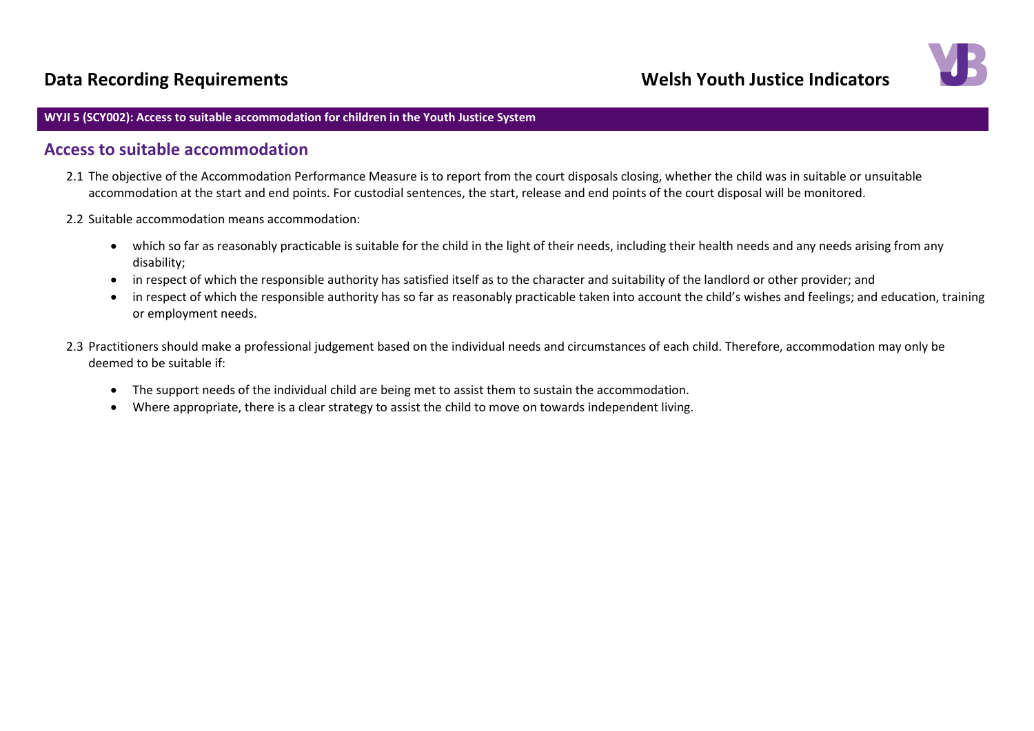**WYJI 5 (SCY002): Access to suitable accommodation for children in the Youth Justice System**

## Access to suitable accommodation

2.1 The objective of the Accommodation Performance Measure is to report from the court disposals closing, whether the child was in suitable or unsuitable accommodation at the start and end points. For custodial sentences, the start, release and end points of the court disposal will be monitored.

2.2 Suitable accommodation means accommodation:

- which so far as reasonably practicable is suitable for the child in the light of their needs, including their health needs and any needs arising from any disability;
- in respect of which the responsible authority has satisfied itself as to the character and suitability of the landlord or other provider; and
- in respect of which the responsible authority has so far as reasonably practicable taken into account the child's wishes and feelings; and education, training or employment needs.

2.3 Practitioners should make a professional judgement based on the individual needs and circumstances of each child. Therefore, accommodation may only be deemed to be suitable if:

- The support needs of the individual child are being met to assist them to sustain the accommodation.
- Where appropriate, there is a clear strategy to assist the child to move on towards independent living.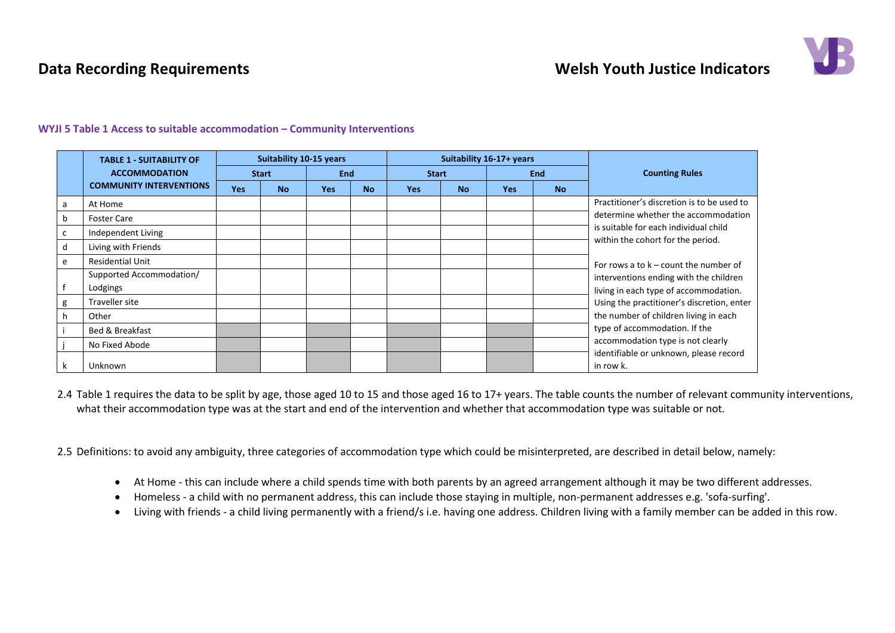## Data Recording Requirements

## Welsh Youth Justice Indicators

**WYJI 5 Table 1 Access to suitable accommodation – Community Interventions**

| | TABLE 1 - SUITABILITY OF ACCOMMODATION COMMUNITY INTERVENTIONS | Suitability 10-15 years | | | | Suitability 16-17+ years | | | | Counting Rules |
|---|---|---|---|---|---|---|---|---|---|---|
| | | Start | | End | | Start | | End | | |
| | | Yes | No | Yes | No | Yes | No | Yes | No | |
| a | At Home | | | | | | | | | Practitioner's discretion is to be used to determine whether the accommodation is suitable for each individual child within the cohort for the period. For rows a to k – count the number of interventions ending with the children living in each type of accommodation. Using the practitioner's discretion, enter the number of children living in each type of accommodation. If the accommodation type is not clearly identifiable or unknown, please record in row k. |
| b | Foster Care | | | | | | | | | |
| c | Independent Living | | | | | | | | | |
| d | Living with Friends | | | | | | | | | |
| e | Residential Unit | | | | | | | | | |
| f | Supported Accommodation/ Lodgings | | | | | | | | | |
| g | Traveller site | | | | | | | | | |
| h | Other | | | | | | | | | |
| i | Bed & Breakfast | | | | | | | | | |
| j | No Fixed Abode | | | | | | | | | |
| k | Unknown | | | | | | | | | |

2.4 Table 1 requires the data to be split by age, those aged 10 to 15 and those aged 16 to 17+ years. The table counts the number of relevant community interventions, what their accommodation type was at the start and end of the intervention and whether that accommodation type was suitable or not.

2.5 Definitions: to avoid any ambiguity, three categories of accommodation type which could be misinterpreted, are described in detail below, namely:

- At Home - this can include where a child spends time with both parents by an agreed arrangement although it may be two different addresses.
- Homeless - a child with no permanent address, this can include those staying in multiple, non-permanent addresses e.g. 'sofa-surfing'.
- Living with friends - a child living permanently with a friend/s i.e. having one address. Children living with a family member can be added in this row.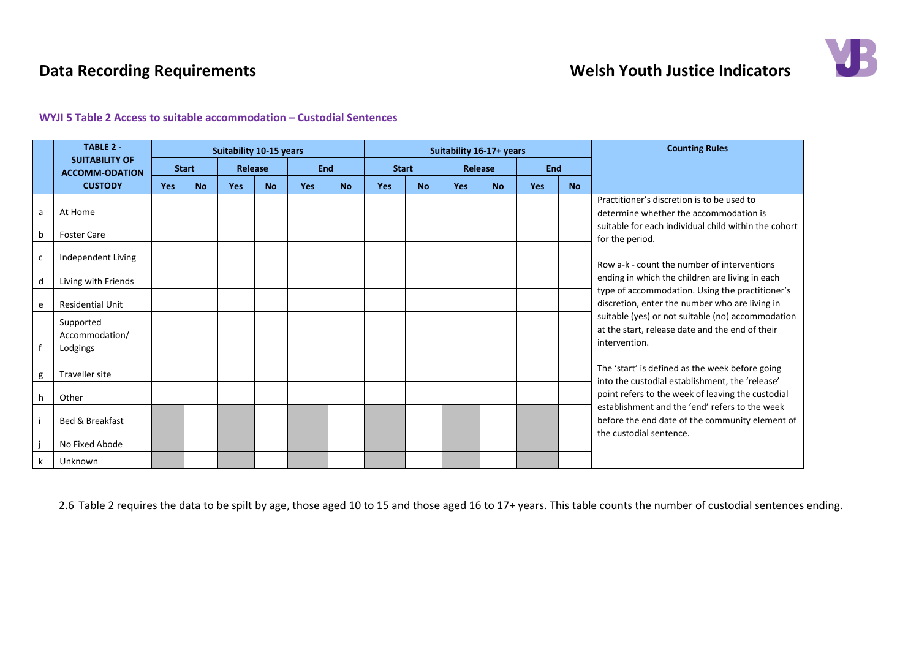## Data Recording Requirements

## Welsh Youth Justice Indicators

### WYJI 5 Table 2 Access to suitable accommodation – Custodial Sentences

| | TABLE 2 - SUITABILITY OF ACCOMM-ODATION CUSTODY | Suitability 10-15 years | | | | | | Suitability 16-17+ years | | | | | | Counting Rules |
|---|---|---|---|---|---|---|---|---|---|---|---|---|---|---|
| | | Start | | Release | | End | | Start | | Release | | End | | |
| | | Yes | No | Yes | No | Yes | No | Yes | No | Yes | No | Yes | No | |
| a | At Home | | | | | | | | | | | | | Practitioner's discretion is to be used to determine whether the accommodation is suitable for each individual child within the cohort for the period. Row a-k - count the number of interventions ending in which the children are living in each type of accommodation. Using the practitioner's discretion, enter the number who are living in suitable (yes) or not suitable (no) accommodation at the start, release date and the end of their intervention. The 'start' is defined as the week before going into the custodial establishment, the 'release' point refers to the week of leaving the custodial establishment and the 'end' refers to the week before the end date of the community element of the custodial sentence. |
| b | Foster Care | | | | | | | | | | | | | |
| c | Independent Living | | | | | | | | | | | | | |
| d | Living with Friends | | | | | | | | | | | | | |
| e | Residential Unit | | | | | | | | | | | | | |
| f | Supported Accommodation/ Lodgings | | | | | | | | | | | | | |
| g | Traveller site | | | | | | | | | | | | | |
| h | Other | | | | | | | | | | | | | |
| i | Bed & Breakfast | | | | | | | | | | | | | |
| j | No Fixed Abode | | | | | | | | | | | | | |
| k | Unknown | | | | | | | | | | | | | |

2.6 Table 2 requires the data to be spilt by age, those aged 10 to 15 and those aged 16 to 17+ years. This table counts the number of custodial sentences ending.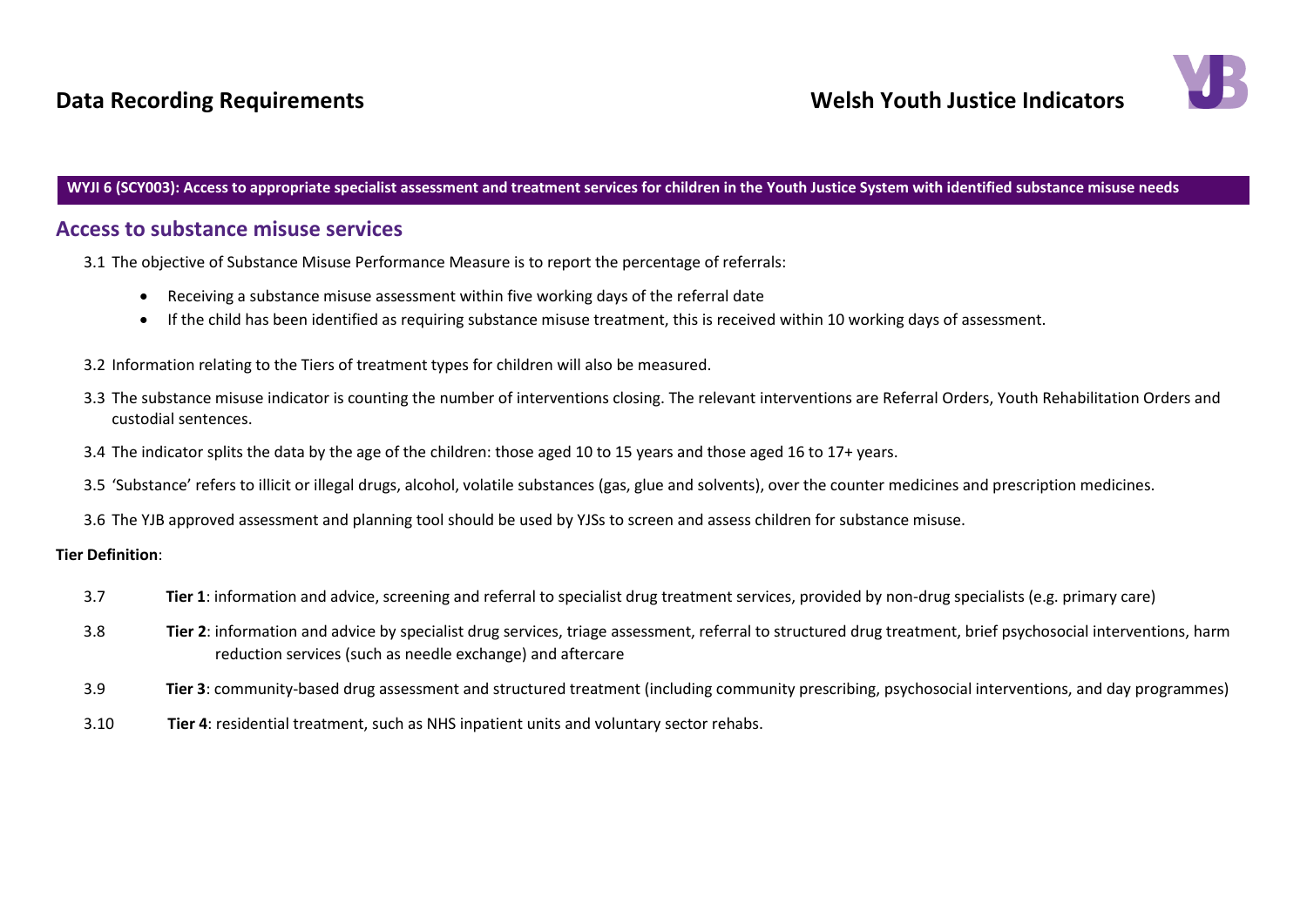**WYJI 6 (SCY003): Access to appropriate specialist assessment and treatment services for children in the Youth Justice System with identified substance misuse needs**

## Access to substance misuse services

3.1 The objective of Substance Misuse Performance Measure is to report the percentage of referrals:

- Receiving a substance misuse assessment within five working days of the referral date
- If the child has been identified as requiring substance misuse treatment, this is received within 10 working days of assessment.

3.2 Information relating to the Tiers of treatment types for children will also be measured.

3.3 The substance misuse indicator is counting the number of interventions closing. The relevant interventions are Referral Orders, Youth Rehabilitation Orders and custodial sentences.

3.4 The indicator splits the data by the age of the children: those aged 10 to 15 years and those aged 16 to 17+ years.

3.5 'Substance' refers to illicit or illegal drugs, alcohol, volatile substances (gas, glue and solvents), over the counter medicines and prescription medicines.

3.6 The YJB approved assessment and planning tool should be used by YJSs to screen and assess children for substance misuse.

**Tier Definition**:

3.7 **Tier 1**: information and advice, screening and referral to specialist drug treatment services, provided by non-drug specialists (e.g. primary care)

3.8 **Tier 2**: information and advice by specialist drug services, triage assessment, referral to structured drug treatment, brief psychosocial interventions, harm reduction services (such as needle exchange) and aftercare

3.9 **Tier 3**: community-based drug assessment and structured treatment (including community prescribing, psychosocial interventions, and day programmes)

3.10 **Tier 4**: residential treatment, such as NHS inpatient units and voluntary sector rehabs.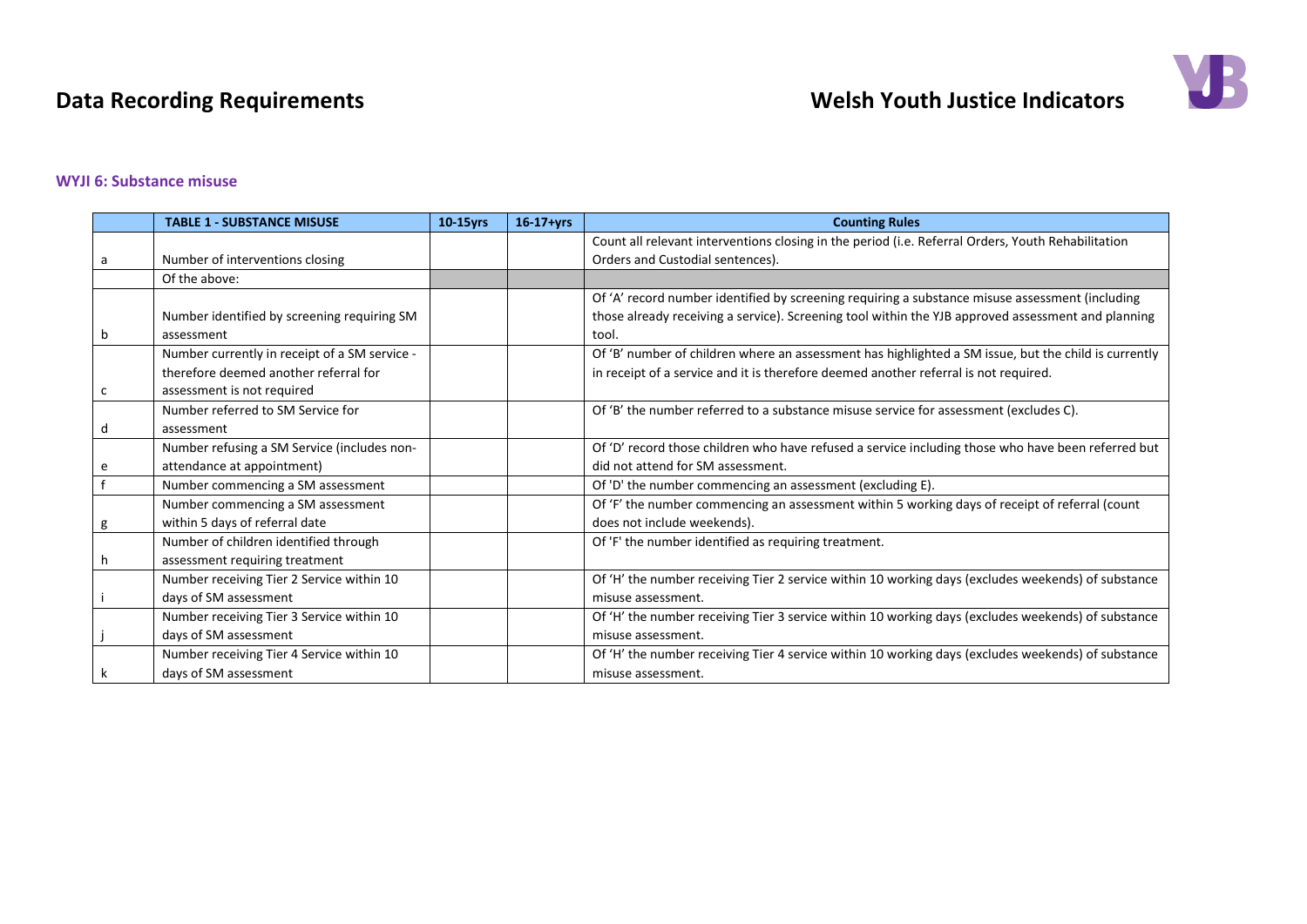## WYJI 6: Substance misuse

| | TABLE 1 - SUBSTANCE MISUSE | 10-15yrs | 16-17+yrs | Counting Rules |
|---|---|---|---|---|
| a | Number of interventions closing | | | Count all relevant interventions closing in the period (i.e. Referral Orders, Youth Rehabilitation Orders and Custodial sentences). |
| | Of the above: | | | |
| b | Number identified by screening requiring SM assessment | | | Of 'A' record number identified by screening requiring a substance misuse assessment (including those already receiving a service). Screening tool within the YJB approved assessment and planning tool. |
| c | Number currently in receipt of a SM service - therefore deemed another referral for assessment is not required | | | Of 'B' number of children where an assessment has highlighted a SM issue, but the child is currently in receipt of a service and it is therefore deemed another referral is not required. |
| d | Number referred to SM Service for assessment | | | Of 'B' the number referred to a substance misuse service for assessment (excludes C). |
| e | Number refusing a SM Service (includes non-attendance at appointment) | | | Of 'D' record those children who have refused a service including those who have been referred but did not attend for SM assessment. |
| f | Number commencing a SM assessment | | | Of 'D' the number commencing an assessment (excluding E). |
| g | Number commencing a SM assessment within 5 days of referral date | | | Of 'F' the number commencing an assessment within 5 working days of receipt of referral (count does not include weekends). |
| h | Number of children identified through assessment requiring treatment | | | Of 'F' the number identified as requiring treatment. |
| i | Number receiving Tier 2 Service within 10 days of SM assessment | | | Of 'H' the number receiving Tier 2 service within 10 working days (excludes weekends) of substance misuse assessment. |
| j | Number receiving Tier 3 Service within 10 days of SM assessment | | | Of 'H' the number receiving Tier 3 service within 10 working days (excludes weekends) of substance misuse assessment. |
| k | Number receiving Tier 4 Service within 10 days of SM assessment | | | Of 'H' the number receiving Tier 4 service within 10 working days (excludes weekends) of substance misuse assessment. |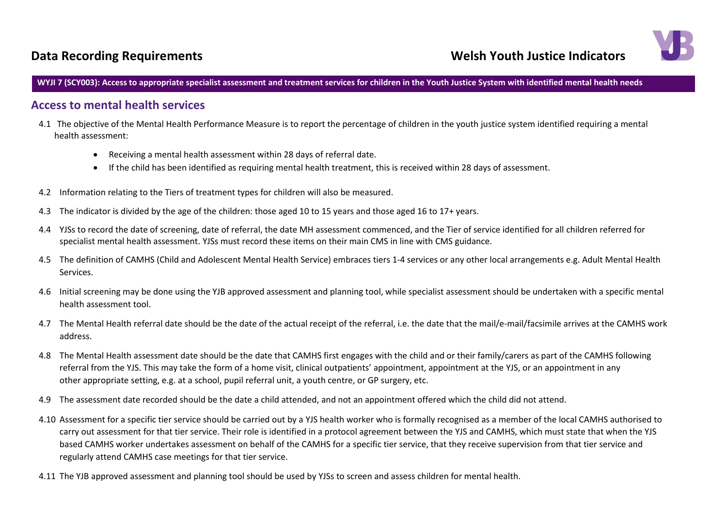**WYJI 7 (SCY003): Access to appropriate specialist assessment and treatment services for children in the Youth Justice System with identified mental health needs**

## Access to mental health services

4.1 The objective of the Mental Health Performance Measure is to report the percentage of children in the youth justice system identified requiring a mental health assessment:

- Receiving a mental health assessment within 28 days of referral date.
- If the child has been identified as requiring mental health treatment, this is received within 28 days of assessment.

4.2 Information relating to the Tiers of treatment types for children will also be measured.

4.3 The indicator is divided by the age of the children: those aged 10 to 15 years and those aged 16 to 17+ years.

4.4 YJSs to record the date of screening, date of referral, the date MH assessment commenced, and the Tier of service identified for all children referred for specialist mental health assessment. YJSs must record these items on their main CMS in line with CMS guidance.

4.5 The definition of CAMHS (Child and Adolescent Mental Health Service) embraces tiers 1-4 services or any other local arrangements e.g. Adult Mental Health Services.

4.6 Initial screening may be done using the YJB approved assessment and planning tool, while specialist assessment should be undertaken with a specific mental health assessment tool.

4.7 The Mental Health referral date should be the date of the actual receipt of the referral, i.e. the date that the mail/e-mail/facsimile arrives at the CAMHS work address.

4.8 The Mental Health assessment date should be the date that CAMHS first engages with the child and or their family/carers as part of the CAMHS following referral from the YJS. This may take the form of a home visit, clinical outpatients' appointment, appointment at the YJS, or an appointment in any other appropriate setting, e.g. at a school, pupil referral unit, a youth centre, or GP surgery, etc.

4.9 The assessment date recorded should be the date a child attended, and not an appointment offered which the child did not attend.

4.10 Assessment for a specific tier service should be carried out by a YJS health worker who is formally recognised as a member of the local CAMHS authorised to carry out assessment for that tier service. Their role is identified in a protocol agreement between the YJS and CAMHS, which must state that when the YJS based CAMHS worker undertakes assessment on behalf of the CAMHS for a specific tier service, that they receive supervision from that tier service and regularly attend CAMHS case meetings for that tier service.

4.11 The YJB approved assessment and planning tool should be used by YJSs to screen and assess children for mental health.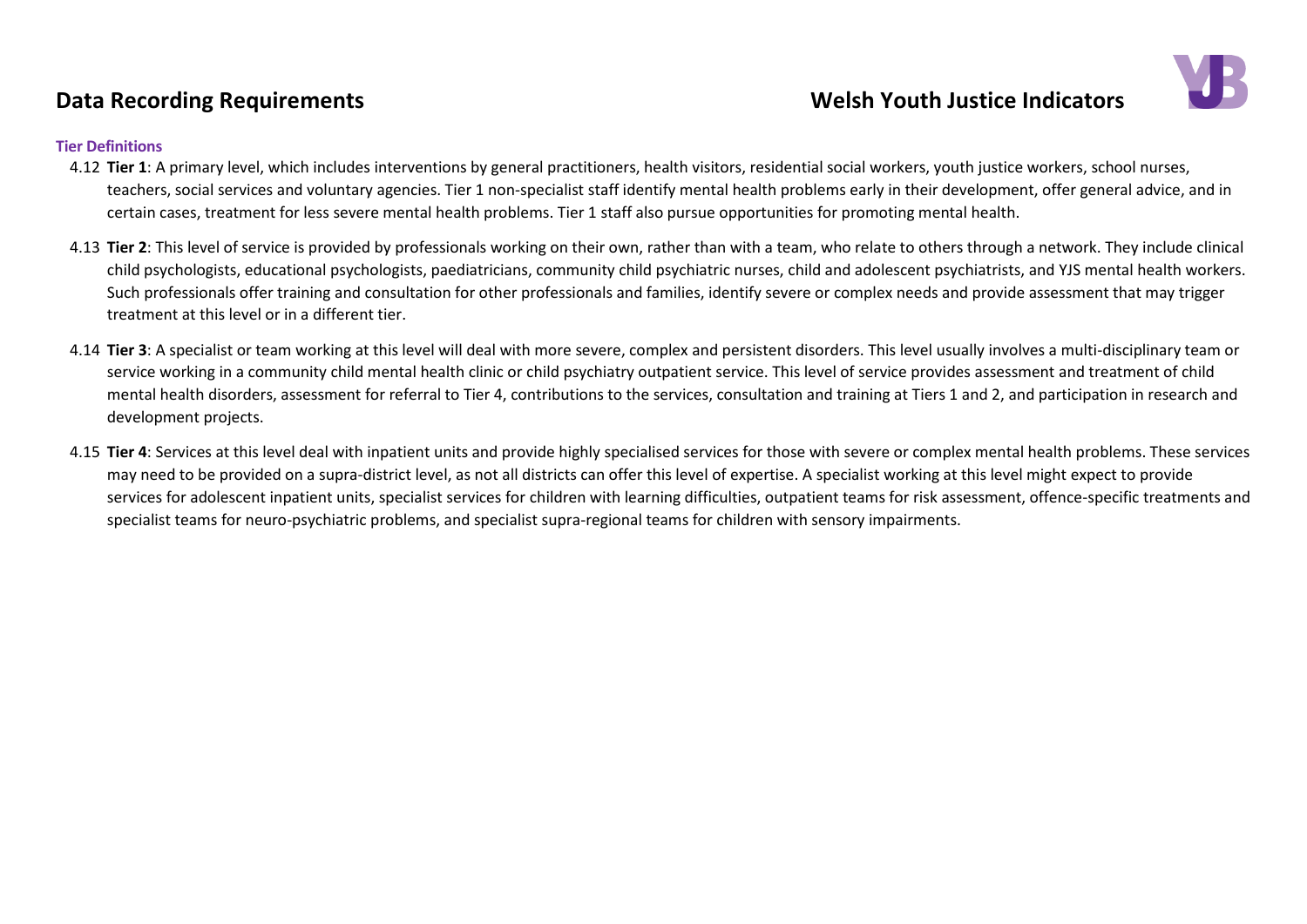### Tier Definitions

4.12 **Tier 1**: A primary level, which includes interventions by general practitioners, health visitors, residential social workers, youth justice workers, school nurses, teachers, social services and voluntary agencies. Tier 1 non-specialist staff identify mental health problems early in their development, offer general advice, and in certain cases, treatment for less severe mental health problems. Tier 1 staff also pursue opportunities for promoting mental health.

4.13 **Tier 2**: This level of service is provided by professionals working on their own, rather than with a team, who relate to others through a network. They include clinical child psychologists, educational psychologists, paediatricians, community child psychiatric nurses, child and adolescent psychiatrists, and YJS mental health workers. Such professionals offer training and consultation for other professionals and families, identify severe or complex needs and provide assessment that may trigger treatment at this level or in a different tier.

4.14 **Tier 3**: A specialist or team working at this level will deal with more severe, complex and persistent disorders. This level usually involves a multi-disciplinary team or service working in a community child mental health clinic or child psychiatry outpatient service. This level of service provides assessment and treatment of child mental health disorders, assessment for referral to Tier 4, contributions to the services, consultation and training at Tiers 1 and 2, and participation in research and development projects.

4.15 **Tier 4**: Services at this level deal with inpatient units and provide highly specialised services for those with severe or complex mental health problems. These services may need to be provided on a supra-district level, as not all districts can offer this level of expertise. A specialist working at this level might expect to provide services for adolescent inpatient units, specialist services for children with learning difficulties, outpatient teams for risk assessment, offence-specific treatments and specialist teams for neuro-psychiatric problems, and specialist supra-regional teams for children with sensory impairments.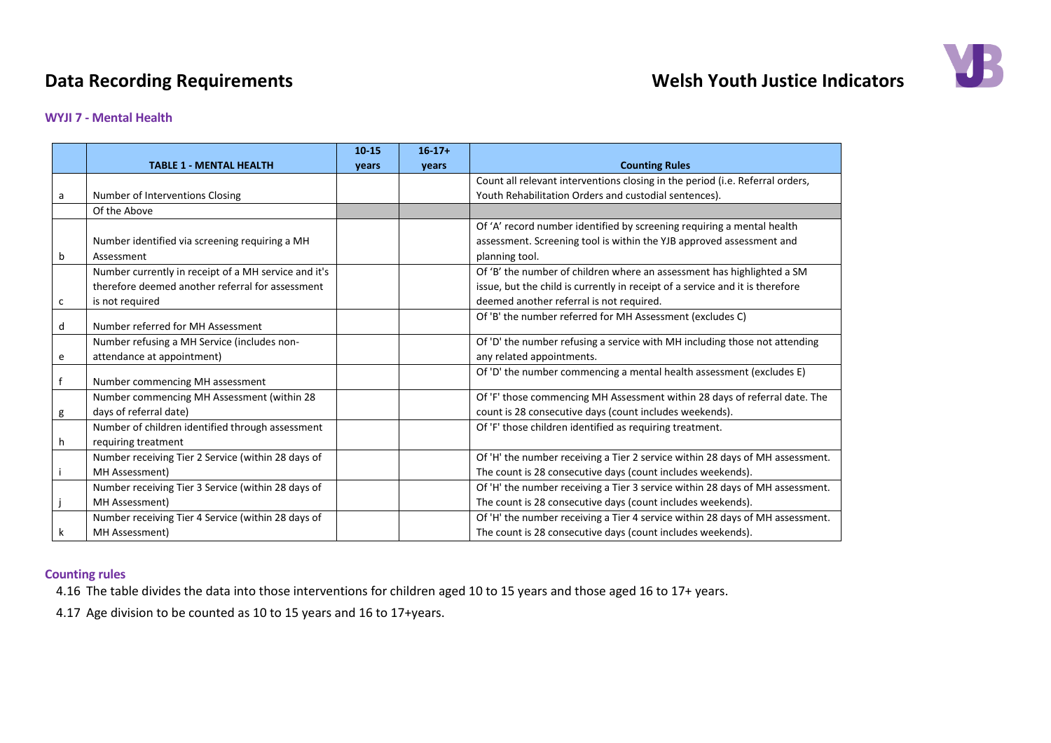# Data Recording Requirements

## Welsh Youth Justice Indicators

### WYJI 7 - Mental Health

| | TABLE 1 - MENTAL HEALTH | 10-15 years | 16-17+ years | Counting Rules |
|---|---|---|---|---|
| a | Number of Interventions Closing | | | Count all relevant interventions closing in the period (i.e. Referral orders, Youth Rehabilitation Orders and custodial sentences). |
| | Of the Above | | | |
| b | Number identified via screening requiring a MH Assessment | | | Of 'A' record number identified by screening requiring a mental health assessment. Screening tool is within the YJB approved assessment and planning tool. |
| c | Number currently in receipt of a MH service and it's therefore deemed another referral for assessment is not required | | | Of 'B' the number of children where an assessment has highlighted a SM issue, but the child is currently in receipt of a service and it is therefore deemed another referral is not required. |
| d | Number referred for MH Assessment | | | Of 'B' the number referred for MH Assessment (excludes C) |
| e | Number refusing a MH Service (includes non-attendance at appointment) | | | Of 'D' the number refusing a service with MH including those not attending any related appointments. |
| f | Number commencing MH assessment | | | Of 'D' the number commencing a mental health assessment (excludes E) |
| g | Number commencing MH Assessment (within 28 days of referral date) | | | Of 'F' those commencing MH Assessment within 28 days of referral date. The count is 28 consecutive days (count includes weekends). |
| h | Number of children identified through assessment requiring treatment | | | Of 'F' those children identified as requiring treatment. |
| i | Number receiving Tier 2 Service (within 28 days of MH Assessment) | | | Of 'H' the number receiving a Tier 2 service within 28 days of MH assessment. The count is 28 consecutive days (count includes weekends). |
| j | Number receiving Tier 3 Service (within 28 days of MH Assessment) | | | Of 'H' the number receiving a Tier 3 service within 28 days of MH assessment. The count is 28 consecutive days (count includes weekends). |
| k | Number receiving Tier 4 Service (within 28 days of MH Assessment) | | | Of 'H' the number receiving a Tier 4 service within 28 days of MH assessment. The count is 28 consecutive days (count includes weekends). |

### Counting rules

4.16 The table divides the data into those interventions for children aged 10 to 15 years and those aged 16 to 17+ years.

4.17 Age division to be counted as 10 to 15 years and 16 to 17+years.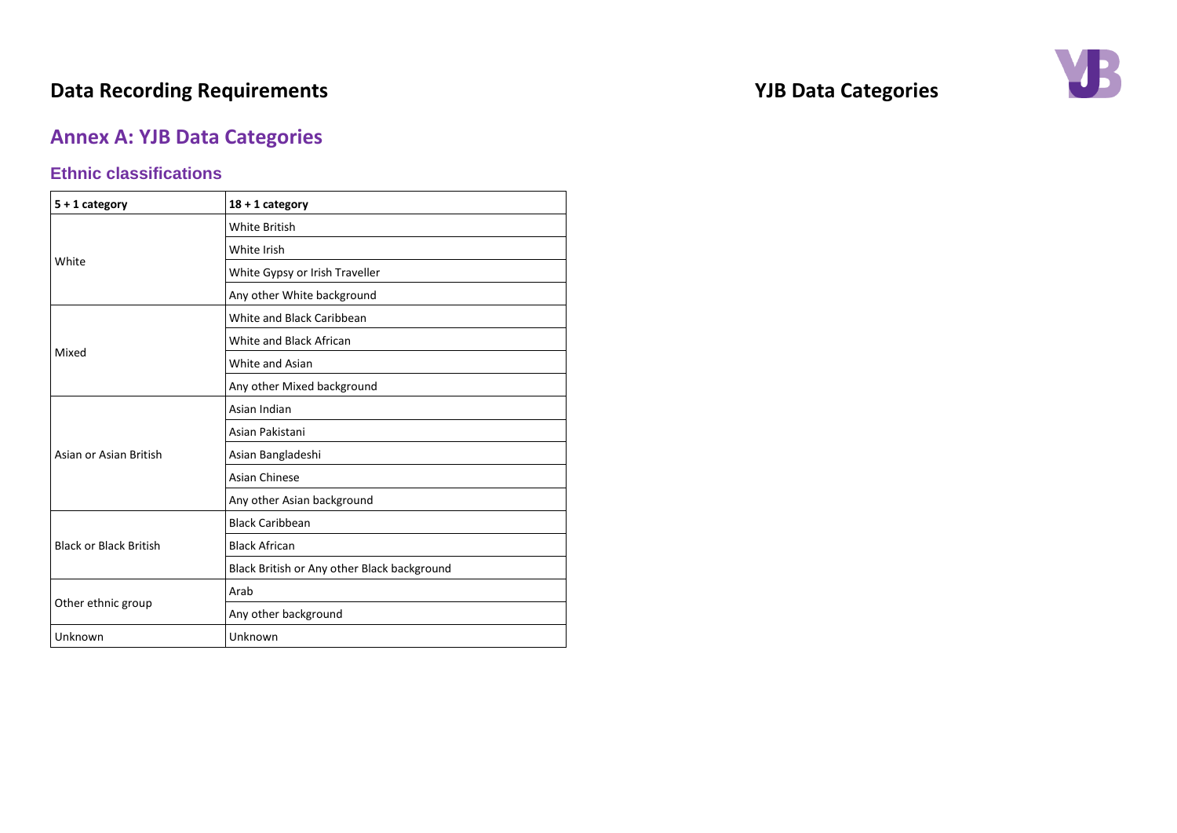## Annex A: YJB Data Categories

### Ethnic classifications

| 5 + 1 category | 18 + 1 category |
|---|---|
| White | White British |
| | White Irish |
| | White Gypsy or Irish Traveller |
| | Any other White background |
| Mixed | White and Black Caribbean |
| | White and Black African |
| | White and Asian |
| | Any other Mixed background |
| Asian or Asian British | Asian Indian |
| | Asian Pakistani |
| | Asian Bangladeshi |
| | Asian Chinese |
| | Any other Asian background |
| Black or Black British | Black Caribbean |
| | Black African |
| | Black British or Any other Black background |
| Other ethnic group | Arab |
| | Any other background |
| Unknown | Unknown |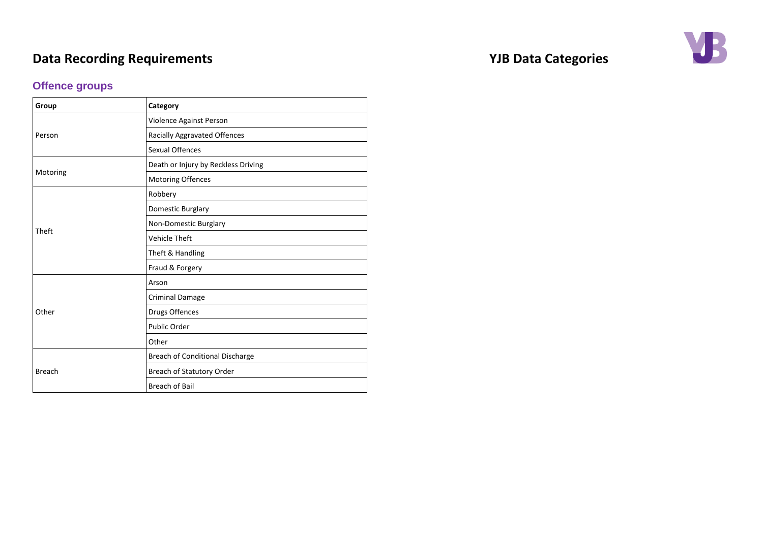# Data Recording Requirements

# YJB Data Categories

## Offence groups

| Group | Category |
|---|---|
| Person | Violence Against Person |
| | Racially Aggravated Offences |
| | Sexual Offences |
| Motoring | Death or Injury by Reckless Driving |
| | Motoring Offences |
| Theft | Robbery |
| | Domestic Burglary |
| | Non-Domestic Burglary |
| | Vehicle Theft |
| | Theft & Handling |
| | Fraud & Forgery |
| Other | Arson |
| | Criminal Damage |
| | Drugs Offences |
| | Public Order |
| | Other |
| Breach | Breach of Conditional Discharge |
| | Breach of Statutory Order |
| | Breach of Bail |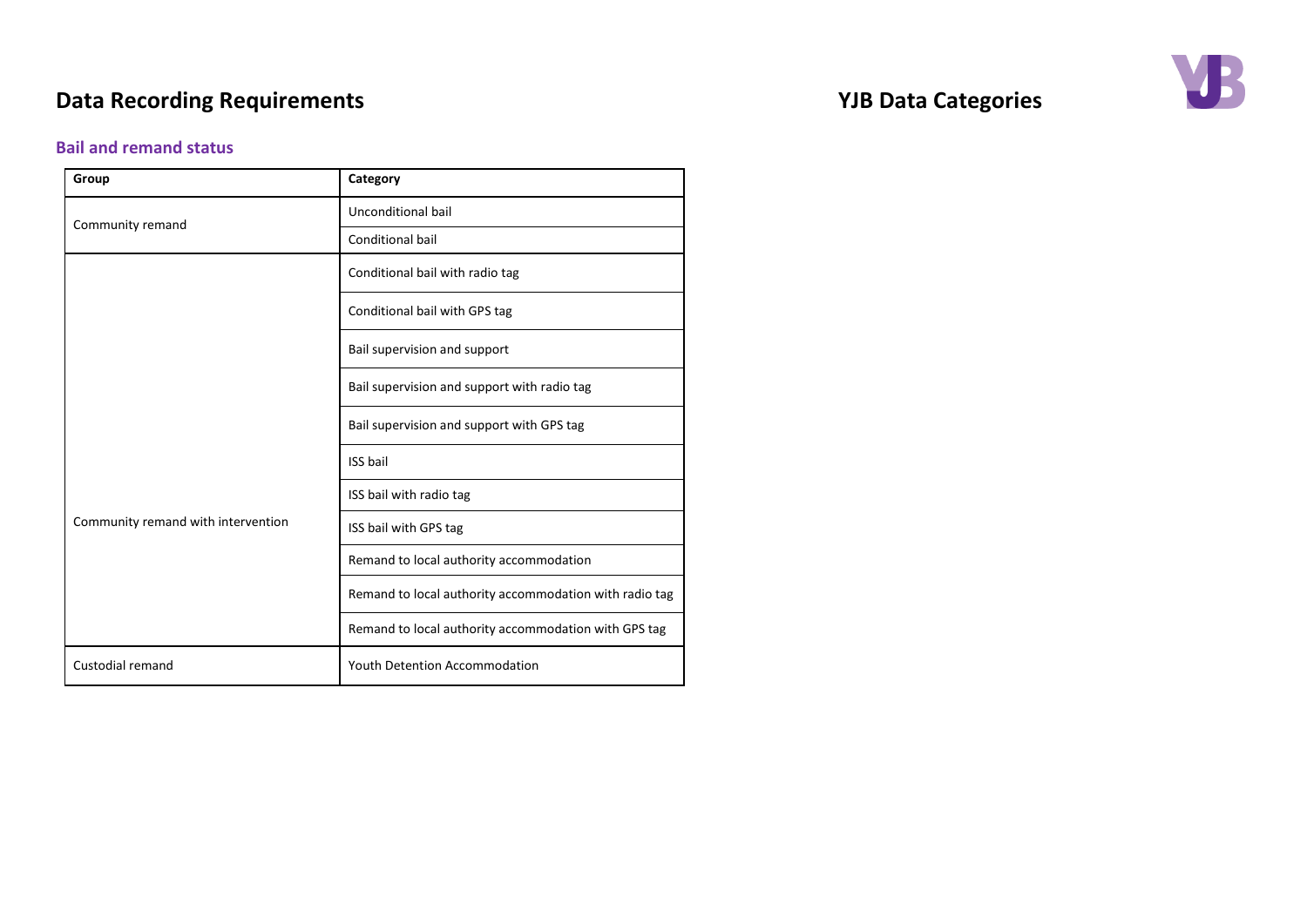# Data Recording Requirements

# YJB Data Categories

## Bail and remand status

| Group | Category |
|---|---|
| Community remand | Unconditional bail |
| | Conditional bail |
| Community remand with intervention | Conditional bail with radio tag |
| | Conditional bail with GPS tag |
| | Bail supervision and support |
| | Bail supervision and support with radio tag |
| | Bail supervision and support with GPS tag |
| | ISS bail |
| | ISS bail with radio tag |
| | ISS bail with GPS tag |
| | Remand to local authority accommodation |
| | Remand to local authority accommodation with radio tag |
| | Remand to local authority accommodation with GPS tag |
| Custodial remand | Youth Detention Accommodation |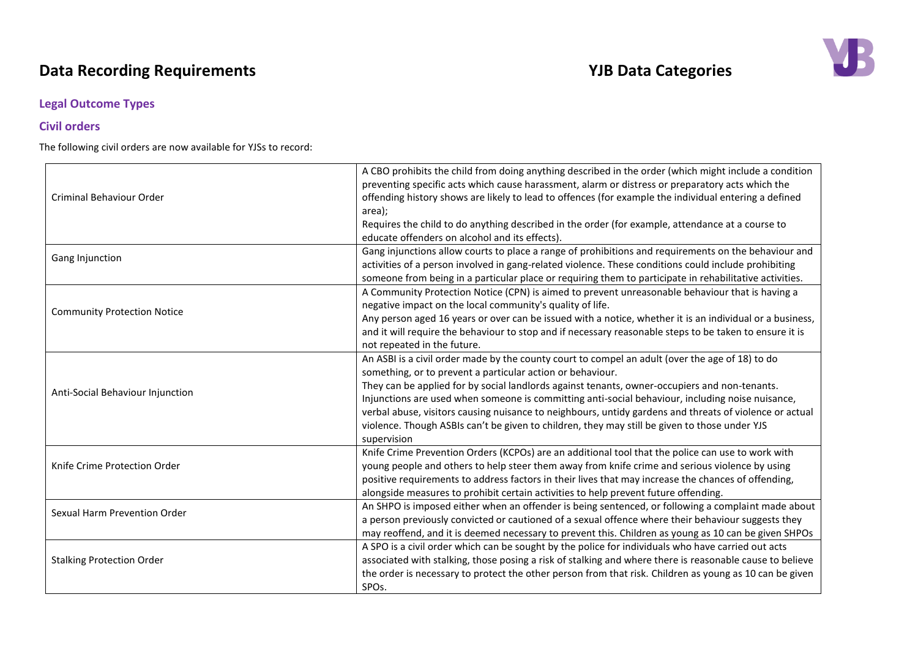# Data Recording Requirements

# YJB Data Categories

## Legal Outcome Types

## Civil orders

The following civil orders are now available for YJSs to record:

| | |
|---|---|
| Criminal Behaviour Order | A CBO prohibits the child from doing anything described in the order (which might include a condition preventing specific acts which cause harassment, alarm or distress or preparatory acts which the offending history shows are likely to lead to offences (for example the individual entering a defined area);<br>Requires the child to do anything described in the order (for example, attendance at a course to educate offenders on alcohol and its effects). |
| Gang Injunction | Gang injunctions allow courts to place a range of prohibitions and requirements on the behaviour and activities of a person involved in gang-related violence. These conditions could include prohibiting someone from being in a particular place or requiring them to participate in rehabilitative activities. |
| Community Protection Notice | A Community Protection Notice (CPN) is aimed to prevent unreasonable behaviour that is having a negative impact on the local community's quality of life.<br>Any person aged 16 years or over can be issued with a notice, whether it is an individual or a business, and it will require the behaviour to stop and if necessary reasonable steps to be taken to ensure it is not repeated in the future. |
| Anti-Social Behaviour Injunction | An ASBI is a civil order made by the county court to compel an adult (over the age of 18) to do something, or to prevent a particular action or behaviour.<br>They can be applied for by social landlords against tenants, owner-occupiers and non-tenants. Injunctions are used when someone is committing anti-social behaviour, including noise nuisance, verbal abuse, visitors causing nuisance to neighbours, untidy gardens and threats of violence or actual violence. Though ASBIs can't be given to children, they may still be given to those under YJS supervision |
| Knife Crime Protection Order | Knife Crime Prevention Orders (KCPOs) are an additional tool that the police can use to work with young people and others to help steer them away from knife crime and serious violence by using positive requirements to address factors in their lives that may increase the chances of offending, alongside measures to prohibit certain activities to help prevent future offending. |
| Sexual Harm Prevention Order | An SHPO is imposed either when an offender is being sentenced, or following a complaint made about a person previously convicted or cautioned of a sexual offence where their behaviour suggests they may reoffend, and it is deemed necessary to prevent this. Children as young as 10 can be given SHPOs |
| Stalking Protection Order | A SPO is a civil order which can be sought by the police for individuals who have carried out acts associated with stalking, those posing a risk of stalking and where there is reasonable cause to believe the order is necessary to protect the other person from that risk. Children as young as 10 can be given SPOs. |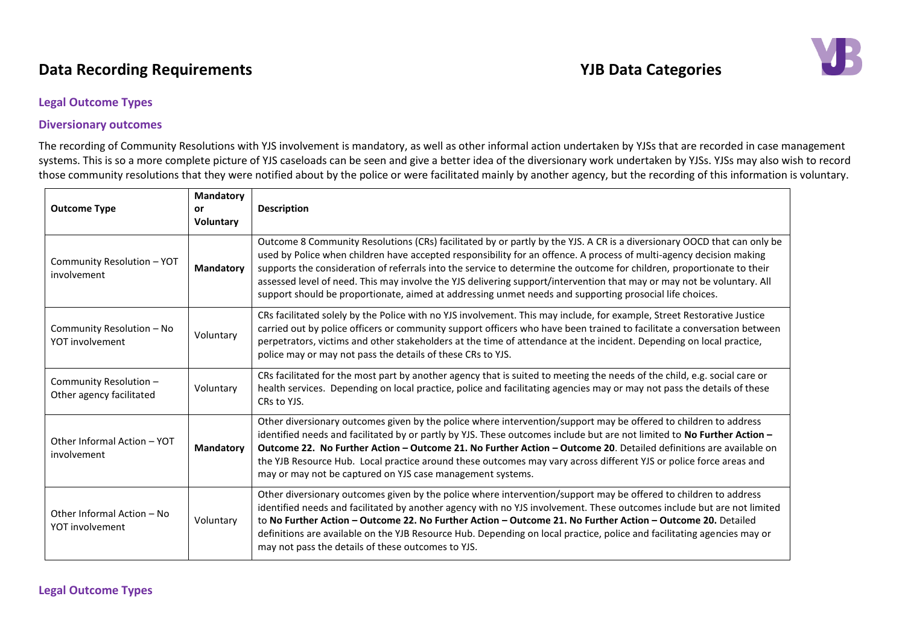# Data Recording Requirements

# YJB Data Categories

## Legal Outcome Types

### Diversionary outcomes

The recording of Community Resolutions with YJS involvement is mandatory, as well as other informal action undertaken by YJSs that are recorded in case management systems. This is so a more complete picture of YJS caseloads can be seen and give a better idea of the diversionary work undertaken by YJSs. YJSs may also wish to record those community resolutions that they were notified about by the police or were facilitated mainly by another agency, but the recording of this information is voluntary.

| Outcome Type | Mandatory or Voluntary | Description |
|---|---|---|
| Community Resolution – YOT involvement | **Mandatory** | Outcome 8 Community Resolutions (CRs) facilitated by or partly by the YJS. A CR is a diversionary OOCD that can only be used by Police when children have accepted responsibility for an offence. A process of multi-agency decision making supports the consideration of referrals into the service to determine the outcome for children, proportionate to their assessed level of need. This may involve the YJS delivering support/intervention that may or may not be voluntary. All support should be proportionate, aimed at addressing unmet needs and supporting prosocial life choices. |
| Community Resolution – No YOT involvement | Voluntary | CRs facilitated solely by the Police with no YJS involvement. This may include, for example, Street Restorative Justice carried out by police officers or community support officers who have been trained to facilitate a conversation between perpetrators, victims and other stakeholders at the time of attendance at the incident. Depending on local practice, police may or may not pass the details of these CRs to YJS. |
| Community Resolution – Other agency facilitated | Voluntary | CRs facilitated for the most part by another agency that is suited to meeting the needs of the child, e.g. social care or health services. Depending on local practice, police and facilitating agencies may or may not pass the details of these CRs to YJS. |
| Other Informal Action – YOT involvement | **Mandatory** | Other diversionary outcomes given by the police where intervention/support may be offered to children to address identified needs and facilitated by or partly by YJS. These outcomes include but are not limited to **No Further Action – Outcome 22. No Further Action – Outcome 21. No Further Action – Outcome 20**. Detailed definitions are available on the YJB Resource Hub. Local practice around these outcomes may vary across different YJS or police force areas and may or may not be captured on YJS case management systems. |
| Other Informal Action – No YOT involvement | Voluntary | Other diversionary outcomes given by the police where intervention/support may be offered to children to address identified needs and facilitated by another agency with no YJS involvement. These outcomes include but are not limited to **No Further Action – Outcome 22. No Further Action – Outcome 21. No Further Action – Outcome 20.** Detailed definitions are available on the YJB Resource Hub. Depending on local practice, police and facilitating agencies may or may not pass the details of these outcomes to YJS. |

## Legal Outcome Types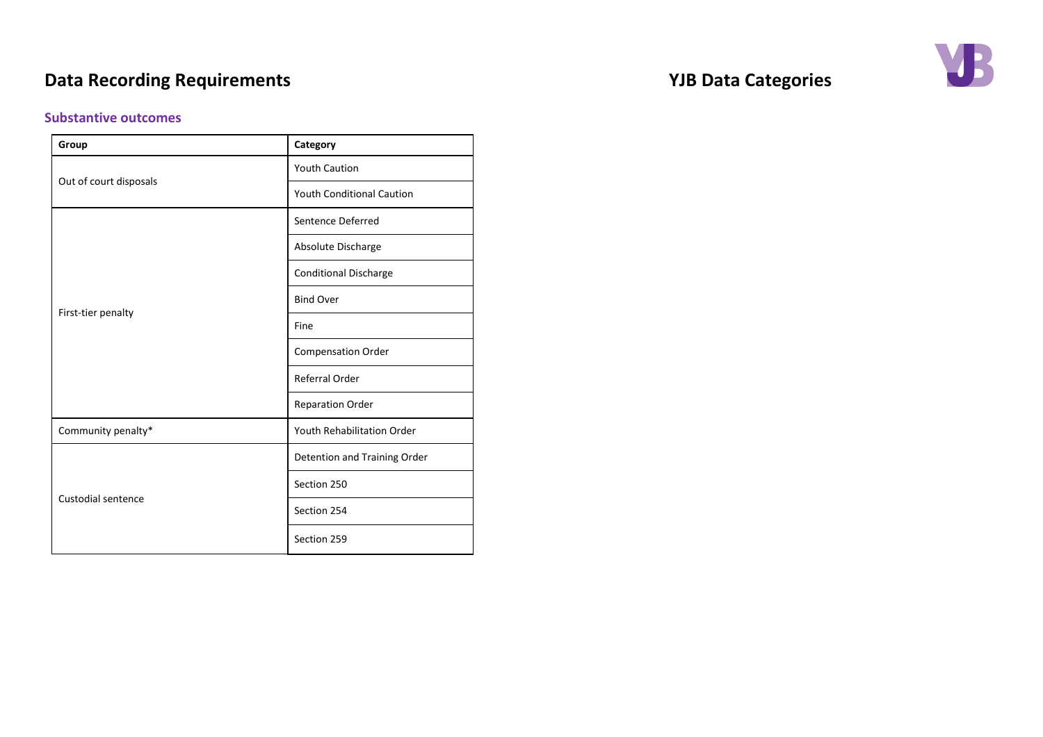# Data Recording Requirements

## YJB Data Categories

### Substantive outcomes

| Group | Category |
|---|---|
| Out of court disposals | Youth Caution |
| | Youth Conditional Caution |
| First-tier penalty | Sentence Deferred |
| | Absolute Discharge |
| | Conditional Discharge |
| | Bind Over |
| | Fine |
| | Compensation Order |
| | Referral Order |
| | Reparation Order |
| Community penalty* | Youth Rehabilitation Order |
| Custodial sentence | Detention and Training Order |
| | Section 250 |
| | Section 254 |
| | Section 259 |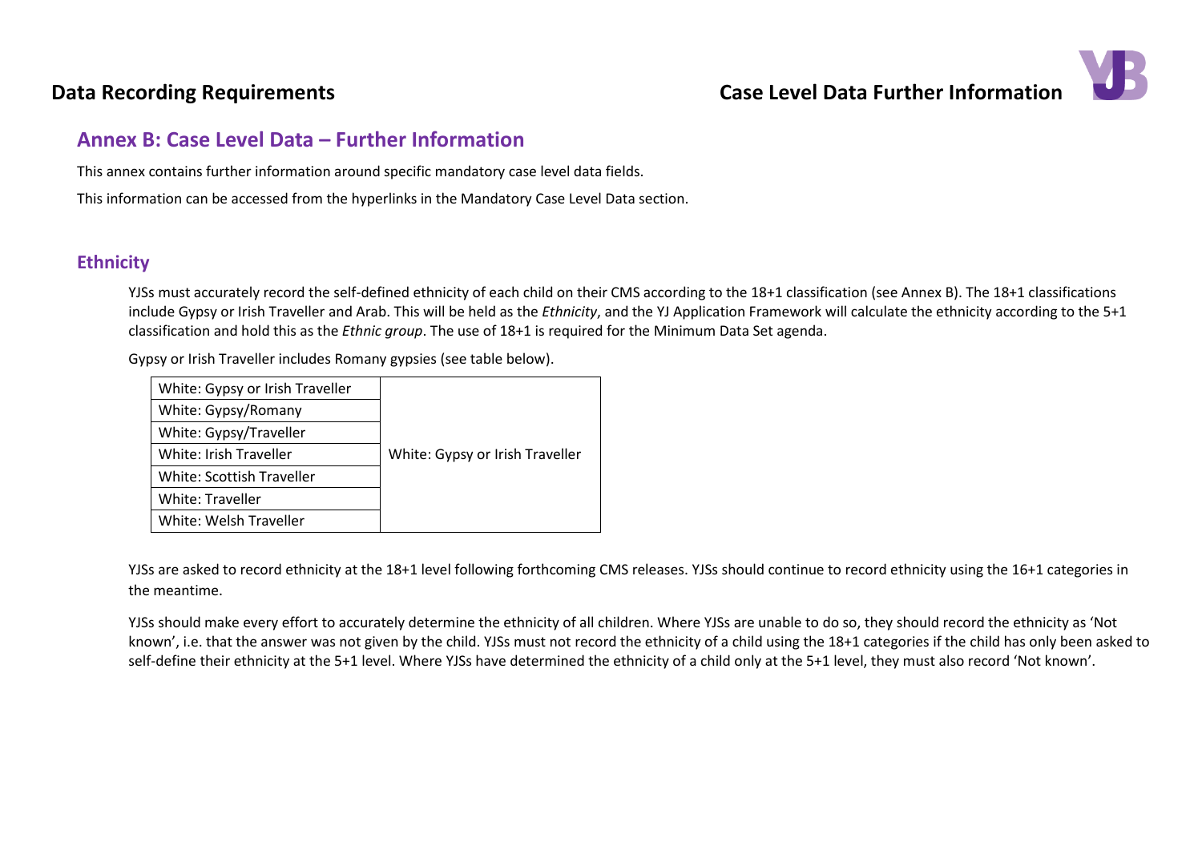## Annex B: Case Level Data – Further Information

This annex contains further information around specific mandatory case level data fields.

This information can be accessed from the hyperlinks in the Mandatory Case Level Data section.

### Ethnicity

YJSs must accurately record the self-defined ethnicity of each child on their CMS according to the 18+1 classification (see Annex B). The 18+1 classifications include Gypsy or Irish Traveller and Arab. This will be held as the *Ethnicity*, and the YJ Application Framework will calculate the ethnicity according to the 5+1 classification and hold this as the *Ethnic group*. The use of 18+1 is required for the Minimum Data Set agenda.

Gypsy or Irish Traveller includes Romany gypsies (see table below).

| | |
|---|---|
| White: Gypsy or Irish Traveller | White: Gypsy or Irish Traveller |
| White: Gypsy/Romany | |
| White: Gypsy/Traveller | |
| White: Irish Traveller | |
| White: Scottish Traveller | |
| White: Traveller | |
| White: Welsh Traveller | |

YJSs are asked to record ethnicity at the 18+1 level following forthcoming CMS releases. YJSs should continue to record ethnicity using the 16+1 categories in the meantime.

YJSs should make every effort to accurately determine the ethnicity of all children. Where YJSs are unable to do so, they should record the ethnicity as 'Not known', i.e. that the answer was not given by the child. YJSs must not record the ethnicity of a child using the 18+1 categories if the child has only been asked to self-define their ethnicity at the 5+1 level. Where YJSs have determined the ethnicity of a child only at the 5+1 level, they must also record 'Not known'.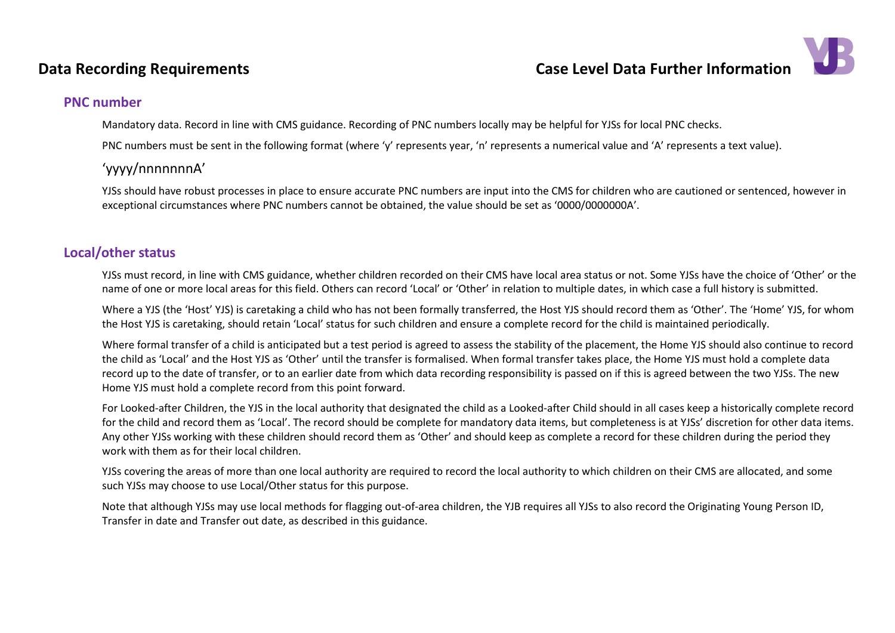## PNC number

Mandatory data. Record in line with CMS guidance. Recording of PNC numbers locally may be helpful for YJSs for local PNC checks.

PNC numbers must be sent in the following format (where 'y' represents year, 'n' represents a numerical value and 'A' represents a text value).

'yyyy/nnnnnnnA'

YJSs should have robust processes in place to ensure accurate PNC numbers are input into the CMS for children who are cautioned or sentenced, however in exceptional circumstances where PNC numbers cannot be obtained, the value should be set as '0000/0000000A'.

## Local/other status

YJSs must record, in line with CMS guidance, whether children recorded on their CMS have local area status or not. Some YJSs have the choice of 'Other' or the name of one or more local areas for this field. Others can record 'Local' or 'Other' in relation to multiple dates, in which case a full history is submitted.

Where a YJS (the 'Host' YJS) is caretaking a child who has not been formally transferred, the Host YJS should record them as 'Other'. The 'Home' YJS, for whom the Host YJS is caretaking, should retain 'Local' status for such children and ensure a complete record for the child is maintained periodically.

Where formal transfer of a child is anticipated but a test period is agreed to assess the stability of the placement, the Home YJS should also continue to record the child as 'Local' and the Host YJS as 'Other' until the transfer is formalised. When formal transfer takes place, the Home YJS must hold a complete data record up to the date of transfer, or to an earlier date from which data recording responsibility is passed on if this is agreed between the two YJSs. The new Home YJS must hold a complete record from this point forward.

For Looked-after Children, the YJS in the local authority that designated the child as a Looked-after Child should in all cases keep a historically complete record for the child and record them as 'Local'. The record should be complete for mandatory data items, but completeness is at YJSs' discretion for other data items. Any other YJSs working with these children should record them as 'Other' and should keep as complete a record for these children during the period they work with them as for their local children.

YJSs covering the areas of more than one local authority are required to record the local authority to which children on their CMS are allocated, and some such YJSs may choose to use Local/Other status for this purpose.

Note that although YJSs may use local methods for flagging out-of-area children, the YJB requires all YJSs to also record the Originating Young Person ID, Transfer in date and Transfer out date, as described in this guidance.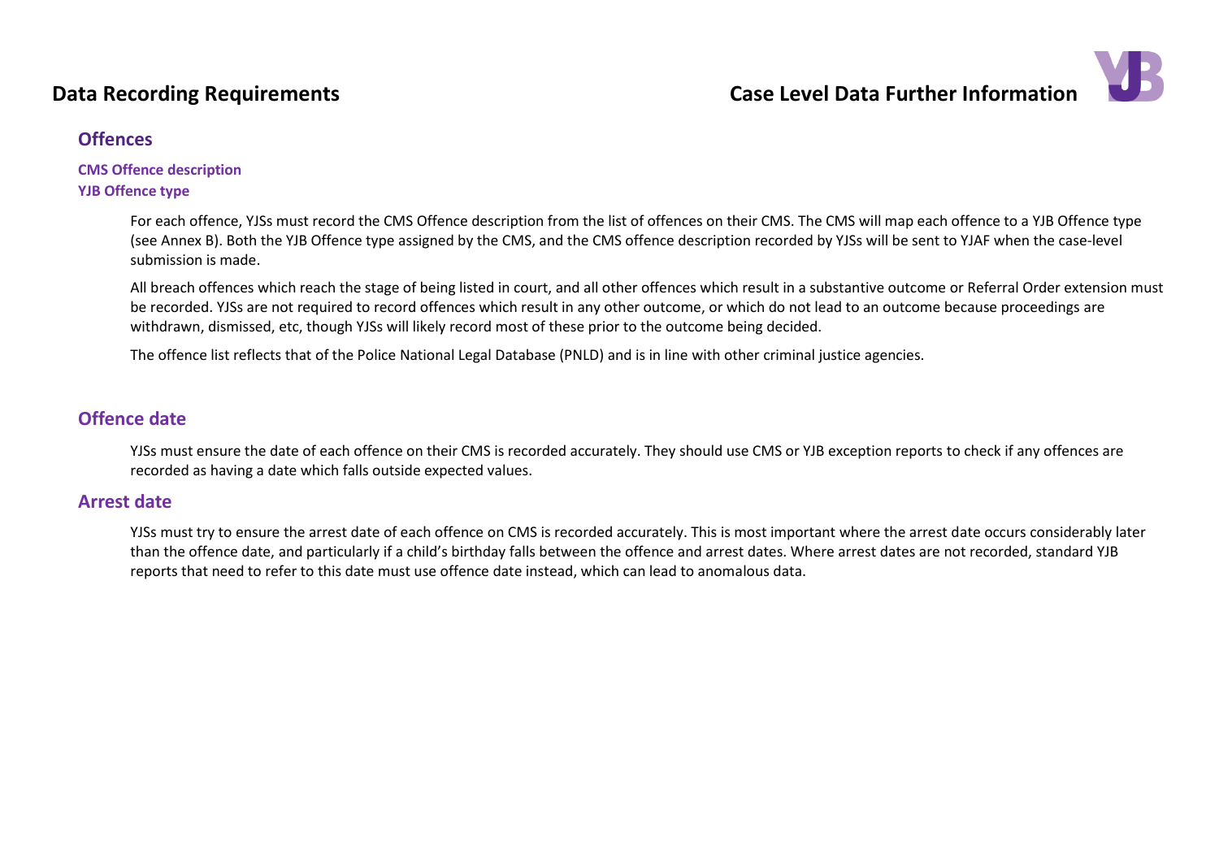## Offences

### CMS Offence description

### YJB Offence type

For each offence, YJSs must record the CMS Offence description from the list of offences on their CMS. The CMS will map each offence to a YJB Offence type (see Annex B). Both the YJB Offence type assigned by the CMS, and the CMS offence description recorded by YJSs will be sent to YJAF when the case-level submission is made.

All breach offences which reach the stage of being listed in court, and all other offences which result in a substantive outcome or Referral Order extension must be recorded. YJSs are not required to record offences which result in any other outcome, or which do not lead to an outcome because proceedings are withdrawn, dismissed, etc, though YJSs will likely record most of these prior to the outcome being decided.

The offence list reflects that of the Police National Legal Database (PNLD) and is in line with other criminal justice agencies.

## Offence date

YJSs must ensure the date of each offence on their CMS is recorded accurately. They should use CMS or YJB exception reports to check if any offences are recorded as having a date which falls outside expected values.

## Arrest date

YJSs must try to ensure the arrest date of each offence on CMS is recorded accurately. This is most important where the arrest date occurs considerably later than the offence date, and particularly if a child's birthday falls between the offence and arrest dates. Where arrest dates are not recorded, standard YJB reports that need to refer to this date must use offence date instead, which can lead to anomalous data.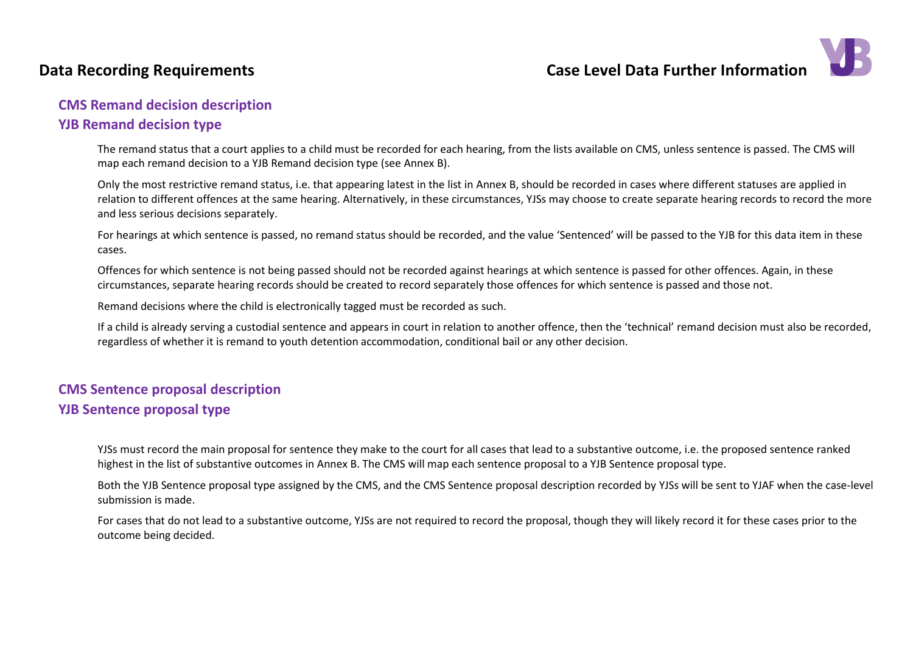## CMS Remand decision description

## YJB Remand decision type

The remand status that a court applies to a child must be recorded for each hearing, from the lists available on CMS, unless sentence is passed. The CMS will map each remand decision to a YJB Remand decision type (see Annex B).

Only the most restrictive remand status, i.e. that appearing latest in the list in Annex B, should be recorded in cases where different statuses are applied in relation to different offences at the same hearing. Alternatively, in these circumstances, YJSs may choose to create separate hearing records to record the more and less serious decisions separately.

For hearings at which sentence is passed, no remand status should be recorded, and the value 'Sentenced' will be passed to the YJB for this data item in these cases.

Offences for which sentence is not being passed should not be recorded against hearings at which sentence is passed for other offences. Again, in these circumstances, separate hearing records should be created to record separately those offences for which sentence is passed and those not.

Remand decisions where the child is electronically tagged must be recorded as such.

If a child is already serving a custodial sentence and appears in court in relation to another offence, then the 'technical' remand decision must also be recorded, regardless of whether it is remand to youth detention accommodation, conditional bail or any other decision.

## CMS Sentence proposal description

## YJB Sentence proposal type

YJSs must record the main proposal for sentence they make to the court for all cases that lead to a substantive outcome, i.e. the proposed sentence ranked highest in the list of substantive outcomes in Annex B. The CMS will map each sentence proposal to a YJB Sentence proposal type.

Both the YJB Sentence proposal type assigned by the CMS, and the CMS Sentence proposal description recorded by YJSs will be sent to YJAF when the case-level submission is made.

For cases that do not lead to a substantive outcome, YJSs are not required to record the proposal, though they will likely record it for these cases prior to the outcome being decided.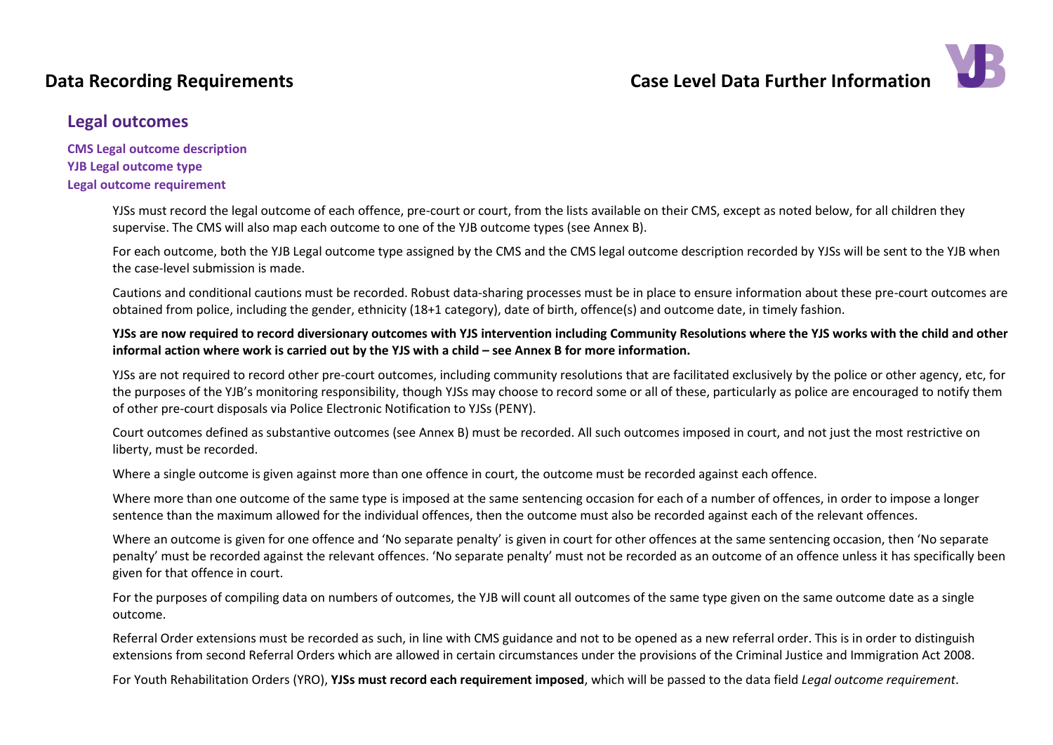## Legal outcomes

**CMS Legal outcome description**
**YJB Legal outcome type**
**Legal outcome requirement**

YJSs must record the legal outcome of each offence, pre-court or court, from the lists available on their CMS, except as noted below, for all children they supervise. The CMS will also map each outcome to one of the YJB outcome types (see Annex B).

For each outcome, both the YJB Legal outcome type assigned by the CMS and the CMS legal outcome description recorded by YJSs will be sent to the YJB when the case-level submission is made.

Cautions and conditional cautions must be recorded. Robust data-sharing processes must be in place to ensure information about these pre-court outcomes are obtained from police, including the gender, ethnicity (18+1 category), date of birth, offence(s) and outcome date, in timely fashion.

**YJSs are now required to record diversionary outcomes with YJS intervention including Community Resolutions where the YJS works with the child and other informal action where work is carried out by the YJS with a child – see Annex B for more information.**

YJSs are not required to record other pre-court outcomes, including community resolutions that are facilitated exclusively by the police or other agency, etc, for the purposes of the YJB's monitoring responsibility, though YJSs may choose to record some or all of these, particularly as police are encouraged to notify them of other pre-court disposals via Police Electronic Notification to YJSs (PENY).

Court outcomes defined as substantive outcomes (see Annex B) must be recorded. All such outcomes imposed in court, and not just the most restrictive on liberty, must be recorded.

Where a single outcome is given against more than one offence in court, the outcome must be recorded against each offence.

Where more than one outcome of the same type is imposed at the same sentencing occasion for each of a number of offences, in order to impose a longer sentence than the maximum allowed for the individual offences, then the outcome must also be recorded against each of the relevant offences.

Where an outcome is given for one offence and 'No separate penalty' is given in court for other offences at the same sentencing occasion, then 'No separate penalty' must be recorded against the relevant offences. 'No separate penalty' must not be recorded as an outcome of an offence unless it has specifically been given for that offence in court.

For the purposes of compiling data on numbers of outcomes, the YJB will count all outcomes of the same type given on the same outcome date as a single outcome.

Referral Order extensions must be recorded as such, in line with CMS guidance and not to be opened as a new referral order. This is in order to distinguish extensions from second Referral Orders which are allowed in certain circumstances under the provisions of the Criminal Justice and Immigration Act 2008.

For Youth Rehabilitation Orders (YRO), **YJSs must record each requirement imposed**, which will be passed to the data field *Legal outcome requirement*.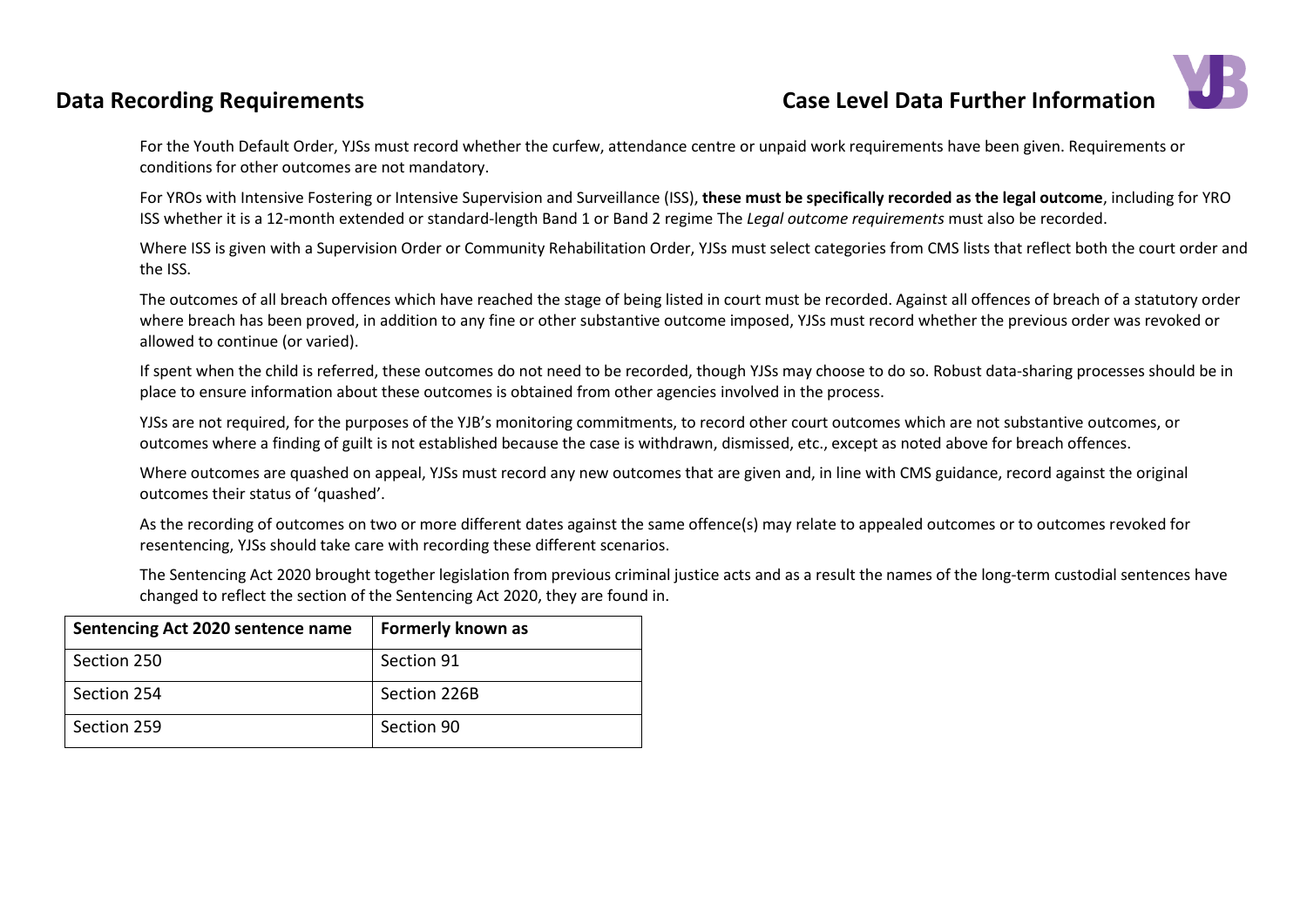For the Youth Default Order, YJSs must record whether the curfew, attendance centre or unpaid work requirements have been given. Requirements or conditions for other outcomes are not mandatory.

For YROs with Intensive Fostering or Intensive Supervision and Surveillance (ISS), **these must be specifically recorded as the legal outcome**, including for YRO ISS whether it is a 12-month extended or standard-length Band 1 or Band 2 regime The *Legal outcome requirements* must also be recorded.

Where ISS is given with a Supervision Order or Community Rehabilitation Order, YJSs must select categories from CMS lists that reflect both the court order and the ISS.

The outcomes of all breach offences which have reached the stage of being listed in court must be recorded. Against all offences of breach of a statutory order where breach has been proved, in addition to any fine or other substantive outcome imposed, YJSs must record whether the previous order was revoked or allowed to continue (or varied).

If spent when the child is referred, these outcomes do not need to be recorded, though YJSs may choose to do so. Robust data-sharing processes should be in place to ensure information about these outcomes is obtained from other agencies involved in the process.

YJSs are not required, for the purposes of the YJB's monitoring commitments, to record other court outcomes which are not substantive outcomes, or outcomes where a finding of guilt is not established because the case is withdrawn, dismissed, etc., except as noted above for breach offences.

Where outcomes are quashed on appeal, YJSs must record any new outcomes that are given and, in line with CMS guidance, record against the original outcomes their status of 'quashed'.

As the recording of outcomes on two or more different dates against the same offence(s) may relate to appealed outcomes or to outcomes revoked for resentencing, YJSs should take care with recording these different scenarios.

The Sentencing Act 2020 brought together legislation from previous criminal justice acts and as a result the names of the long-term custodial sentences have changed to reflect the section of the Sentencing Act 2020, they are found in.

| Sentencing Act 2020 sentence name | Formerly known as |
|---|---|
| Section 250 | Section 91 |
| Section 254 | Section 226B |
| Section 259 | Section 90 |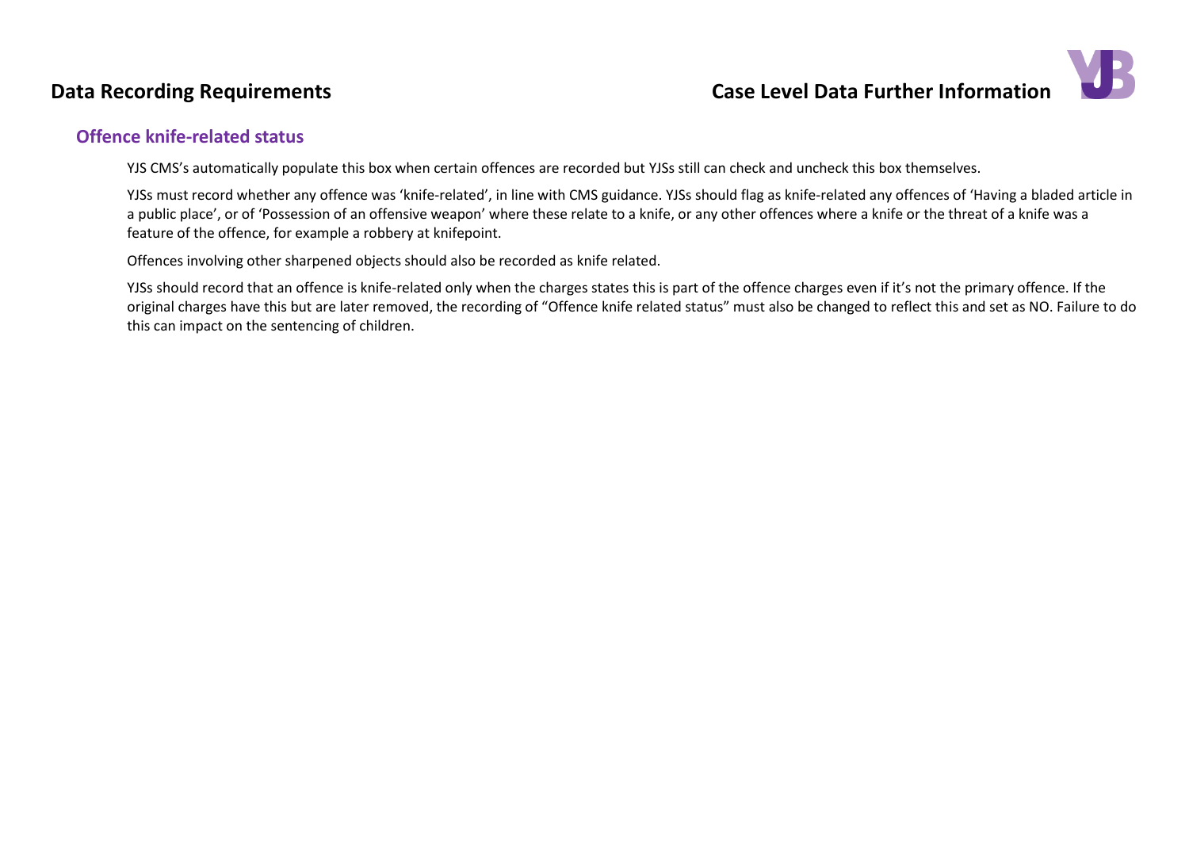## Offence knife-related status

YJS CMS's automatically populate this box when certain offences are recorded but YJSs still can check and uncheck this box themselves.

YJSs must record whether any offence was 'knife-related', in line with CMS guidance. YJSs should flag as knife-related any offences of 'Having a bladed article in a public place', or of 'Possession of an offensive weapon' where these relate to a knife, or any other offences where a knife or the threat of a knife was a feature of the offence, for example a robbery at knifepoint.

Offences involving other sharpened objects should also be recorded as knife related.

YJSs should record that an offence is knife-related only when the charges states this is part of the offence charges even if it's not the primary offence. If the original charges have this but are later removed, the recording of "Offence knife related status" must also be changed to reflect this and set as NO. Failure to do this can impact on the sentencing of children.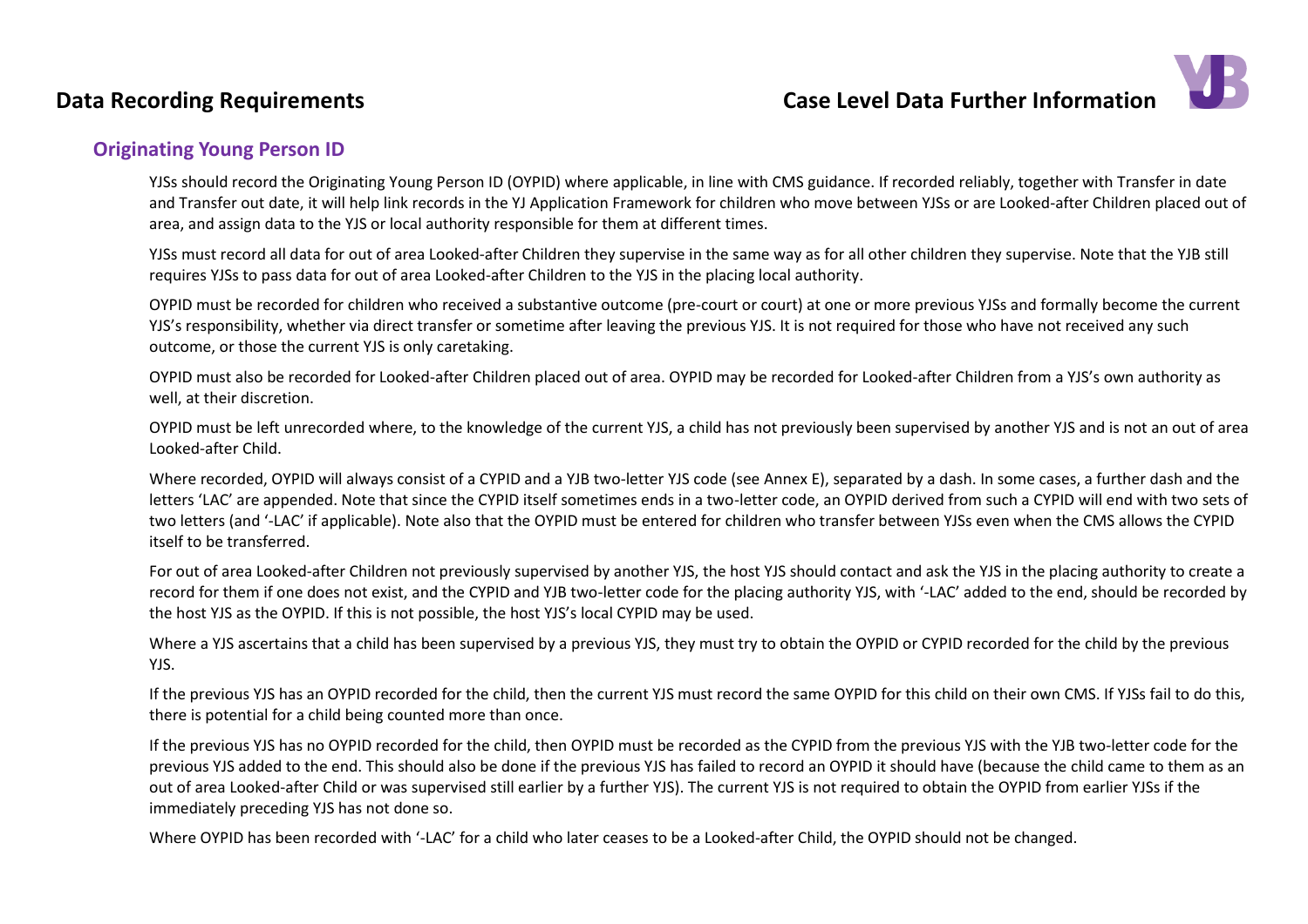## Originating Young Person ID

YJSs should record the Originating Young Person ID (OYPID) where applicable, in line with CMS guidance. If recorded reliably, together with Transfer in date and Transfer out date, it will help link records in the YJ Application Framework for children who move between YJSs or are Looked-after Children placed out of area, and assign data to the YJS or local authority responsible for them at different times.

YJSs must record all data for out of area Looked-after Children they supervise in the same way as for all other children they supervise. Note that the YJB still requires YJSs to pass data for out of area Looked-after Children to the YJS in the placing local authority.

OYPID must be recorded for children who received a substantive outcome (pre-court or court) at one or more previous YJSs and formally become the current YJS's responsibility, whether via direct transfer or sometime after leaving the previous YJS. It is not required for those who have not received any such outcome, or those the current YJS is only caretaking.

OYPID must also be recorded for Looked-after Children placed out of area. OYPID may be recorded for Looked-after Children from a YJS's own authority as well, at their discretion.

OYPID must be left unrecorded where, to the knowledge of the current YJS, a child has not previously been supervised by another YJS and is not an out of area Looked-after Child.

Where recorded, OYPID will always consist of a CYPID and a YJB two-letter YJS code (see Annex E), separated by a dash. In some cases, a further dash and the letters 'LAC' are appended. Note that since the CYPID itself sometimes ends in a two-letter code, an OYPID derived from such a CYPID will end with two sets of two letters (and '-LAC' if applicable). Note also that the OYPID must be entered for children who transfer between YJSs even when the CMS allows the CYPID itself to be transferred.

For out of area Looked-after Children not previously supervised by another YJS, the host YJS should contact and ask the YJS in the placing authority to create a record for them if one does not exist, and the CYPID and YJB two-letter code for the placing authority YJS, with '-LAC' added to the end, should be recorded by the host YJS as the OYPID. If this is not possible, the host YJS's local CYPID may be used.

Where a YJS ascertains that a child has been supervised by a previous YJS, they must try to obtain the OYPID or CYPID recorded for the child by the previous YJS.

If the previous YJS has an OYPID recorded for the child, then the current YJS must record the same OYPID for this child on their own CMS. If YJSs fail to do this, there is potential for a child being counted more than once.

If the previous YJS has no OYPID recorded for the child, then OYPID must be recorded as the CYPID from the previous YJS with the YJB two-letter code for the previous YJS added to the end. This should also be done if the previous YJS has failed to record an OYPID it should have (because the child came to them as an out of area Looked-after Child or was supervised still earlier by a further YJS). The current YJS is not required to obtain the OYPID from earlier YJSs if the immediately preceding YJS has not done so.

Where OYPID has been recorded with '-LAC' for a child who later ceases to be a Looked-after Child, the OYPID should not be changed.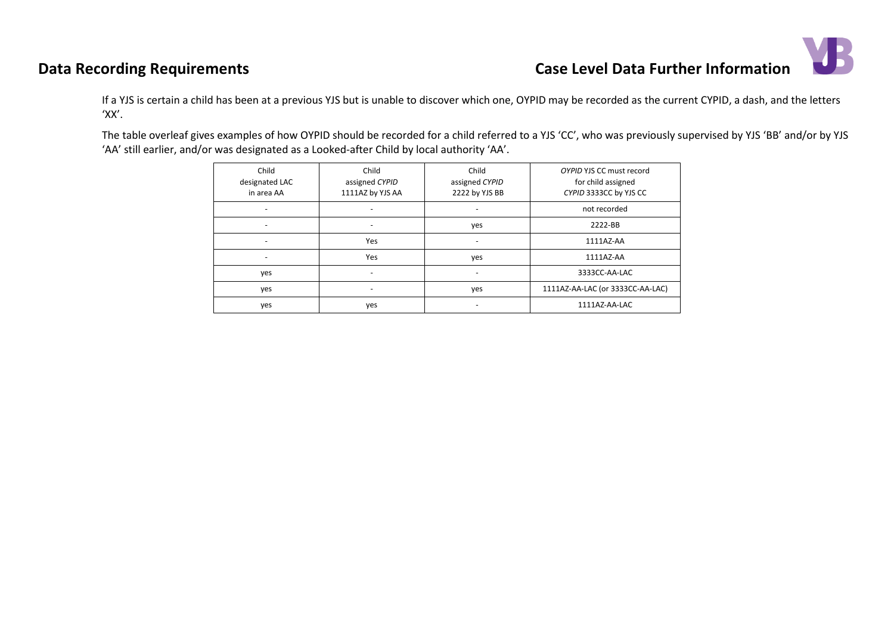If a YJS is certain a child has been at a previous YJS but is unable to discover which one, OYPID may be recorded as the current CYPID, a dash, and the letters 'XX'.

The table overleaf gives examples of how OYPID should be recorded for a child referred to a YJS 'CC', who was previously supervised by YJS 'BB' and/or by YJS 'AA' still earlier, and/or was designated as a Looked-after Child by local authority 'AA'.

| Child designated LAC in area AA | Child assigned *CYPID* 1111AZ by YJS AA | Child assigned *CYPID* 2222 by YJS BB | *OYPID* YJS CC must record for child assigned *CYPID* 3333CC by YJS CC |
|---|---|---|---|
| - | - | - | not recorded |
| - | - | yes | 2222-BB |
| - | Yes | - | 1111AZ-AA |
| - | Yes | yes | 1111AZ-AA |
| yes | - | - | 3333CC-AA-LAC |
| yes | - | yes | 1111AZ-AA-LAC (or 3333CC-AA-LAC) |
| yes | yes | - | 1111AZ-AA-LAC |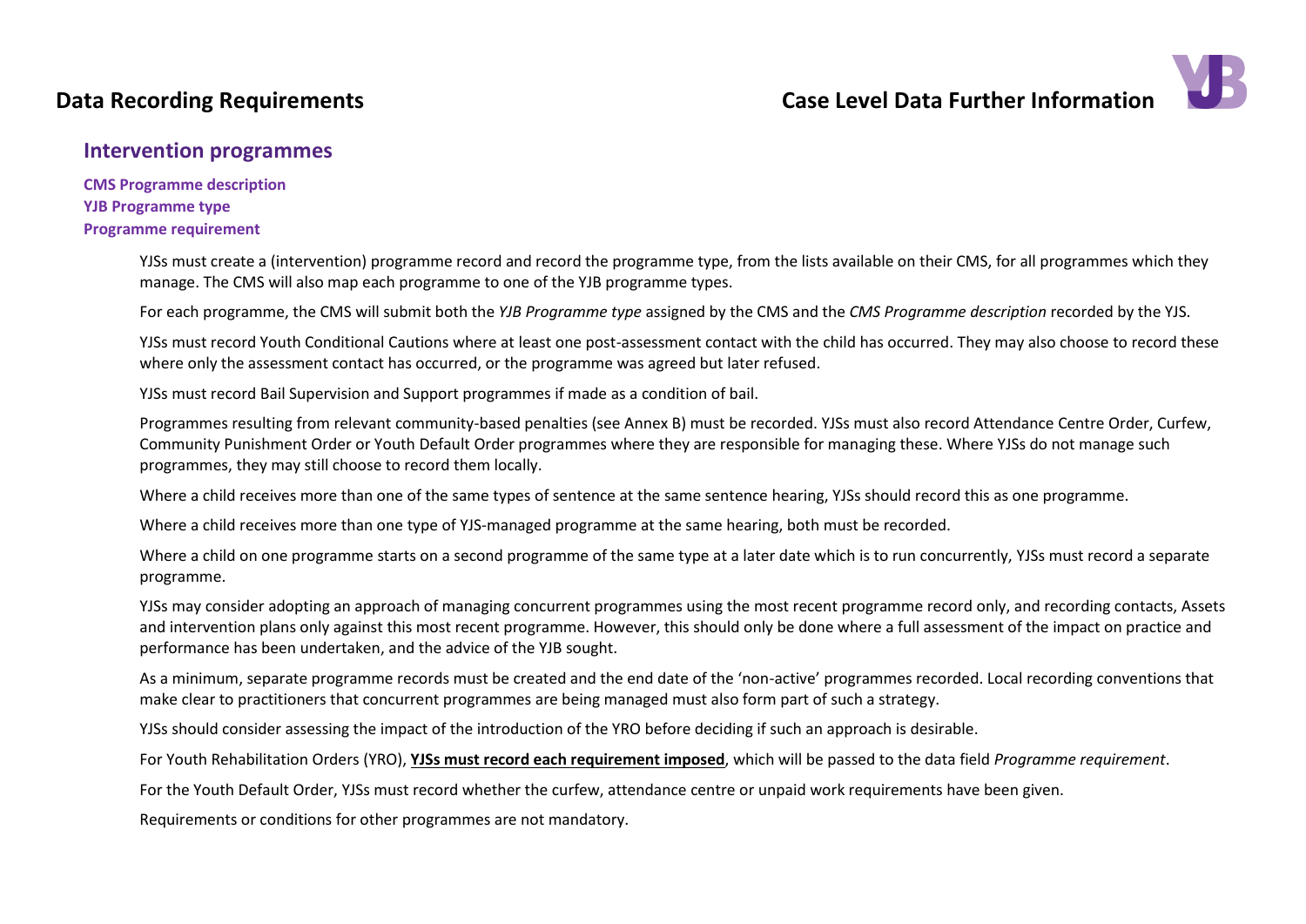## Intervention programmes

**CMS Programme description**
**YJB Programme type**
**Programme requirement**

YJSs must create a (intervention) programme record and record the programme type, from the lists available on their CMS, for all programmes which they manage. The CMS will also map each programme to one of the YJB programme types.

For each programme, the CMS will submit both the *YJB Programme type* assigned by the CMS and the *CMS Programme description* recorded by the YJS.

YJSs must record Youth Conditional Cautions where at least one post-assessment contact with the child has occurred. They may also choose to record these where only the assessment contact has occurred, or the programme was agreed but later refused.

YJSs must record Bail Supervision and Support programmes if made as a condition of bail.

Programmes resulting from relevant community-based penalties (see Annex B) must be recorded. YJSs must also record Attendance Centre Order, Curfew, Community Punishment Order or Youth Default Order programmes where they are responsible for managing these. Where YJSs do not manage such programmes, they may still choose to record them locally.

Where a child receives more than one of the same types of sentence at the same sentence hearing, YJSs should record this as one programme.

Where a child receives more than one type of YJS-managed programme at the same hearing, both must be recorded.

Where a child on one programme starts on a second programme of the same type at a later date which is to run concurrently, YJSs must record a separate programme.

YJSs may consider adopting an approach of managing concurrent programmes using the most recent programme record only, and recording contacts, Assets and intervention plans only against this most recent programme. However, this should only be done where a full assessment of the impact on practice and performance has been undertaken, and the advice of the YJB sought.

As a minimum, separate programme records must be created and the end date of the 'non-active' programmes recorded. Local recording conventions that make clear to practitioners that concurrent programmes are being managed must also form part of such a strategy.

YJSs should consider assessing the impact of the introduction of the YRO before deciding if such an approach is desirable.

For Youth Rehabilitation Orders (YRO), **YJSs must record each requirement imposed**, which will be passed to the data field *Programme requirement*.

For the Youth Default Order, YJSs must record whether the curfew, attendance centre or unpaid work requirements have been given.

Requirements or conditions for other programmes are not mandatory.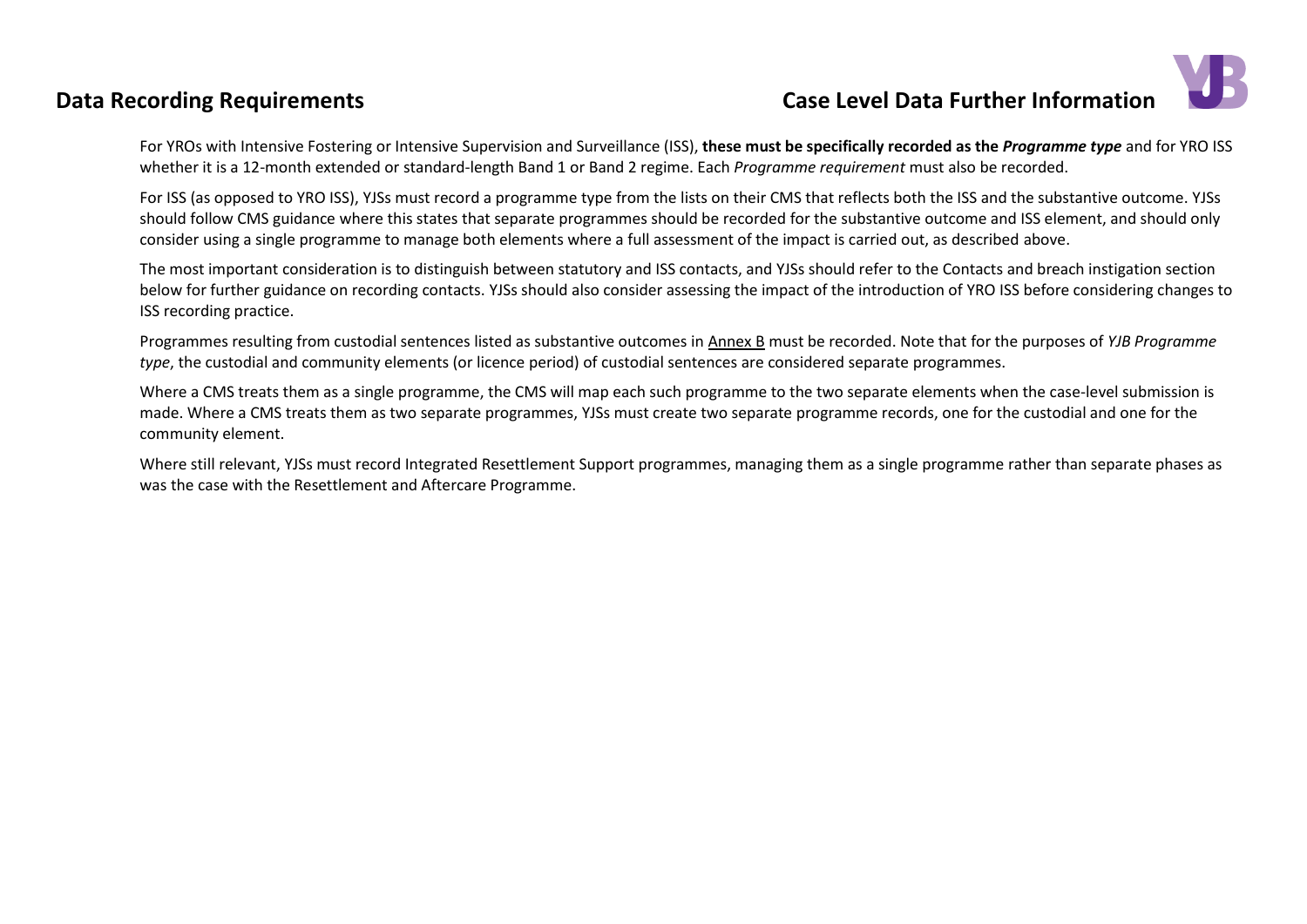For YROs with Intensive Fostering or Intensive Supervision and Surveillance (ISS), **these must be specifically recorded as the *Programme type*** and for YRO ISS whether it is a 12-month extended or standard-length Band 1 or Band 2 regime. Each *Programme requirement* must also be recorded.

For ISS (as opposed to YRO ISS), YJSs must record a programme type from the lists on their CMS that reflects both the ISS and the substantive outcome. YJSs should follow CMS guidance where this states that separate programmes should be recorded for the substantive outcome and ISS element, and should only consider using a single programme to manage both elements where a full assessment of the impact is carried out, as described above.

The most important consideration is to distinguish between statutory and ISS contacts, and YJSs should refer to the Contacts and breach instigation section below for further guidance on recording contacts. YJSs should also consider assessing the impact of the introduction of YRO ISS before considering changes to ISS recording practice.

Programmes resulting from custodial sentences listed as substantive outcomes in Annex B must be recorded. Note that for the purposes of *YJB Programme type*, the custodial and community elements (or licence period) of custodial sentences are considered separate programmes.

Where a CMS treats them as a single programme, the CMS will map each such programme to the two separate elements when the case-level submission is made. Where a CMS treats them as two separate programmes, YJSs must create two separate programme records, one for the custodial and one for the community element.

Where still relevant, YJSs must record Integrated Resettlement Support programmes, managing them as a single programme rather than separate phases as was the case with the Resettlement and Aftercare Programme.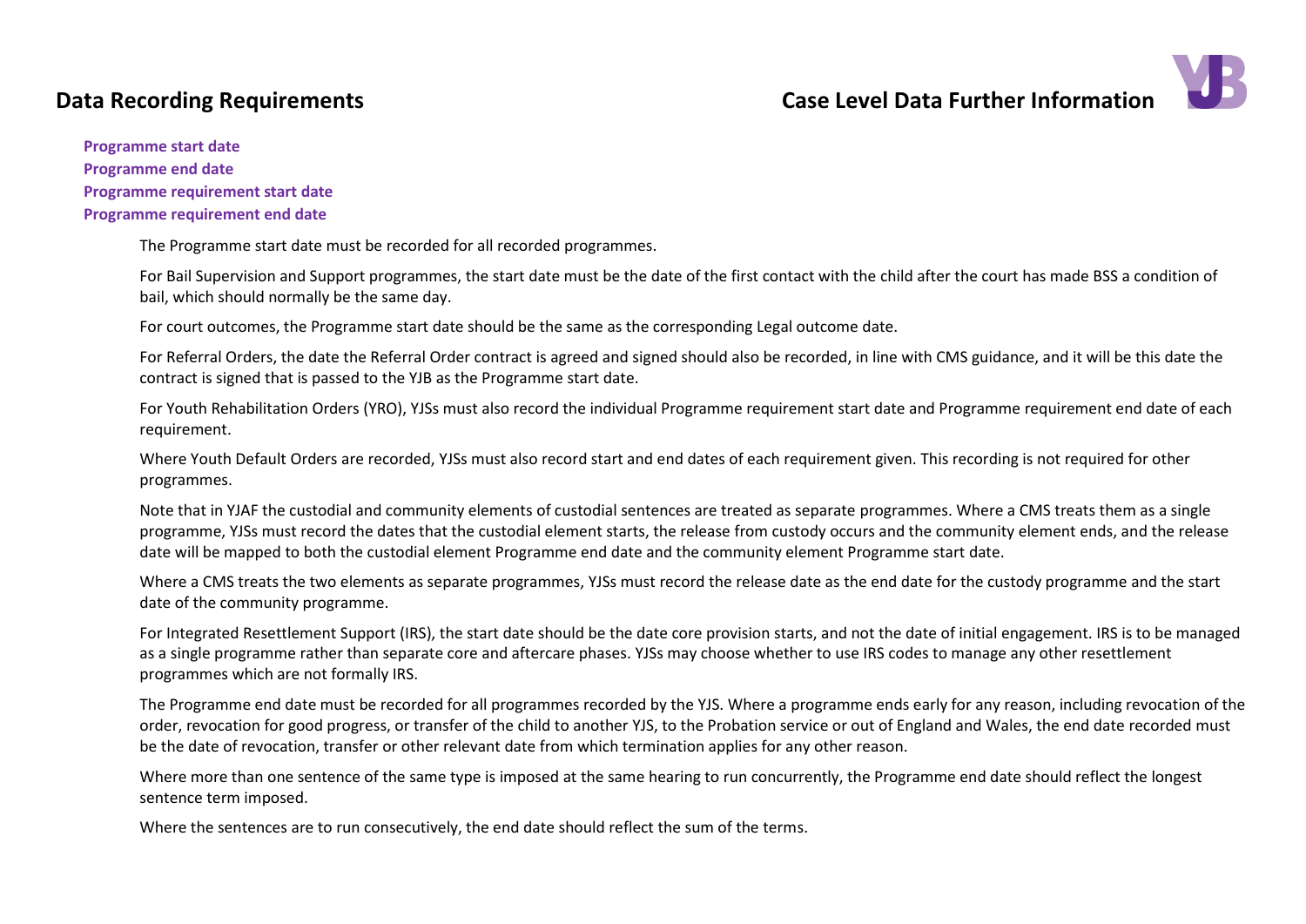**Programme start date**
**Programme end date**
**Programme requirement start date**
**Programme requirement end date**

The Programme start date must be recorded for all recorded programmes.

For Bail Supervision and Support programmes, the start date must be the date of the first contact with the child after the court has made BSS a condition of bail, which should normally be the same day.

For court outcomes, the Programme start date should be the same as the corresponding Legal outcome date.

For Referral Orders, the date the Referral Order contract is agreed and signed should also be recorded, in line with CMS guidance, and it will be this date the contract is signed that is passed to the YJB as the Programme start date.

For Youth Rehabilitation Orders (YRO), YJSs must also record the individual Programme requirement start date and Programme requirement end date of each requirement.

Where Youth Default Orders are recorded, YJSs must also record start and end dates of each requirement given. This recording is not required for other programmes.

Note that in YJAF the custodial and community elements of custodial sentences are treated as separate programmes. Where a CMS treats them as a single programme, YJSs must record the dates that the custodial element starts, the release from custody occurs and the community element ends, and the release date will be mapped to both the custodial element Programme end date and the community element Programme start date.

Where a CMS treats the two elements as separate programmes, YJSs must record the release date as the end date for the custody programme and the start date of the community programme.

For Integrated Resettlement Support (IRS), the start date should be the date core provision starts, and not the date of initial engagement. IRS is to be managed as a single programme rather than separate core and aftercare phases. YJSs may choose whether to use IRS codes to manage any other resettlement programmes which are not formally IRS.

The Programme end date must be recorded for all programmes recorded by the YJS. Where a programme ends early for any reason, including revocation of the order, revocation for good progress, or transfer of the child to another YJS, to the Probation service or out of England and Wales, the end date recorded must be the date of revocation, transfer or other relevant date from which termination applies for any other reason.

Where more than one sentence of the same type is imposed at the same hearing to run concurrently, the Programme end date should reflect the longest sentence term imposed.

Where the sentences are to run consecutively, the end date should reflect the sum of the terms.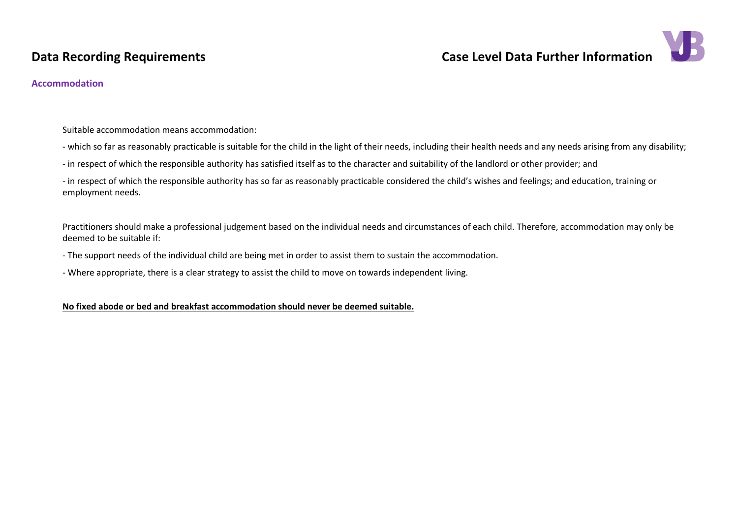## Accommodation

Suitable accommodation means accommodation:

- which so far as reasonably practicable is suitable for the child in the light of their needs, including their health needs and any needs arising from any disability;
- in respect of which the responsible authority has satisfied itself as to the character and suitability of the landlord or other provider; and
- in respect of which the responsible authority has so far as reasonably practicable considered the child's wishes and feelings; and education, training or employment needs.

Practitioners should make a professional judgement based on the individual needs and circumstances of each child. Therefore, accommodation may only be deemed to be suitable if:

- The support needs of the individual child are being met in order to assist them to sustain the accommodation.
- Where appropriate, there is a clear strategy to assist the child to move on towards independent living.

**No fixed abode or bed and breakfast accommodation should never be deemed suitable.**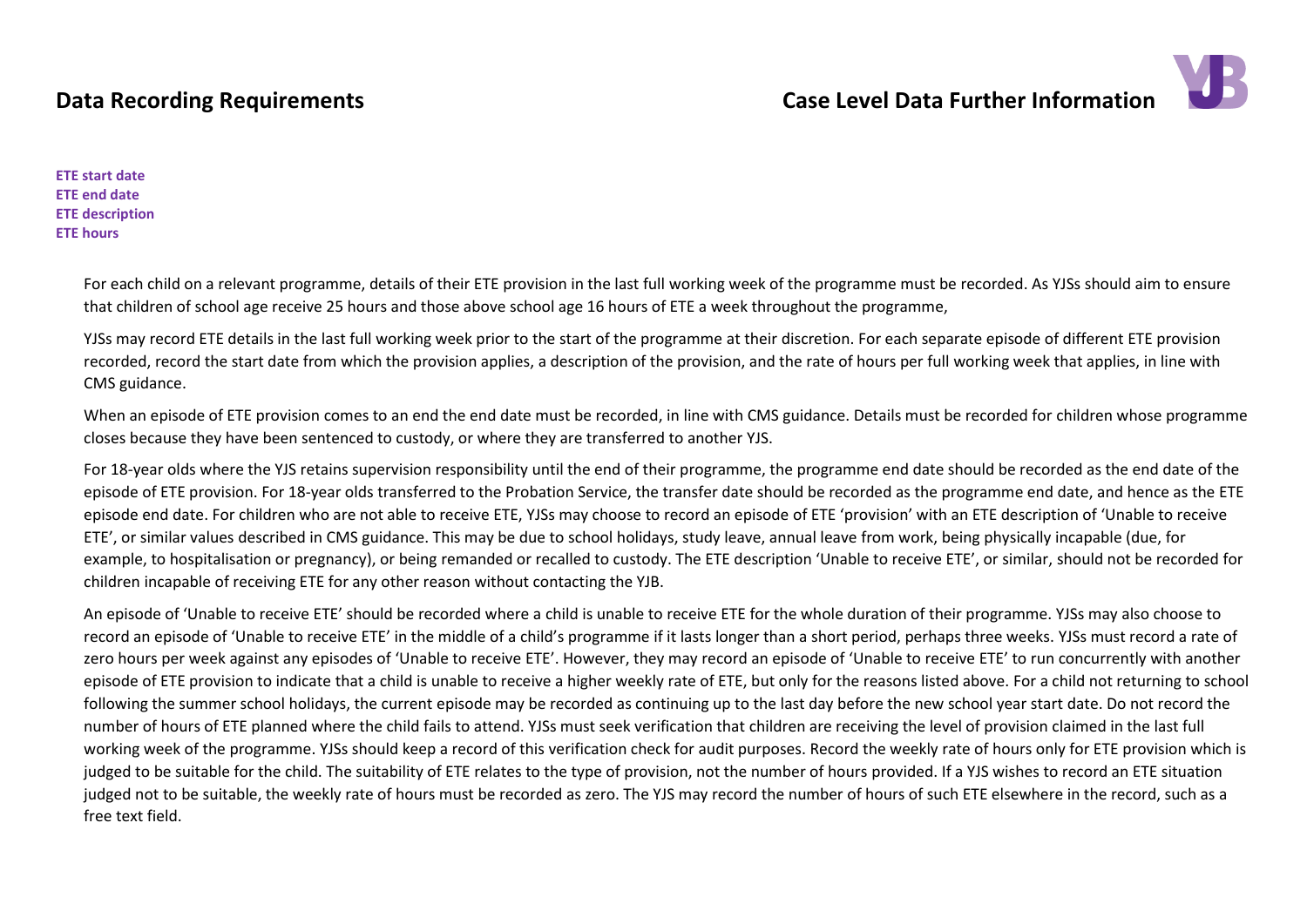**ETE start date**
**ETE end date**
**ETE description**
**ETE hours**

For each child on a relevant programme, details of their ETE provision in the last full working week of the programme must be recorded. As YJSs should aim to ensure that children of school age receive 25 hours and those above school age 16 hours of ETE a week throughout the programme,

YJSs may record ETE details in the last full working week prior to the start of the programme at their discretion. For each separate episode of different ETE provision recorded, record the start date from which the provision applies, a description of the provision, and the rate of hours per full working week that applies, in line with CMS guidance.

When an episode of ETE provision comes to an end the end date must be recorded, in line with CMS guidance. Details must be recorded for children whose programme closes because they have been sentenced to custody, or where they are transferred to another YJS.

For 18-year olds where the YJS retains supervision responsibility until the end of their programme, the programme end date should be recorded as the end date of the episode of ETE provision. For 18-year olds transferred to the Probation Service, the transfer date should be recorded as the programme end date, and hence as the ETE episode end date. For children who are not able to receive ETE, YJSs may choose to record an episode of ETE 'provision' with an ETE description of 'Unable to receive ETE', or similar values described in CMS guidance. This may be due to school holidays, study leave, annual leave from work, being physically incapable (due, for example, to hospitalisation or pregnancy), or being remanded or recalled to custody. The ETE description 'Unable to receive ETE', or similar, should not be recorded for children incapable of receiving ETE for any other reason without contacting the YJB.

An episode of 'Unable to receive ETE' should be recorded where a child is unable to receive ETE for the whole duration of their programme. YJSs may also choose to record an episode of 'Unable to receive ETE' in the middle of a child's programme if it lasts longer than a short period, perhaps three weeks. YJSs must record a rate of zero hours per week against any episodes of 'Unable to receive ETE'. However, they may record an episode of 'Unable to receive ETE' to run concurrently with another episode of ETE provision to indicate that a child is unable to receive a higher weekly rate of ETE, but only for the reasons listed above. For a child not returning to school following the summer school holidays, the current episode may be recorded as continuing up to the last day before the new school year start date. Do not record the number of hours of ETE planned where the child fails to attend. YJSs must seek verification that children are receiving the level of provision claimed in the last full working week of the programme. YJSs should keep a record of this verification check for audit purposes. Record the weekly rate of hours only for ETE provision which is judged to be suitable for the child. The suitability of ETE relates to the type of provision, not the number of hours provided. If a YJS wishes to record an ETE situation judged not to be suitable, the weekly rate of hours must be recorded as zero. The YJS may record the number of hours of such ETE elsewhere in the record, such as a free text field.